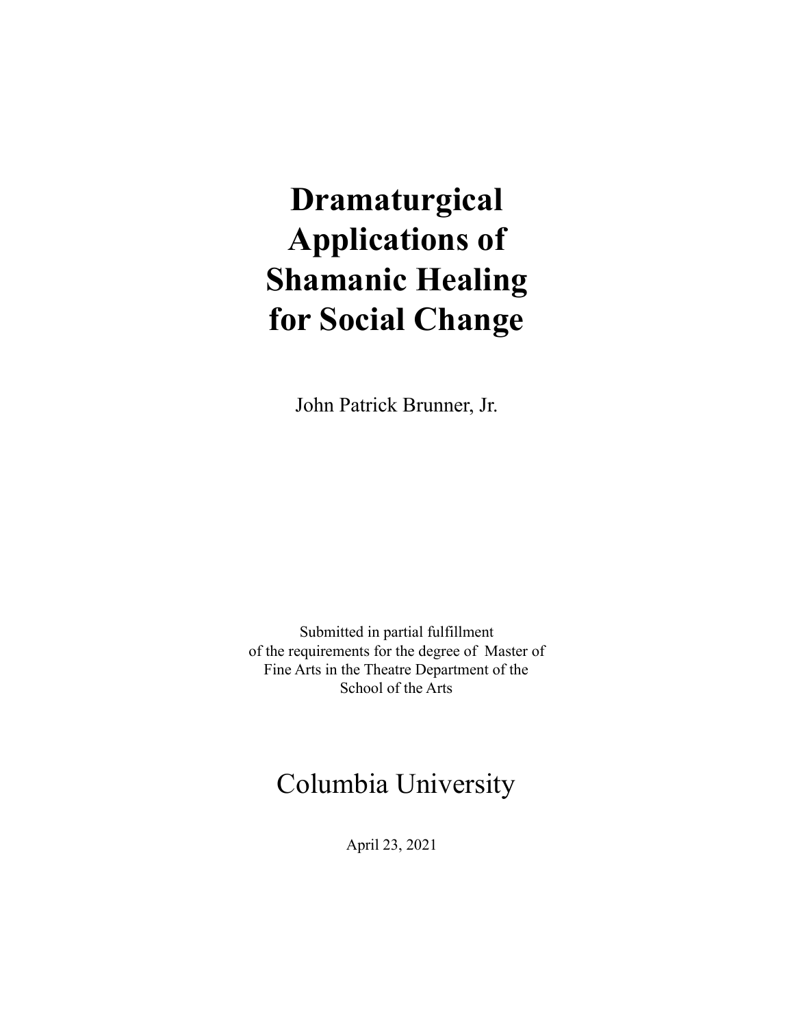# Dramaturgical Applications of Shamanic Healing for Social Change

John Patrick Brunner, Jr.

Submitted in partial fulfillment
of the requirements for the degree of Master of
Fine Arts in the Theatre Department of the
School of the Arts

Columbia University

April 23, 2021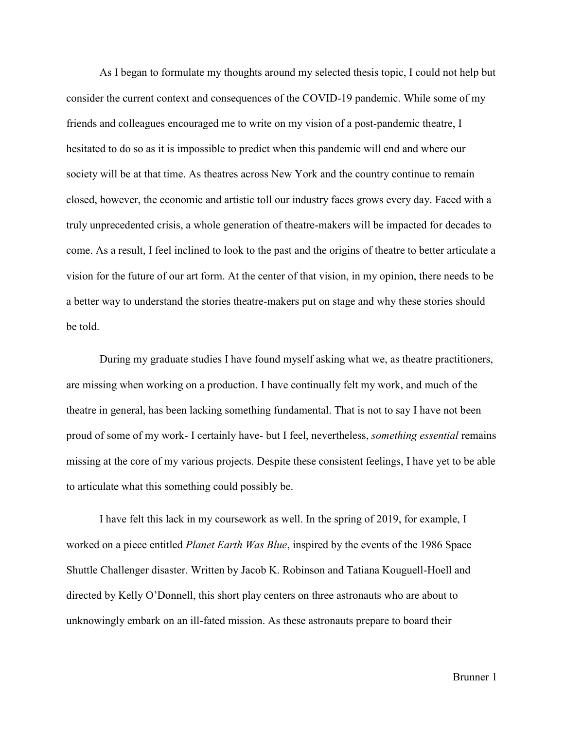As I began to formulate my thoughts around my selected thesis topic, I could not help but consider the current context and consequences of the COVID-19 pandemic. While some of my friends and colleagues encouraged me to write on my vision of a post-pandemic theatre, I hesitated to do so as it is impossible to predict when this pandemic will end and where our society will be at that time. As theatres across New York and the country continue to remain closed, however, the economic and artistic toll our industry faces grows every day. Faced with a truly unprecedented crisis, a whole generation of theatre-makers will be impacted for decades to come. As a result, I feel inclined to look to the past and the origins of theatre to better articulate a vision for the future of our art form. At the center of that vision, in my opinion, there needs to be a better way to understand the stories theatre-makers put on stage and why these stories should be told.

During my graduate studies I have found myself asking what we, as theatre practitioners, are missing when working on a production. I have continually felt my work, and much of the theatre in general, has been lacking something fundamental. That is not to say I have not been proud of some of my work- I certainly have- but I feel, nevertheless, *something essential* remains missing at the core of my various projects. Despite these consistent feelings, I have yet to be able to articulate what this something could possibly be.

I have felt this lack in my coursework as well. In the spring of 2019, for example, I worked on a piece entitled *Planet Earth Was Blue*, inspired by the events of the 1986 Space Shuttle Challenger disaster. Written by Jacob K. Robinson and Tatiana Kouguell-Hoell and directed by Kelly O'Donnell, this short play centers on three astronauts who are about to unknowingly embark on an ill-fated mission. As these astronauts prepare to board their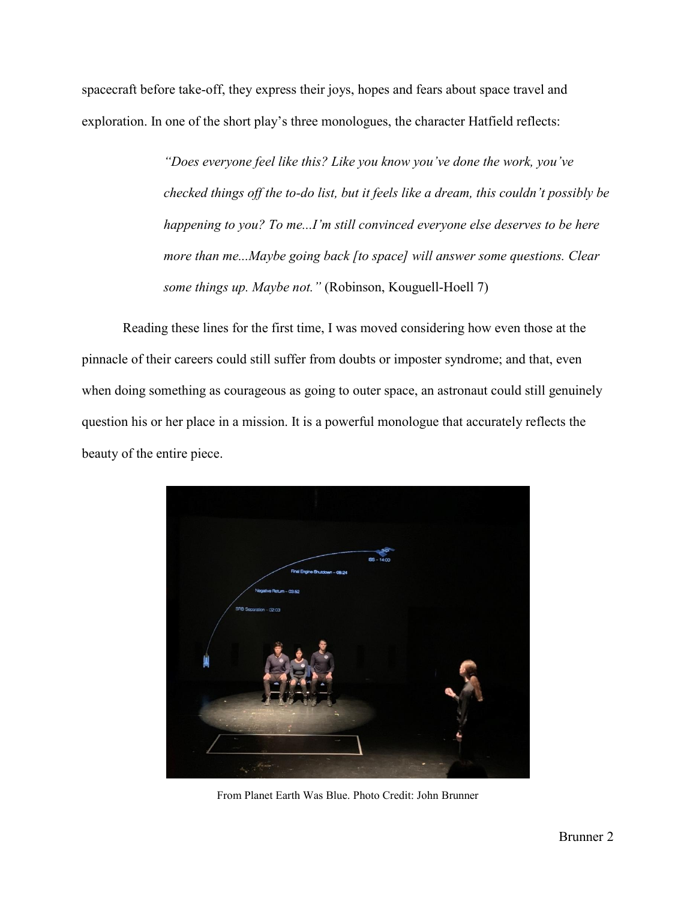spacecraft before take-off, they express their joys, hopes and fears about space travel and exploration. In one of the short play's three monologues, the character Hatfield reflects:

> *"Does everyone feel like this? Like you know you've done the work, you've checked things off the to-do list, but it feels like a dream, this couldn't possibly be happening to you? To me...I'm still convinced everyone else deserves to be here more than me...Maybe going back [to space] will answer some questions. Clear some things up. Maybe not."* (Robinson, Kouguell-Hoell 7)

Reading these lines for the first time, I was moved considering how even those at the pinnacle of their careers could still suffer from doubts or imposter syndrome; and that, even when doing something as courageous as going to outer space, an astronaut could still genuinely question his or her place in a mission. It is a powerful monologue that accurately reflects the beauty of the entire piece.

From Planet Earth Was Blue. Photo Credit: John Brunner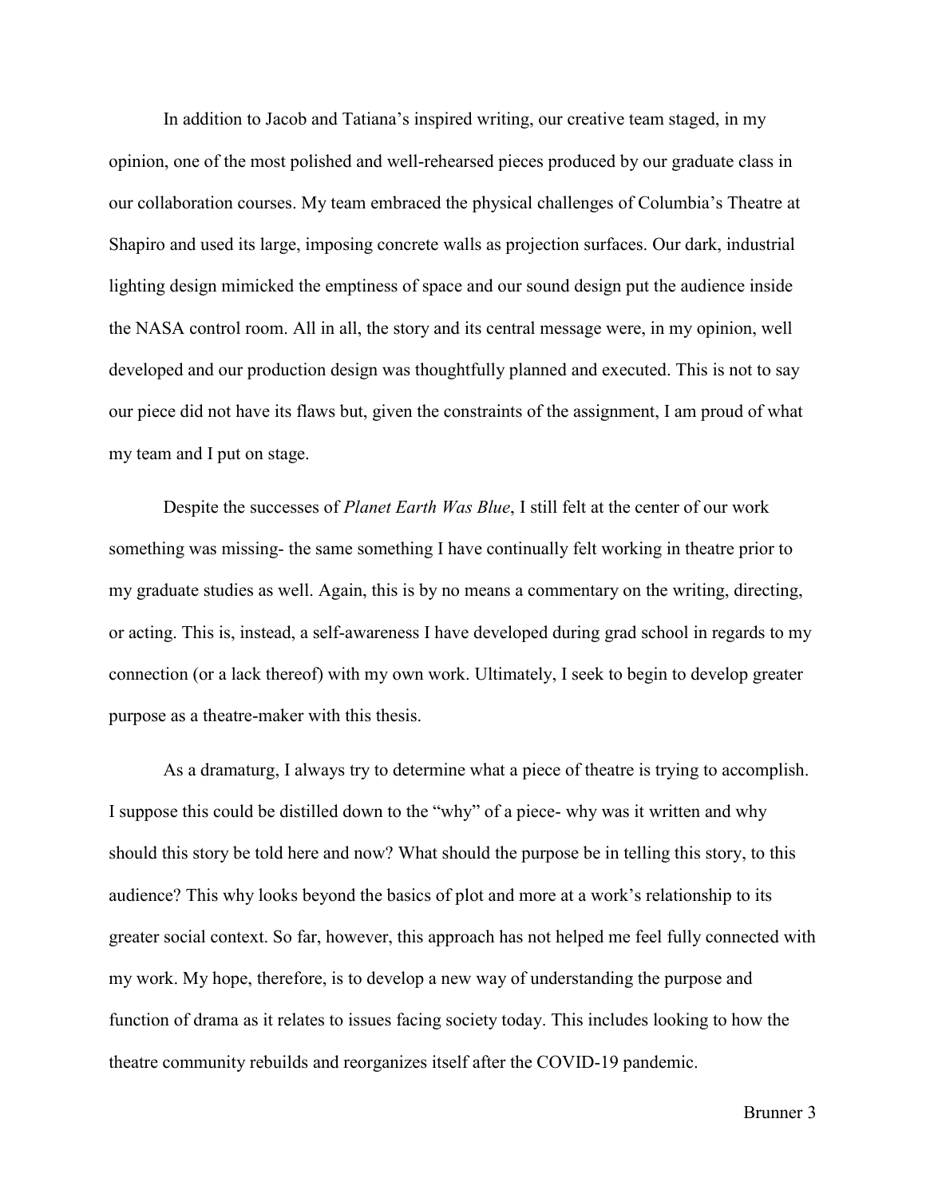In addition to Jacob and Tatiana's inspired writing, our creative team staged, in my opinion, one of the most polished and well-rehearsed pieces produced by our graduate class in our collaboration courses. My team embraced the physical challenges of Columbia's Theatre at Shapiro and used its large, imposing concrete walls as projection surfaces. Our dark, industrial lighting design mimicked the emptiness of space and our sound design put the audience inside the NASA control room. All in all, the story and its central message were, in my opinion, well developed and our production design was thoughtfully planned and executed. This is not to say our piece did not have its flaws but, given the constraints of the assignment, I am proud of what my team and I put on stage.

Despite the successes of *Planet Earth Was Blue*, I still felt at the center of our work something was missing- the same something I have continually felt working in theatre prior to my graduate studies as well. Again, this is by no means a commentary on the writing, directing, or acting. This is, instead, a self-awareness I have developed during grad school in regards to my connection (or a lack thereof) with my own work. Ultimately, I seek to begin to develop greater purpose as a theatre-maker with this thesis.

As a dramaturg, I always try to determine what a piece of theatre is trying to accomplish. I suppose this could be distilled down to the "why" of a piece- why was it written and why should this story be told here and now? What should the purpose be in telling this story, to this audience? This why looks beyond the basics of plot and more at a work's relationship to its greater social context. So far, however, this approach has not helped me feel fully connected with my work. My hope, therefore, is to develop a new way of understanding the purpose and function of drama as it relates to issues facing society today. This includes looking to how the theatre community rebuilds and reorganizes itself after the COVID-19 pandemic.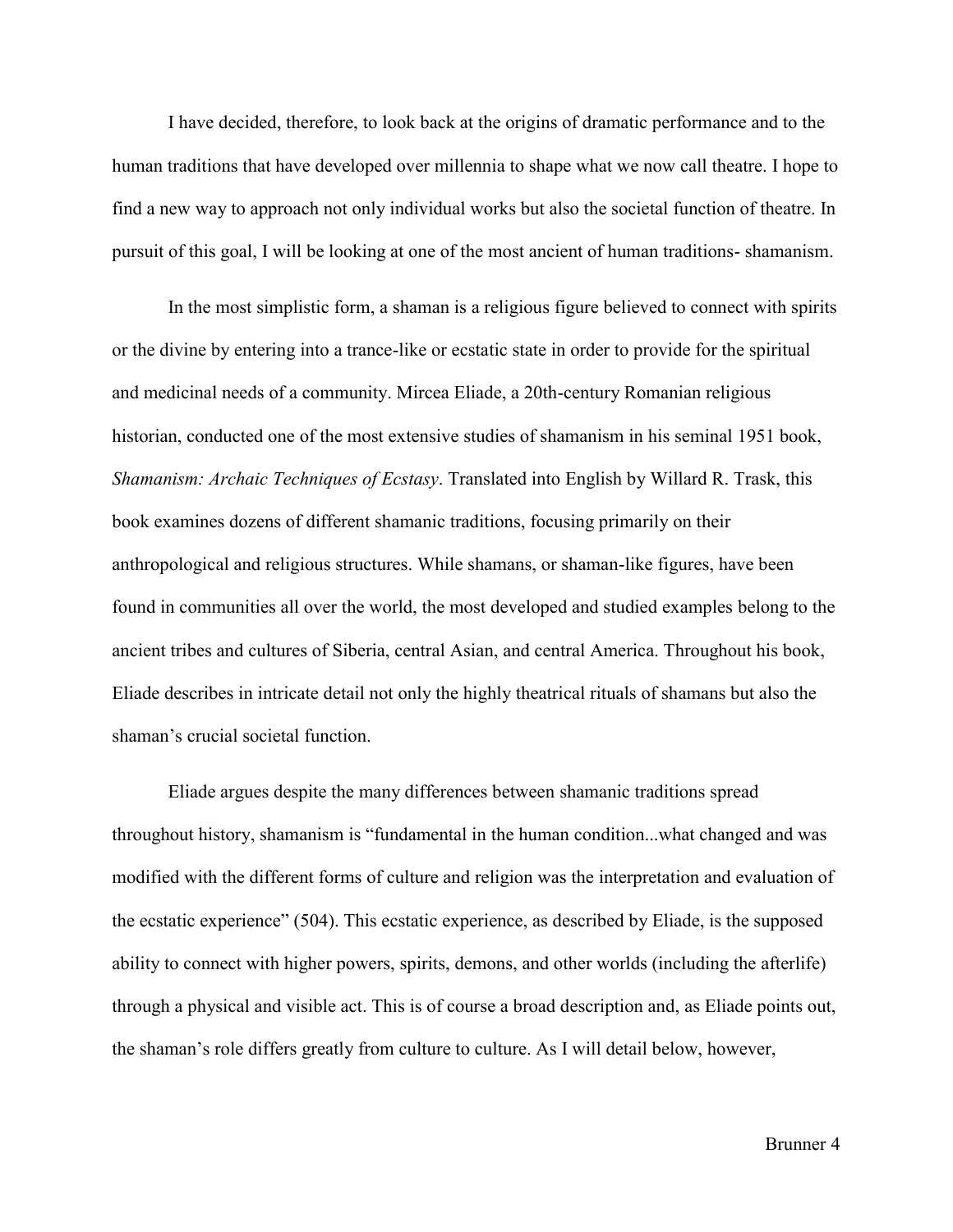I have decided, therefore, to look back at the origins of dramatic performance and to the human traditions that have developed over millennia to shape what we now call theatre. I hope to find a new way to approach not only individual works but also the societal function of theatre. In pursuit of this goal, I will be looking at one of the most ancient of human traditions- shamanism.

In the most simplistic form, a shaman is a religious figure believed to connect with spirits or the divine by entering into a trance-like or ecstatic state in order to provide for the spiritual and medicinal needs of a community. Mircea Eliade, a 20th-century Romanian religious historian, conducted one of the most extensive studies of shamanism in his seminal 1951 book, *Shamanism: Archaic Techniques of Ecstasy*. Translated into English by Willard R. Trask, this book examines dozens of different shamanic traditions, focusing primarily on their anthropological and religious structures. While shamans, or shaman-like figures, have been found in communities all over the world, the most developed and studied examples belong to the ancient tribes and cultures of Siberia, central Asian, and central America. Throughout his book, Eliade describes in intricate detail not only the highly theatrical rituals of shamans but also the shaman's crucial societal function.

Eliade argues despite the many differences between shamanic traditions spread throughout history, shamanism is "fundamental in the human condition...what changed and was modified with the different forms of culture and religion was the interpretation and evaluation of the ecstatic experience" (504). This ecstatic experience, as described by Eliade, is the supposed ability to connect with higher powers, spirits, demons, and other worlds (including the afterlife) through a physical and visible act. This is of course a broad description and, as Eliade points out, the shaman's role differs greatly from culture to culture. As I will detail below, however,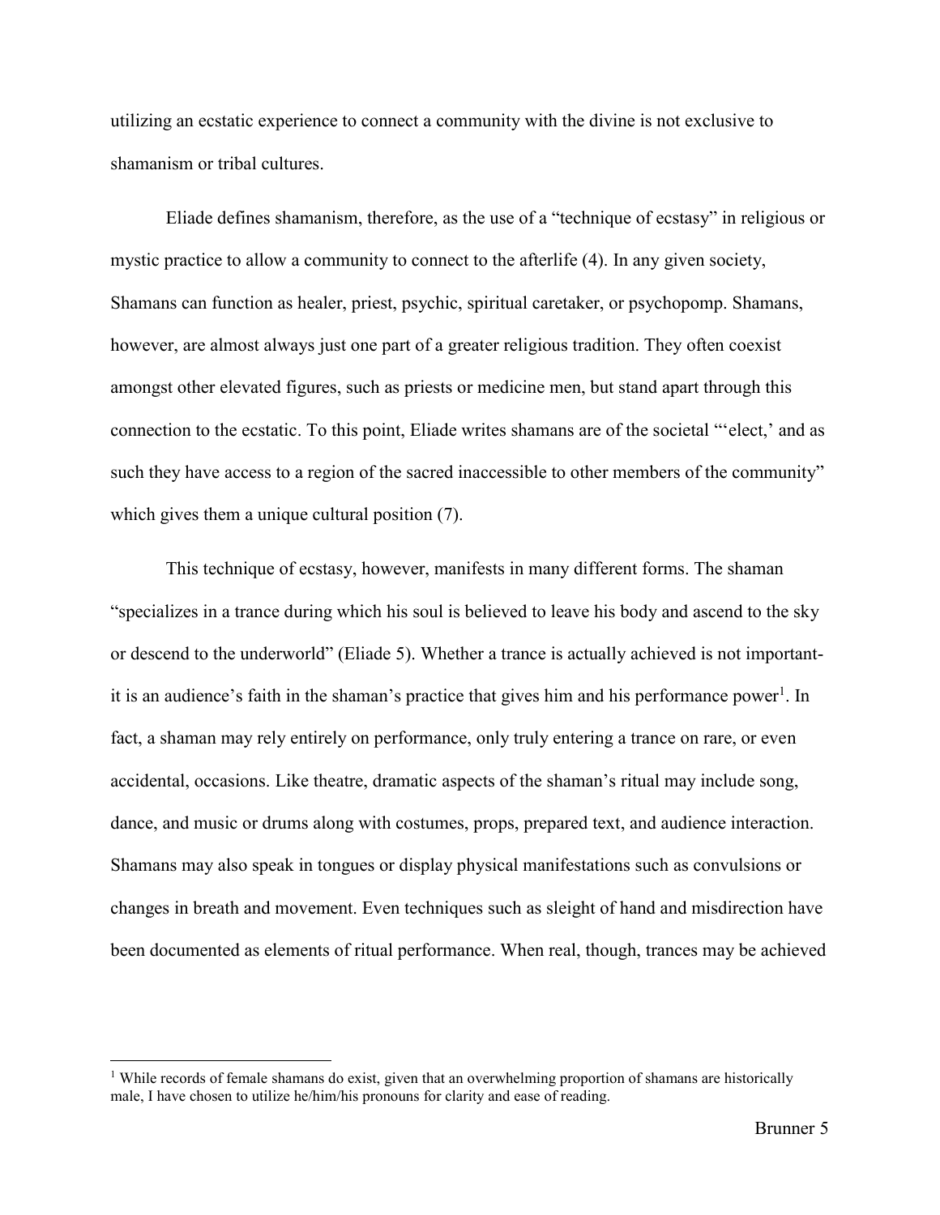utilizing an ecstatic experience to connect a community with the divine is not exclusive to shamanism or tribal cultures.

Eliade defines shamanism, therefore, as the use of a "technique of ecstasy" in religious or mystic practice to allow a community to connect to the afterlife (4). In any given society, Shamans can function as healer, priest, psychic, spiritual caretaker, or psychopomp. Shamans, however, are almost always just one part of a greater religious tradition. They often coexist amongst other elevated figures, such as priests or medicine men, but stand apart through this connection to the ecstatic. To this point, Eliade writes shamans are of the societal "'elect,' and as such they have access to a region of the sacred inaccessible to other members of the community" which gives them a unique cultural position (7).

This technique of ecstasy, however, manifests in many different forms. The shaman "specializes in a trance during which his soul is believed to leave his body and ascend to the sky or descend to the underworld" (Eliade 5). Whether a trance is actually achieved is not important-it is an audience's faith in the shaman's practice that gives him and his performance power[1]. In fact, a shaman may rely entirely on performance, only truly entering a trance on rare, or even accidental, occasions. Like theatre, dramatic aspects of the shaman's ritual may include song, dance, and music or drums along with costumes, props, prepared text, and audience interaction. Shamans may also speak in tongues or display physical manifestations such as convulsions or changes in breath and movement. Even techniques such as sleight of hand and misdirection have been documented as elements of ritual performance. When real, though, trances may be achieved

[1] While records of female shamans do exist, given that an overwhelming proportion of shamans are historically male, I have chosen to utilize he/him/his pronouns for clarity and ease of reading.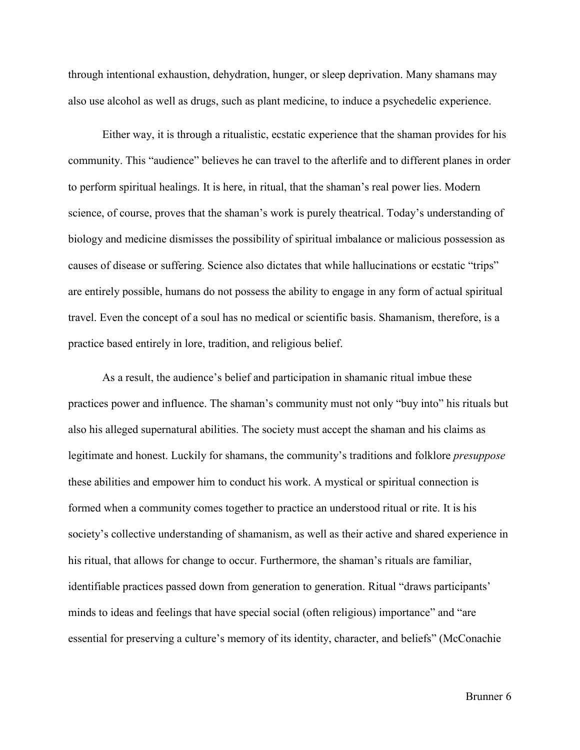through intentional exhaustion, dehydration, hunger, or sleep deprivation. Many shamans may also use alcohol as well as drugs, such as plant medicine, to induce a psychedelic experience.

Either way, it is through a ritualistic, ecstatic experience that the shaman provides for his community. This "audience" believes he can travel to the afterlife and to different planes in order to perform spiritual healings. It is here, in ritual, that the shaman's real power lies. Modern science, of course, proves that the shaman's work is purely theatrical. Today's understanding of biology and medicine dismisses the possibility of spiritual imbalance or malicious possession as causes of disease or suffering. Science also dictates that while hallucinations or ecstatic "trips" are entirely possible, humans do not possess the ability to engage in any form of actual spiritual travel. Even the concept of a soul has no medical or scientific basis. Shamanism, therefore, is a practice based entirely in lore, tradition, and religious belief.

As a result, the audience's belief and participation in shamanic ritual imbue these practices power and influence. The shaman's community must not only "buy into" his rituals but also his alleged supernatural abilities. The society must accept the shaman and his claims as legitimate and honest. Luckily for shamans, the community's traditions and folklore *presuppose* these abilities and empower him to conduct his work. A mystical or spiritual connection is formed when a community comes together to practice an understood ritual or rite. It is his society's collective understanding of shamanism, as well as their active and shared experience in his ritual, that allows for change to occur. Furthermore, the shaman's rituals are familiar, identifiable practices passed down from generation to generation. Ritual "draws participants' minds to ideas and feelings that have special social (often religious) importance" and "are essential for preserving a culture's memory of its identity, character, and beliefs" (McConachie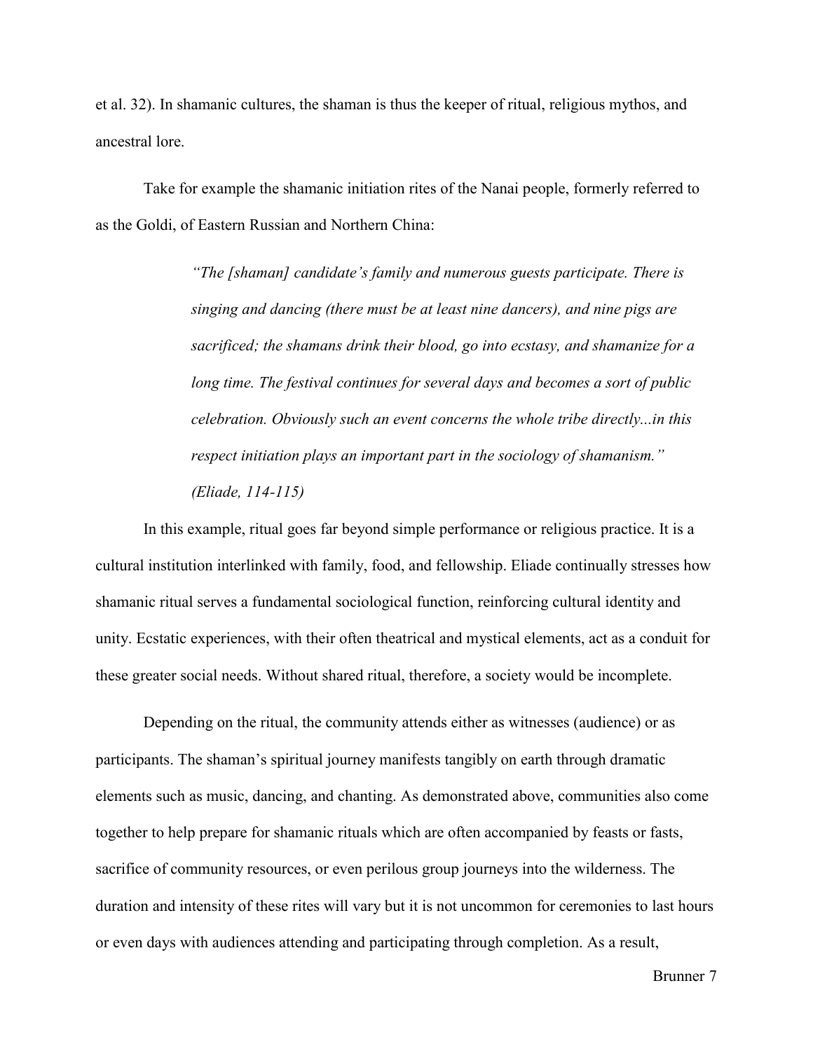et al. 32). In shamanic cultures, the shaman is thus the keeper of ritual, religious mythos, and ancestral lore.

Take for example the shamanic initiation rites of the Nanai people, formerly referred to as the Goldi, of Eastern Russian and Northern China:

> *"The [shaman] candidate's family and numerous guests participate. There is singing and dancing (there must be at least nine dancers), and nine pigs are sacrificed; the shamans drink their blood, go into ecstasy, and shamanize for a long time. The festival continues for several days and becomes a sort of public celebration. Obviously such an event concerns the whole tribe directly...in this respect initiation plays an important part in the sociology of shamanism." (Eliade, 114-115)*

In this example, ritual goes far beyond simple performance or religious practice. It is a cultural institution interlinked with family, food, and fellowship. Eliade continually stresses how shamanic ritual serves a fundamental sociological function, reinforcing cultural identity and unity. Ecstatic experiences, with their often theatrical and mystical elements, act as a conduit for these greater social needs. Without shared ritual, therefore, a society would be incomplete.

Depending on the ritual, the community attends either as witnesses (audience) or as participants. The shaman's spiritual journey manifests tangibly on earth through dramatic elements such as music, dancing, and chanting. As demonstrated above, communities also come together to help prepare for shamanic rituals which are often accompanied by feasts or fasts, sacrifice of community resources, or even perilous group journeys into the wilderness. The duration and intensity of these rites will vary but it is not uncommon for ceremonies to last hours or even days with audiences attending and participating through completion. As a result,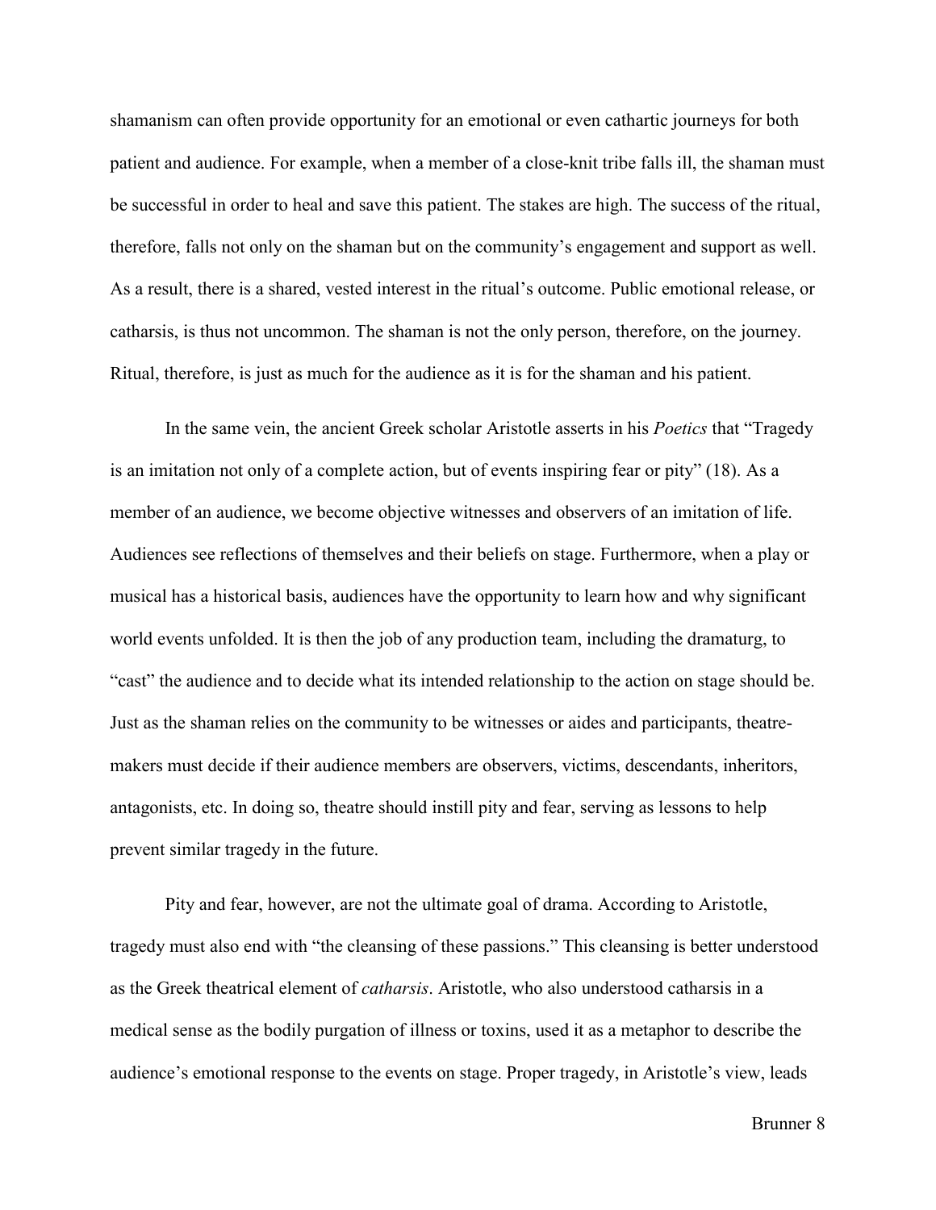shamanism can often provide opportunity for an emotional or even cathartic journeys for both patient and audience. For example, when a member of a close-knit tribe falls ill, the shaman must be successful in order to heal and save this patient. The stakes are high. The success of the ritual, therefore, falls not only on the shaman but on the community's engagement and support as well. As a result, there is a shared, vested interest in the ritual's outcome. Public emotional release, or catharsis, is thus not uncommon. The shaman is not the only person, therefore, on the journey. Ritual, therefore, is just as much for the audience as it is for the shaman and his patient.

In the same vein, the ancient Greek scholar Aristotle asserts in his *Poetics* that "Tragedy is an imitation not only of a complete action, but of events inspiring fear or pity" (18). As a member of an audience, we become objective witnesses and observers of an imitation of life. Audiences see reflections of themselves and their beliefs on stage. Furthermore, when a play or musical has a historical basis, audiences have the opportunity to learn how and why significant world events unfolded. It is then the job of any production team, including the dramaturg, to "cast" the audience and to decide what its intended relationship to the action on stage should be. Just as the shaman relies on the community to be witnesses or aides and participants, theatre-makers must decide if their audience members are observers, victims, descendants, inheritors, antagonists, etc. In doing so, theatre should instill pity and fear, serving as lessons to help prevent similar tragedy in the future.

Pity and fear, however, are not the ultimate goal of drama. According to Aristotle, tragedy must also end with "the cleansing of these passions." This cleansing is better understood as the Greek theatrical element of *catharsis*. Aristotle, who also understood catharsis in a medical sense as the bodily purgation of illness or toxins, used it as a metaphor to describe the audience's emotional response to the events on stage. Proper tragedy, in Aristotle's view, leads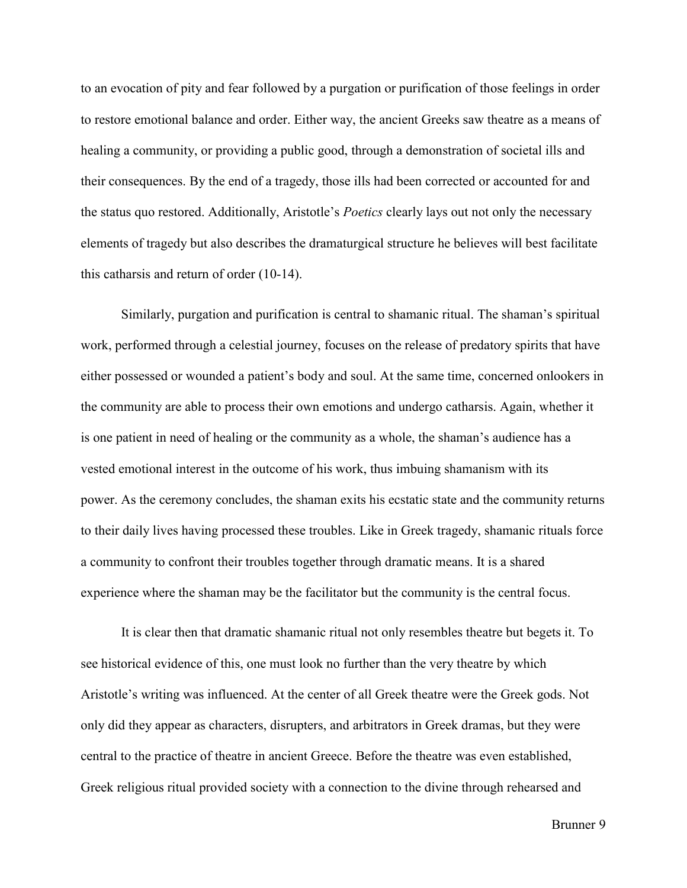to an evocation of pity and fear followed by a purgation or purification of those feelings in order to restore emotional balance and order. Either way, the ancient Greeks saw theatre as a means of healing a community, or providing a public good, through a demonstration of societal ills and their consequences. By the end of a tragedy, those ills had been corrected or accounted for and the status quo restored. Additionally, Aristotle's *Poetics* clearly lays out not only the necessary elements of tragedy but also describes the dramaturgical structure he believes will best facilitate this catharsis and return of order (10-14).

Similarly, purgation and purification is central to shamanic ritual. The shaman's spiritual work, performed through a celestial journey, focuses on the release of predatory spirits that have either possessed or wounded a patient's body and soul. At the same time, concerned onlookers in the community are able to process their own emotions and undergo catharsis. Again, whether it is one patient in need of healing or the community as a whole, the shaman's audience has a vested emotional interest in the outcome of his work, thus imbuing shamanism with its power. As the ceremony concludes, the shaman exits his ecstatic state and the community returns to their daily lives having processed these troubles. Like in Greek tragedy, shamanic rituals force a community to confront their troubles together through dramatic means. It is a shared experience where the shaman may be the facilitator but the community is the central focus.

It is clear then that dramatic shamanic ritual not only resembles theatre but begets it. To see historical evidence of this, one must look no further than the very theatre by which Aristotle's writing was influenced. At the center of all Greek theatre were the Greek gods. Not only did they appear as characters, disrupters, and arbitrators in Greek dramas, but they were central to the practice of theatre in ancient Greece. Before the theatre was even established, Greek religious ritual provided society with a connection to the divine through rehearsed and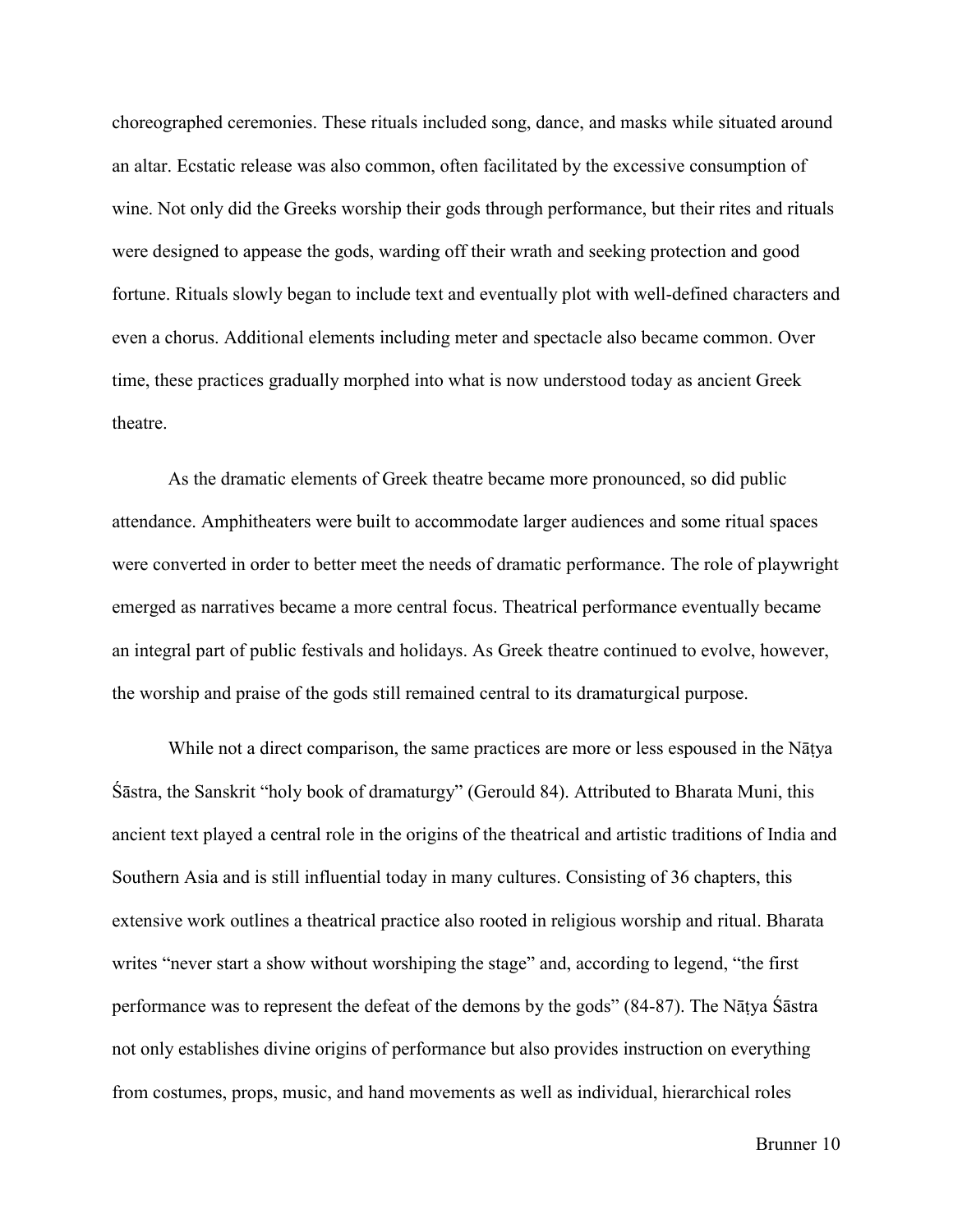choreographed ceremonies. These rituals included song, dance, and masks while situated around an altar. Ecstatic release was also common, often facilitated by the excessive consumption of wine. Not only did the Greeks worship their gods through performance, but their rites and rituals were designed to appease the gods, warding off their wrath and seeking protection and good fortune. Rituals slowly began to include text and eventually plot with well-defined characters and even a chorus. Additional elements including meter and spectacle also became common. Over time, these practices gradually morphed into what is now understood today as ancient Greek theatre.

As the dramatic elements of Greek theatre became more pronounced, so did public attendance. Amphitheaters were built to accommodate larger audiences and some ritual spaces were converted in order to better meet the needs of dramatic performance. The role of playwright emerged as narratives became a more central focus. Theatrical performance eventually became an integral part of public festivals and holidays. As Greek theatre continued to evolve, however, the worship and praise of the gods still remained central to its dramaturgical purpose.

While not a direct comparison, the same practices are more or less espoused in the Nāṭya Śāstra, the Sanskrit "holy book of dramaturgy" (Gerould 84). Attributed to Bharata Muni, this ancient text played a central role in the origins of the theatrical and artistic traditions of India and Southern Asia and is still influential today in many cultures. Consisting of 36 chapters, this extensive work outlines a theatrical practice also rooted in religious worship and ritual. Bharata writes "never start a show without worshiping the stage" and, according to legend, "the first performance was to represent the defeat of the demons by the gods" (84-87). The Nāṭya Śāstra not only establishes divine origins of performance but also provides instruction on everything from costumes, props, music, and hand movements as well as individual, hierarchical roles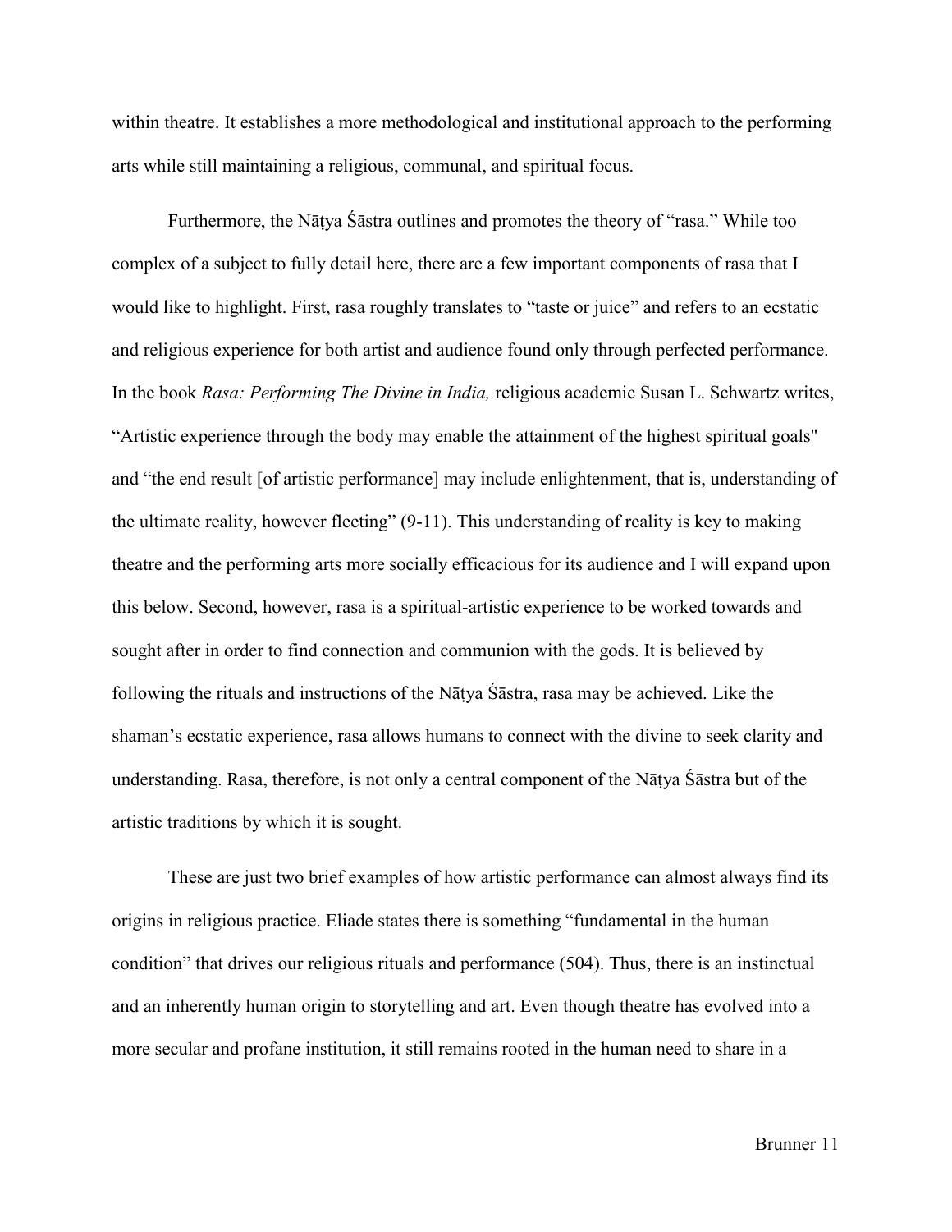within theatre. It establishes a more methodological and institutional approach to the performing arts while still maintaining a religious, communal, and spiritual focus.

Furthermore, the Nāṭya Śāstra outlines and promotes the theory of "rasa." While too complex of a subject to fully detail here, there are a few important components of rasa that I would like to highlight. First, rasa roughly translates to "taste or juice" and refers to an ecstatic and religious experience for both artist and audience found only through perfected performance. In the book *Rasa: Performing The Divine in India,* religious academic Susan L. Schwartz writes, "Artistic experience through the body may enable the attainment of the highest spiritual goals" and "the end result [of artistic performance] may include enlightenment, that is, understanding of the ultimate reality, however fleeting" (9-11). This understanding of reality is key to making theatre and the performing arts more socially efficacious for its audience and I will expand upon this below. Second, however, rasa is a spiritual-artistic experience to be worked towards and sought after in order to find connection and communion with the gods. It is believed by following the rituals and instructions of the Nāṭya Śāstra, rasa may be achieved. Like the shaman's ecstatic experience, rasa allows humans to connect with the divine to seek clarity and understanding. Rasa, therefore, is not only a central component of the Nāṭya Śāstra but of the artistic traditions by which it is sought.

These are just two brief examples of how artistic performance can almost always find its origins in religious practice. Eliade states there is something "fundamental in the human condition" that drives our religious rituals and performance (504). Thus, there is an instinctual and an inherently human origin to storytelling and art. Even though theatre has evolved into a more secular and profane institution, it still remains rooted in the human need to share in a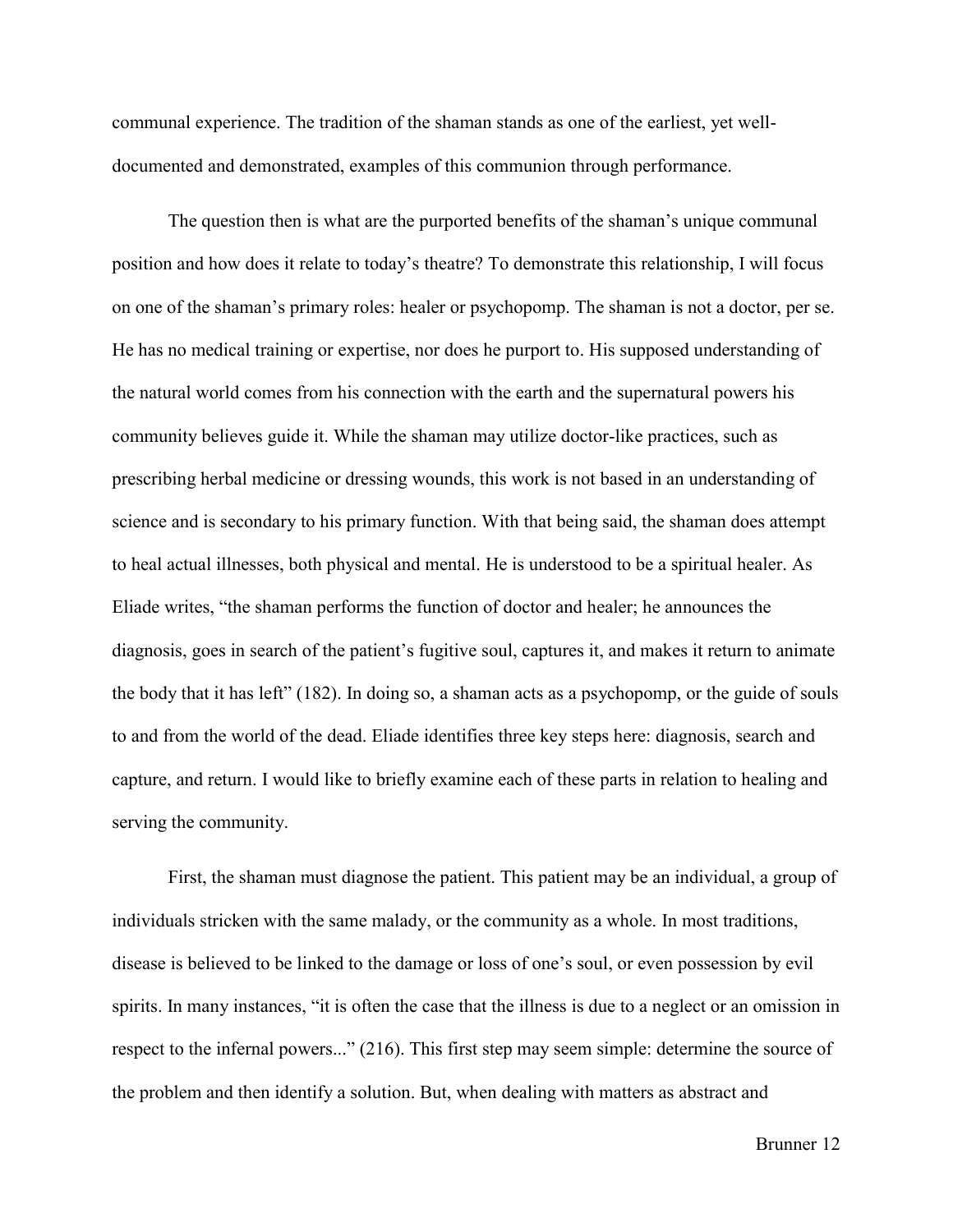communal experience. The tradition of the shaman stands as one of the earliest, yet well-documented and demonstrated, examples of this communion through performance.

The question then is what are the purported benefits of the shaman's unique communal position and how does it relate to today's theatre? To demonstrate this relationship, I will focus on one of the shaman's primary roles: healer or psychopomp. The shaman is not a doctor, per se. He has no medical training or expertise, nor does he purport to. His supposed understanding of the natural world comes from his connection with the earth and the supernatural powers his community believes guide it. While the shaman may utilize doctor-like practices, such as prescribing herbal medicine or dressing wounds, this work is not based in an understanding of science and is secondary to his primary function. With that being said, the shaman does attempt to heal actual illnesses, both physical and mental. He is understood to be a spiritual healer. As Eliade writes, "the shaman performs the function of doctor and healer; he announces the diagnosis, goes in search of the patient's fugitive soul, captures it, and makes it return to animate the body that it has left" (182). In doing so, a shaman acts as a psychopomp, or the guide of souls to and from the world of the dead. Eliade identifies three key steps here: diagnosis, search and capture, and return. I would like to briefly examine each of these parts in relation to healing and serving the community.

First, the shaman must diagnose the patient. This patient may be an individual, a group of individuals stricken with the same malady, or the community as a whole. In most traditions, disease is believed to be linked to the damage or loss of one's soul, or even possession by evil spirits. In many instances, "it is often the case that the illness is due to a neglect or an omission in respect to the infernal powers..." (216). This first step may seem simple: determine the source of the problem and then identify a solution. But, when dealing with matters as abstract and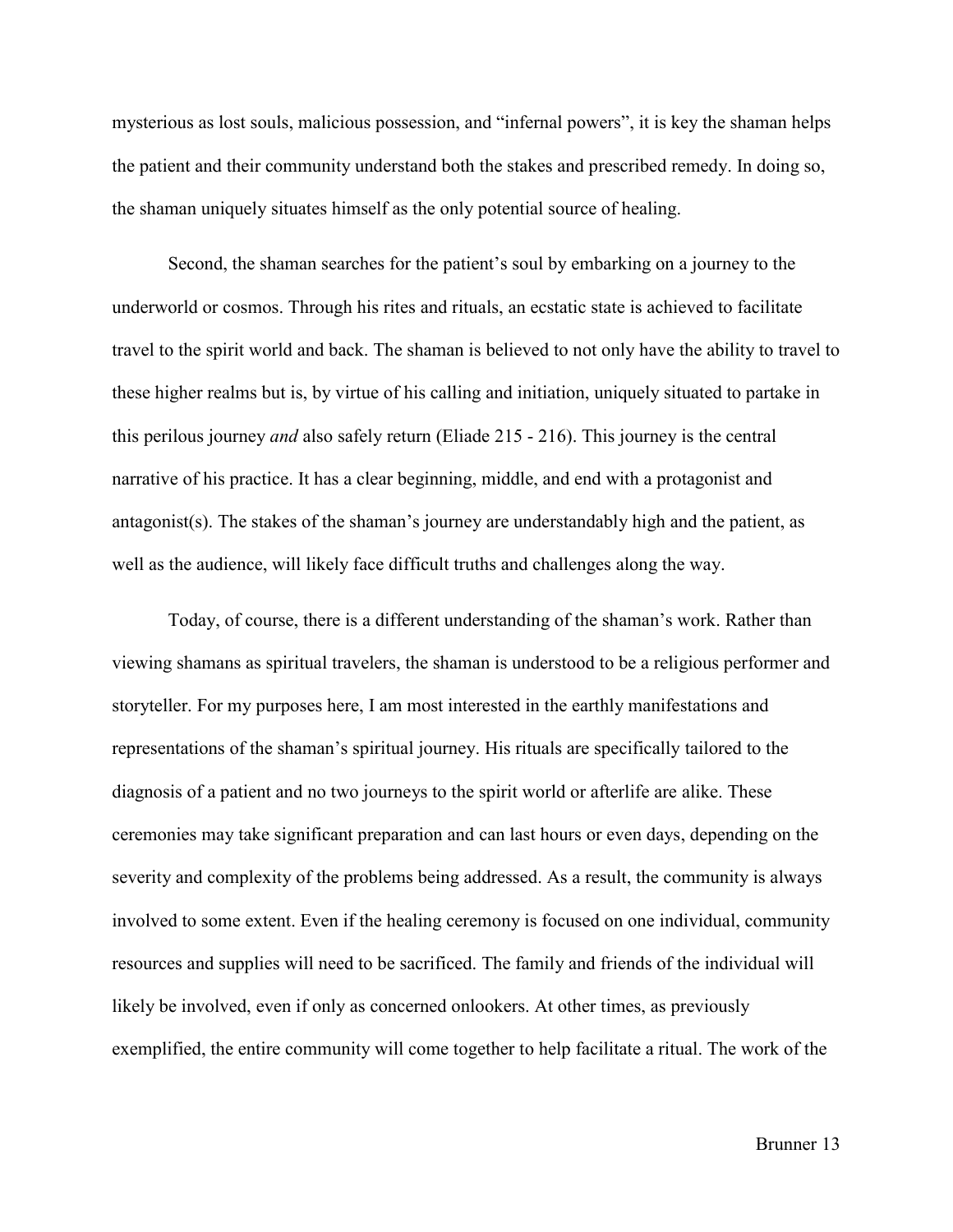mysterious as lost souls, malicious possession, and "infernal powers", it is key the shaman helps the patient and their community understand both the stakes and prescribed remedy. In doing so, the shaman uniquely situates himself as the only potential source of healing.

Second, the shaman searches for the patient's soul by embarking on a journey to the underworld or cosmos. Through his rites and rituals, an ecstatic state is achieved to facilitate travel to the spirit world and back. The shaman is believed to not only have the ability to travel to these higher realms but is, by virtue of his calling and initiation, uniquely situated to partake in this perilous journey *and* also safely return (Eliade 215 - 216). This journey is the central narrative of his practice. It has a clear beginning, middle, and end with a protagonist and antagonist(s). The stakes of the shaman's journey are understandably high and the patient, as well as the audience, will likely face difficult truths and challenges along the way.

Today, of course, there is a different understanding of the shaman's work. Rather than viewing shamans as spiritual travelers, the shaman is understood to be a religious performer and storyteller. For my purposes here, I am most interested in the earthly manifestations and representations of the shaman's spiritual journey. His rituals are specifically tailored to the diagnosis of a patient and no two journeys to the spirit world or afterlife are alike. These ceremonies may take significant preparation and can last hours or even days, depending on the severity and complexity of the problems being addressed. As a result, the community is always involved to some extent. Even if the healing ceremony is focused on one individual, community resources and supplies will need to be sacrificed. The family and friends of the individual will likely be involved, even if only as concerned onlookers. At other times, as previously exemplified, the entire community will come together to help facilitate a ritual. The work of the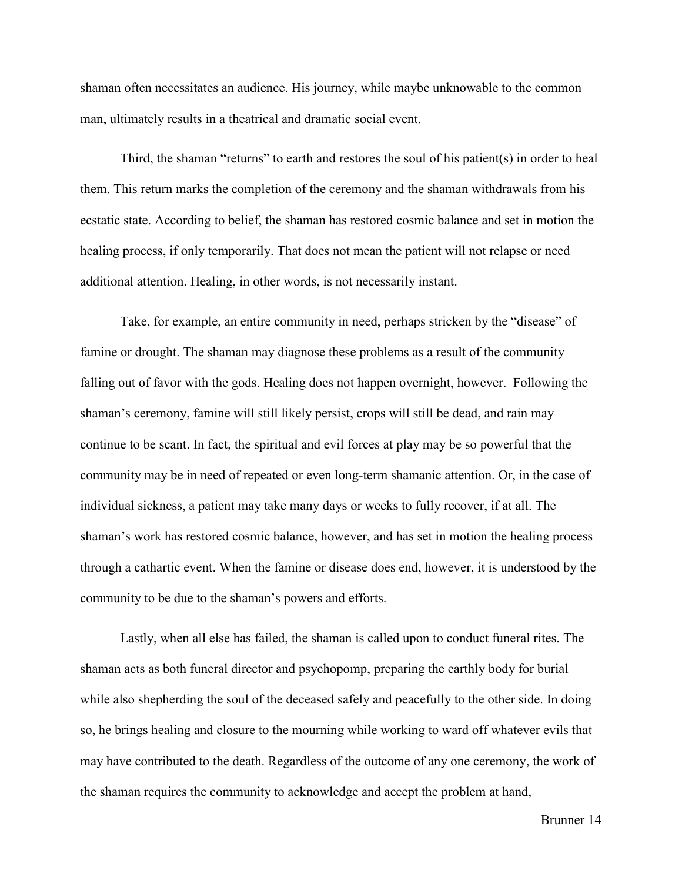shaman often necessitates an audience. His journey, while maybe unknowable to the common man, ultimately results in a theatrical and dramatic social event.

Third, the shaman "returns" to earth and restores the soul of his patient(s) in order to heal them. This return marks the completion of the ceremony and the shaman withdrawals from his ecstatic state. According to belief, the shaman has restored cosmic balance and set in motion the healing process, if only temporarily. That does not mean the patient will not relapse or need additional attention. Healing, in other words, is not necessarily instant.

Take, for example, an entire community in need, perhaps stricken by the "disease" of famine or drought. The shaman may diagnose these problems as a result of the community falling out of favor with the gods. Healing does not happen overnight, however. Following the shaman's ceremony, famine will still likely persist, crops will still be dead, and rain may continue to be scant. In fact, the spiritual and evil forces at play may be so powerful that the community may be in need of repeated or even long-term shamanic attention. Or, in the case of individual sickness, a patient may take many days or weeks to fully recover, if at all. The shaman's work has restored cosmic balance, however, and has set in motion the healing process through a cathartic event. When the famine or disease does end, however, it is understood by the community to be due to the shaman's powers and efforts.

Lastly, when all else has failed, the shaman is called upon to conduct funeral rites. The shaman acts as both funeral director and psychopomp, preparing the earthly body for burial while also shepherding the soul of the deceased safely and peacefully to the other side. In doing so, he brings healing and closure to the mourning while working to ward off whatever evils that may have contributed to the death. Regardless of the outcome of any one ceremony, the work of the shaman requires the community to acknowledge and accept the problem at hand,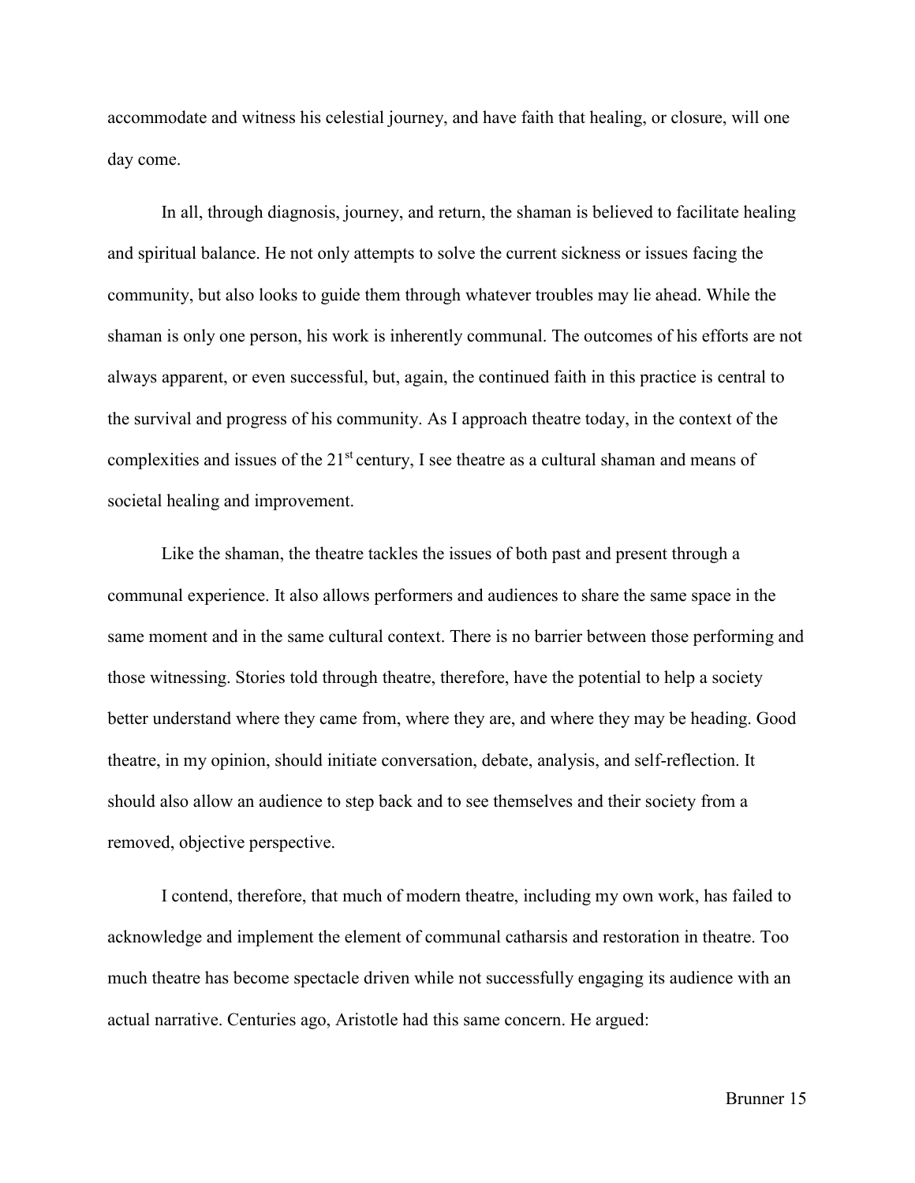accommodate and witness his celestial journey, and have faith that healing, or closure, will one day come.

In all, through diagnosis, journey, and return, the shaman is believed to facilitate healing and spiritual balance. He not only attempts to solve the current sickness or issues facing the community, but also looks to guide them through whatever troubles may lie ahead. While the shaman is only one person, his work is inherently communal. The outcomes of his efforts are not always apparent, or even successful, but, again, the continued faith in this practice is central to the survival and progress of his community. As I approach theatre today, in the context of the complexities and issues of the 21st century, I see theatre as a cultural shaman and means of societal healing and improvement.

Like the shaman, the theatre tackles the issues of both past and present through a communal experience. It also allows performers and audiences to share the same space in the same moment and in the same cultural context. There is no barrier between those performing and those witnessing. Stories told through theatre, therefore, have the potential to help a society better understand where they came from, where they are, and where they may be heading. Good theatre, in my opinion, should initiate conversation, debate, analysis, and self-reflection. It should also allow an audience to step back and to see themselves and their society from a removed, objective perspective.

I contend, therefore, that much of modern theatre, including my own work, has failed to acknowledge and implement the element of communal catharsis and restoration in theatre. Too much theatre has become spectacle driven while not successfully engaging its audience with an actual narrative. Centuries ago, Aristotle had this same concern. He argued: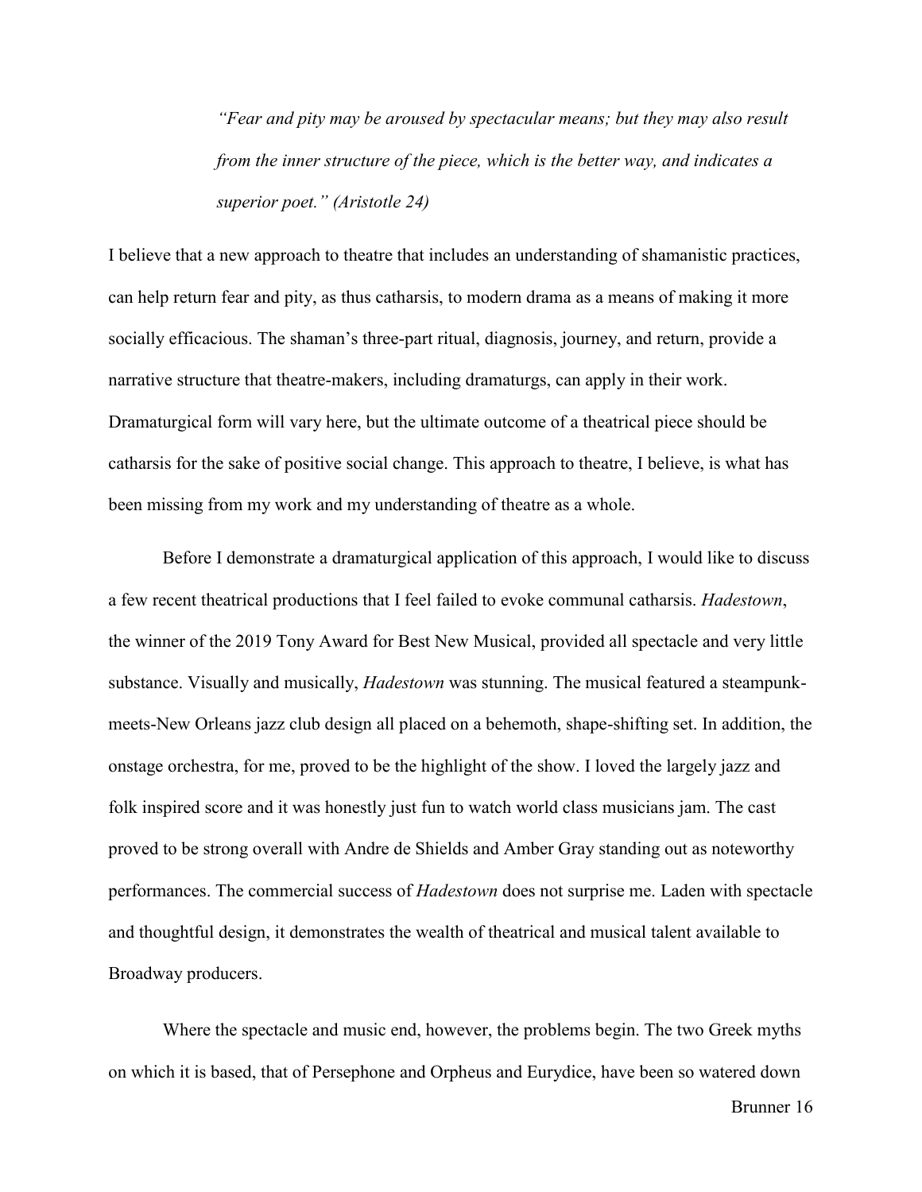> *"Fear and pity may be aroused by spectacular means; but they may also result from the inner structure of the piece, which is the better way, and indicates a superior poet." (Aristotle 24)*

I believe that a new approach to theatre that includes an understanding of shamanistic practices, can help return fear and pity, as thus catharsis, to modern drama as a means of making it more socially efficacious. The shaman's three-part ritual, diagnosis, journey, and return, provide a narrative structure that theatre-makers, including dramaturgs, can apply in their work. Dramaturgical form will vary here, but the ultimate outcome of a theatrical piece should be catharsis for the sake of positive social change. This approach to theatre, I believe, is what has been missing from my work and my understanding of theatre as a whole.

Before I demonstrate a dramaturgical application of this approach, I would like to discuss a few recent theatrical productions that I feel failed to evoke communal catharsis. *Hadestown*, the winner of the 2019 Tony Award for Best New Musical, provided all spectacle and very little substance. Visually and musically, *Hadestown* was stunning. The musical featured a steampunk-meets-New Orleans jazz club design all placed on a behemoth, shape-shifting set. In addition, the onstage orchestra, for me, proved to be the highlight of the show. I loved the largely jazz and folk inspired score and it was honestly just fun to watch world class musicians jam. The cast proved to be strong overall with Andre de Shields and Amber Gray standing out as noteworthy performances. The commercial success of *Hadestown* does not surprise me. Laden with spectacle and thoughtful design, it demonstrates the wealth of theatrical and musical talent available to Broadway producers.

Where the spectacle and music end, however, the problems begin. The two Greek myths on which it is based, that of Persephone and Orpheus and Eurydice, have been so watered down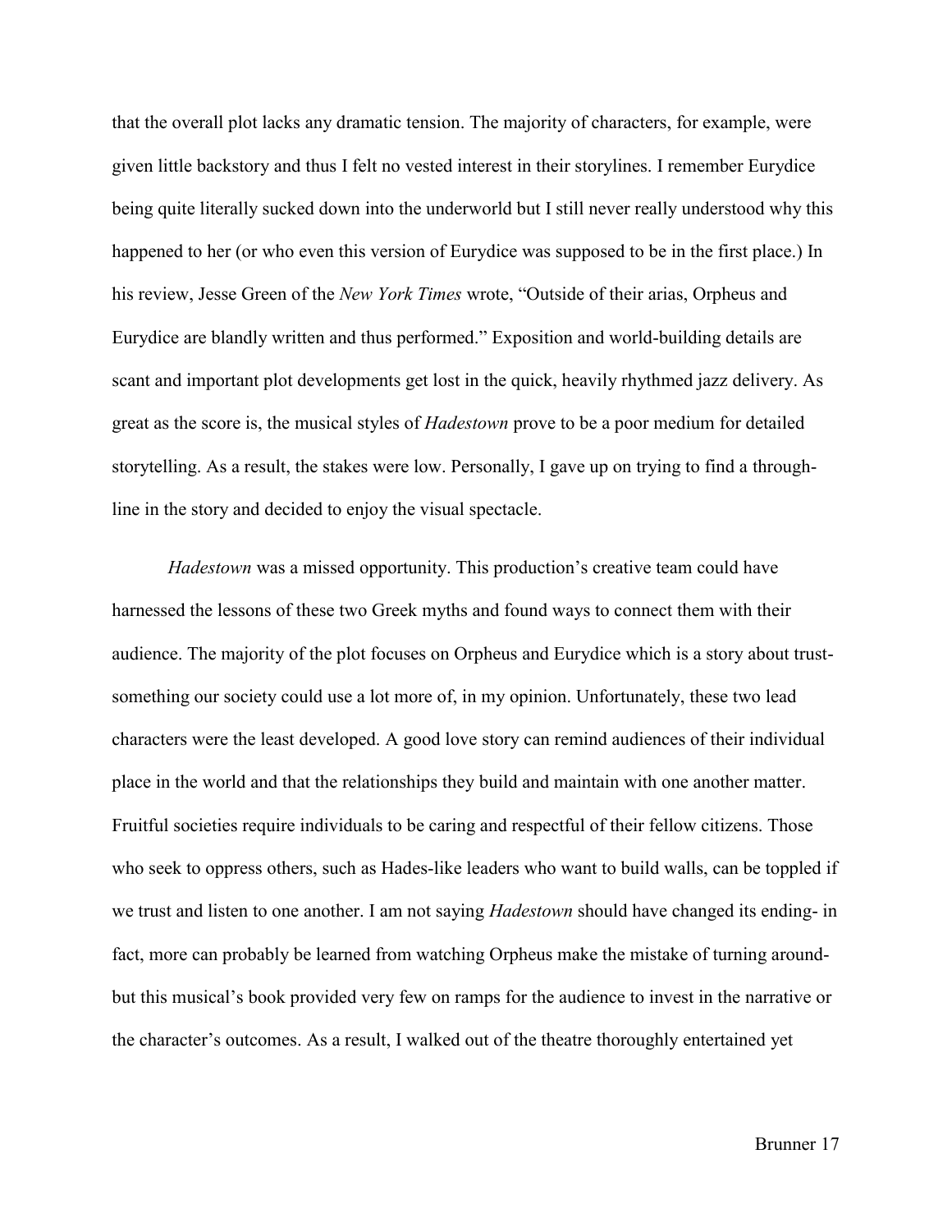that the overall plot lacks any dramatic tension. The majority of characters, for example, were given little backstory and thus I felt no vested interest in their storylines. I remember Eurydice being quite literally sucked down into the underworld but I still never really understood why this happened to her (or who even this version of Eurydice was supposed to be in the first place.) In his review, Jesse Green of the *New York Times* wrote, "Outside of their arias, Orpheus and Eurydice are blandly written and thus performed." Exposition and world-building details are scant and important plot developments get lost in the quick, heavily rhythmed jazz delivery. As great as the score is, the musical styles of *Hadestown* prove to be a poor medium for detailed storytelling. As a result, the stakes were low. Personally, I gave up on trying to find a through-line in the story and decided to enjoy the visual spectacle.

*Hadestown* was a missed opportunity. This production's creative team could have harnessed the lessons of these two Greek myths and found ways to connect them with their audience. The majority of the plot focuses on Orpheus and Eurydice which is a story about trust- something our society could use a lot more of, in my opinion. Unfortunately, these two lead characters were the least developed. A good love story can remind audiences of their individual place in the world and that the relationships they build and maintain with one another matter. Fruitful societies require individuals to be caring and respectful of their fellow citizens. Those who seek to oppress others, such as Hades-like leaders who want to build walls, can be toppled if we trust and listen to one another. I am not saying *Hadestown* should have changed its ending- in fact, more can probably be learned from watching Orpheus make the mistake of turning around- but this musical's book provided very few on ramps for the audience to invest in the narrative or the character's outcomes. As a result, I walked out of the theatre thoroughly entertained yet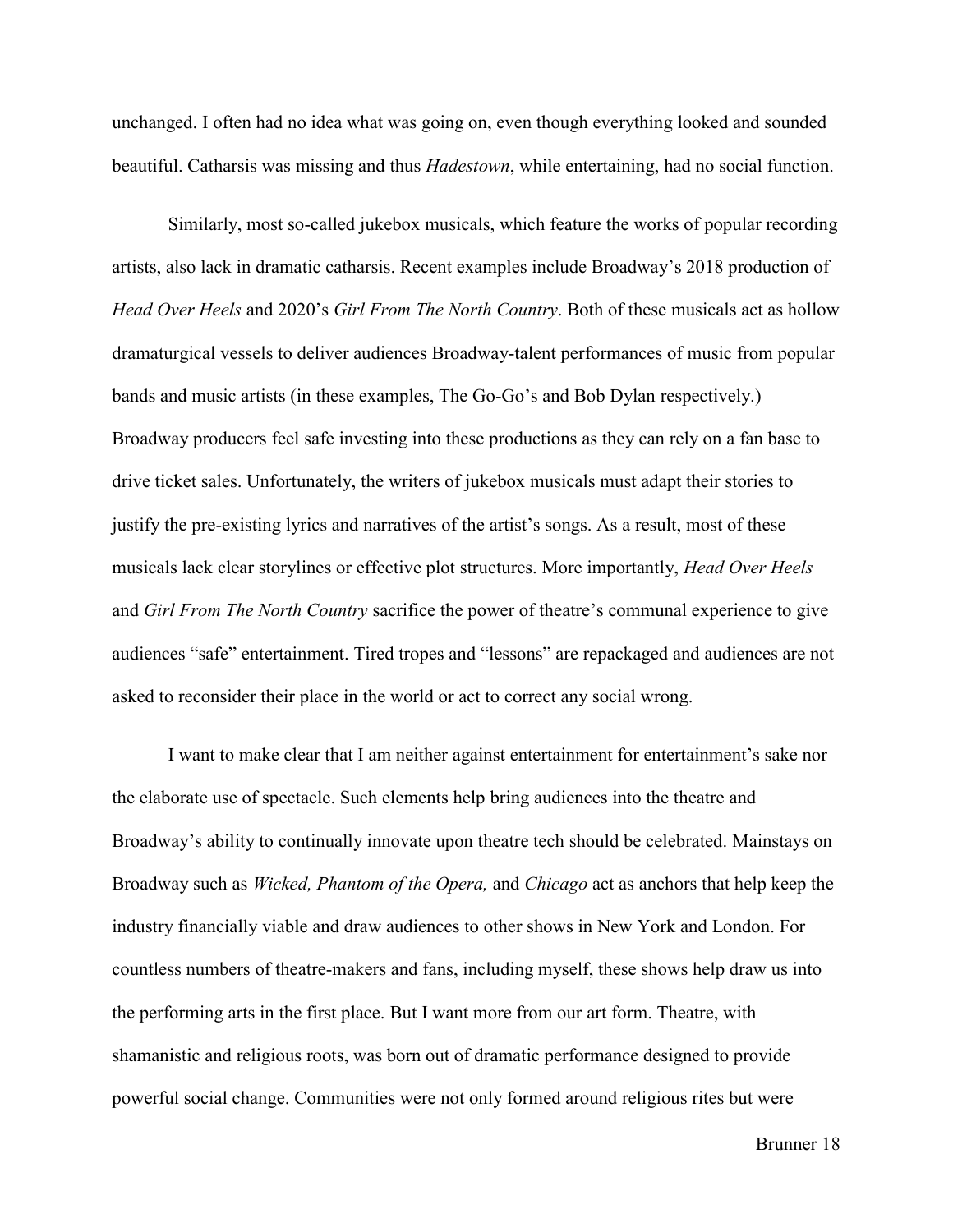unchanged. I often had no idea what was going on, even though everything looked and sounded beautiful. Catharsis was missing and thus *Hadestown*, while entertaining, had no social function.

Similarly, most so-called jukebox musicals, which feature the works of popular recording artists, also lack in dramatic catharsis. Recent examples include Broadway's 2018 production of *Head Over Heels* and 2020's *Girl From The North Country*. Both of these musicals act as hollow dramaturgical vessels to deliver audiences Broadway-talent performances of music from popular bands and music artists (in these examples, The Go-Go's and Bob Dylan respectively.) Broadway producers feel safe investing into these productions as they can rely on a fan base to drive ticket sales. Unfortunately, the writers of jukebox musicals must adapt their stories to justify the pre-existing lyrics and narratives of the artist's songs. As a result, most of these musicals lack clear storylines or effective plot structures. More importantly, *Head Over Heels* and *Girl From The North Country* sacrifice the power of theatre's communal experience to give audiences "safe" entertainment. Tired tropes and "lessons" are repackaged and audiences are not asked to reconsider their place in the world or act to correct any social wrong.

I want to make clear that I am neither against entertainment for entertainment's sake nor the elaborate use of spectacle. Such elements help bring audiences into the theatre and Broadway's ability to continually innovate upon theatre tech should be celebrated. Mainstays on Broadway such as *Wicked, Phantom of the Opera,* and *Chicago* act as anchors that help keep the industry financially viable and draw audiences to other shows in New York and London. For countless numbers of theatre-makers and fans, including myself, these shows help draw us into the performing arts in the first place. But I want more from our art form. Theatre, with shamanistic and religious roots, was born out of dramatic performance designed to provide powerful social change. Communities were not only formed around religious rites but were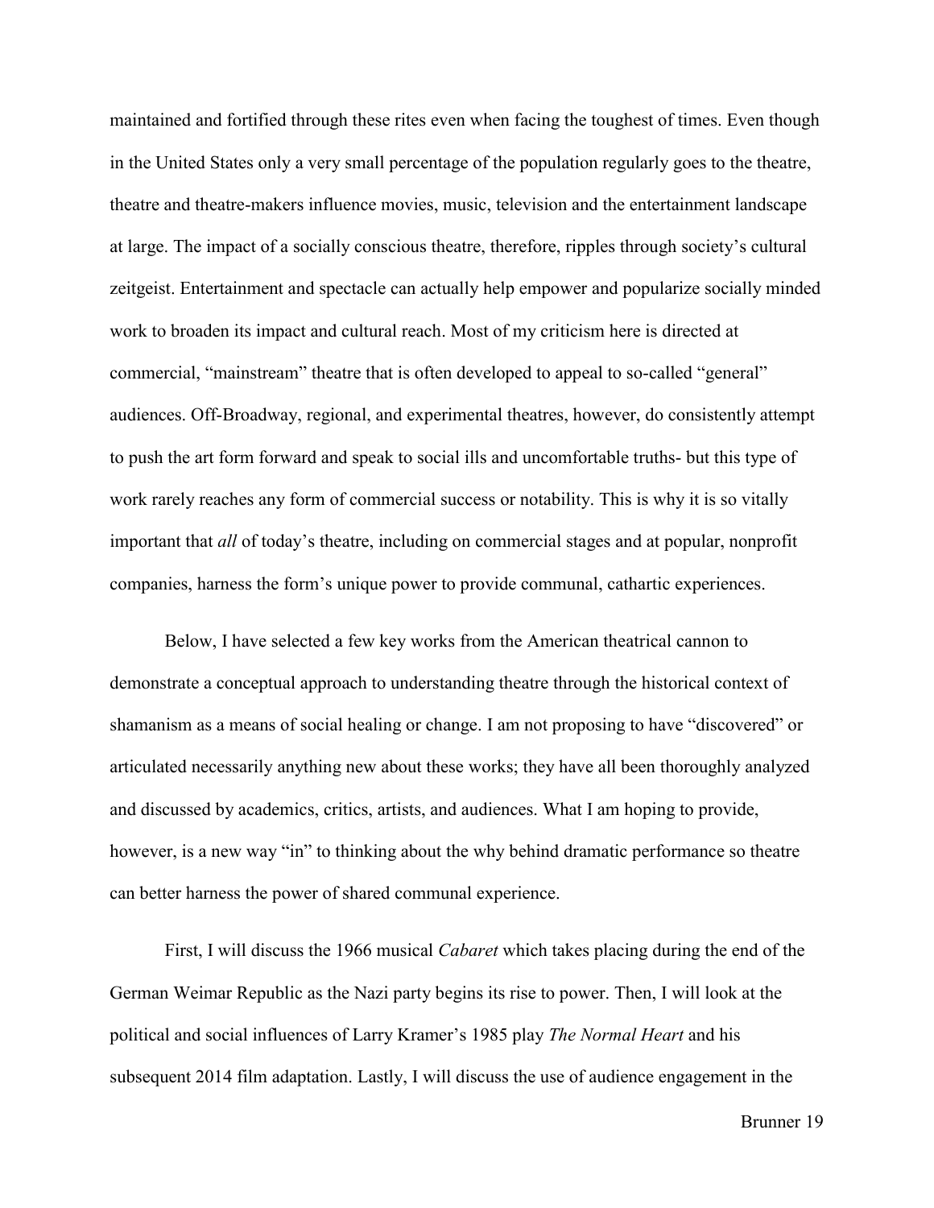maintained and fortified through these rites even when facing the toughest of times. Even though in the United States only a very small percentage of the population regularly goes to the theatre, theatre and theatre-makers influence movies, music, television and the entertainment landscape at large. The impact of a socially conscious theatre, therefore, ripples through society's cultural zeitgeist. Entertainment and spectacle can actually help empower and popularize socially minded work to broaden its impact and cultural reach. Most of my criticism here is directed at commercial, "mainstream" theatre that is often developed to appeal to so-called "general" audiences. Off-Broadway, regional, and experimental theatres, however, do consistently attempt to push the art form forward and speak to social ills and uncomfortable truths- but this type of work rarely reaches any form of commercial success or notability. This is why it is so vitally important that *all* of today's theatre, including on commercial stages and at popular, nonprofit companies, harness the form's unique power to provide communal, cathartic experiences.

Below, I have selected a few key works from the American theatrical cannon to demonstrate a conceptual approach to understanding theatre through the historical context of shamanism as a means of social healing or change. I am not proposing to have "discovered" or articulated necessarily anything new about these works; they have all been thoroughly analyzed and discussed by academics, critics, artists, and audiences. What I am hoping to provide, however, is a new way "in" to thinking about the why behind dramatic performance so theatre can better harness the power of shared communal experience.

First, I will discuss the 1966 musical *Cabaret* which takes placing during the end of the German Weimar Republic as the Nazi party begins its rise to power. Then, I will look at the political and social influences of Larry Kramer's 1985 play *The Normal Heart* and his subsequent 2014 film adaptation. Lastly, I will discuss the use of audience engagement in the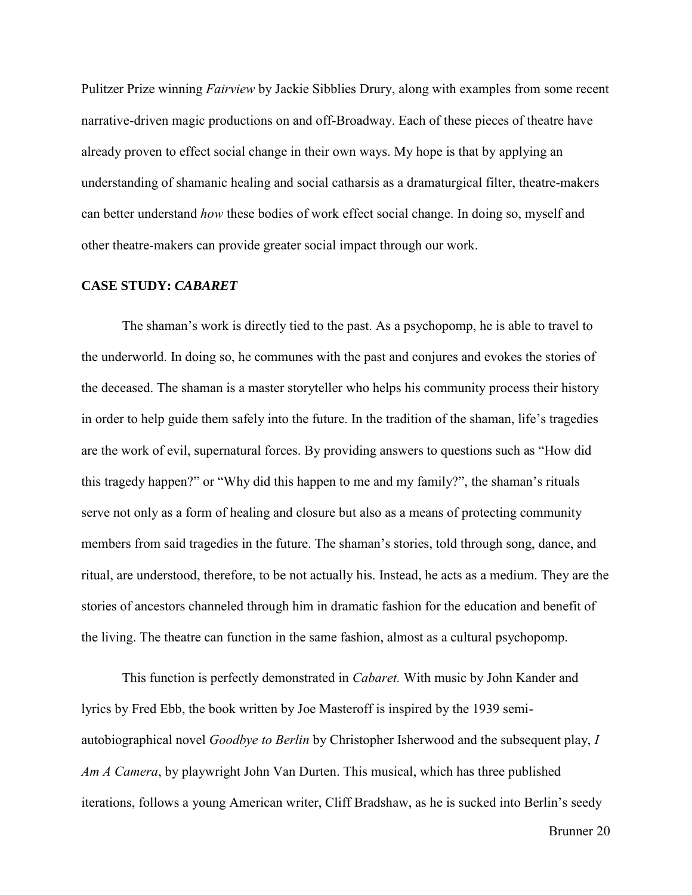Pulitzer Prize winning *Fairview* by Jackie Sibblies Drury, along with examples from some recent narrative-driven magic productions on and off-Broadway. Each of these pieces of theatre have already proven to effect social change in their own ways. My hope is that by applying an understanding of shamanic healing and social catharsis as a dramaturgical filter, theatre-makers can better understand *how* these bodies of work effect social change. In doing so, myself and other theatre-makers can provide greater social impact through our work.

### CASE STUDY: *CABARET*

The shaman's work is directly tied to the past. As a psychopomp, he is able to travel to the underworld. In doing so, he communes with the past and conjures and evokes the stories of the deceased. The shaman is a master storyteller who helps his community process their history in order to help guide them safely into the future. In the tradition of the shaman, life's tragedies are the work of evil, supernatural forces. By providing answers to questions such as "How did this tragedy happen?" or "Why did this happen to me and my family?", the shaman's rituals serve not only as a form of healing and closure but also as a means of protecting community members from said tragedies in the future. The shaman's stories, told through song, dance, and ritual, are understood, therefore, to be not actually his. Instead, he acts as a medium. They are the stories of ancestors channeled through him in dramatic fashion for the education and benefit of the living. The theatre can function in the same fashion, almost as a cultural psychopomp.

This function is perfectly demonstrated in *Cabaret.* With music by John Kander and lyrics by Fred Ebb, the book written by Joe Masteroff is inspired by the 1939 semi-autobiographical novel *Goodbye to Berlin* by Christopher Isherwood and the subsequent play, *I Am A Camera*, by playwright John Van Durten. This musical, which has three published iterations, follows a young American writer, Cliff Bradshaw, as he is sucked into Berlin's seedy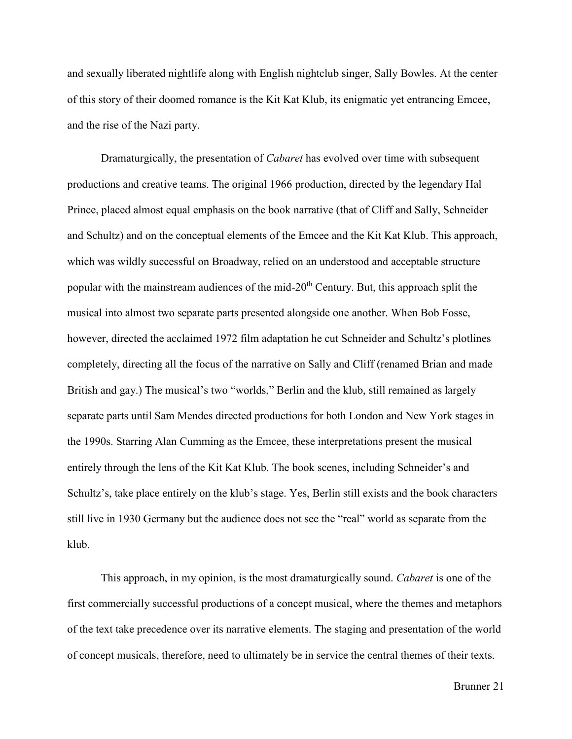and sexually liberated nightlife along with English nightclub singer, Sally Bowles. At the center of this story of their doomed romance is the Kit Kat Klub, its enigmatic yet entrancing Emcee, and the rise of the Nazi party.

Dramaturgically, the presentation of *Cabaret* has evolved over time with subsequent productions and creative teams. The original 1966 production, directed by the legendary Hal Prince, placed almost equal emphasis on the book narrative (that of Cliff and Sally, Schneider and Schultz) and on the conceptual elements of the Emcee and the Kit Kat Klub. This approach, which was wildly successful on Broadway, relied on an understood and acceptable structure popular with the mainstream audiences of the mid-20th Century. But, this approach split the musical into almost two separate parts presented alongside one another. When Bob Fosse, however, directed the acclaimed 1972 film adaptation he cut Schneider and Schultz's plotlines completely, directing all the focus of the narrative on Sally and Cliff (renamed Brian and made British and gay.) The musical's two "worlds," Berlin and the klub, still remained as largely separate parts until Sam Mendes directed productions for both London and New York stages in the 1990s. Starring Alan Cumming as the Emcee, these interpretations present the musical entirely through the lens of the Kit Kat Klub. The book scenes, including Schneider's and Schultz's, take place entirely on the klub's stage. Yes, Berlin still exists and the book characters still live in 1930 Germany but the audience does not see the "real" world as separate from the klub.

This approach, in my opinion, is the most dramaturgically sound. *Cabaret* is one of the first commercially successful productions of a concept musical, where the themes and metaphors of the text take precedence over its narrative elements. The staging and presentation of the world of concept musicals, therefore, need to ultimately be in service the central themes of their texts.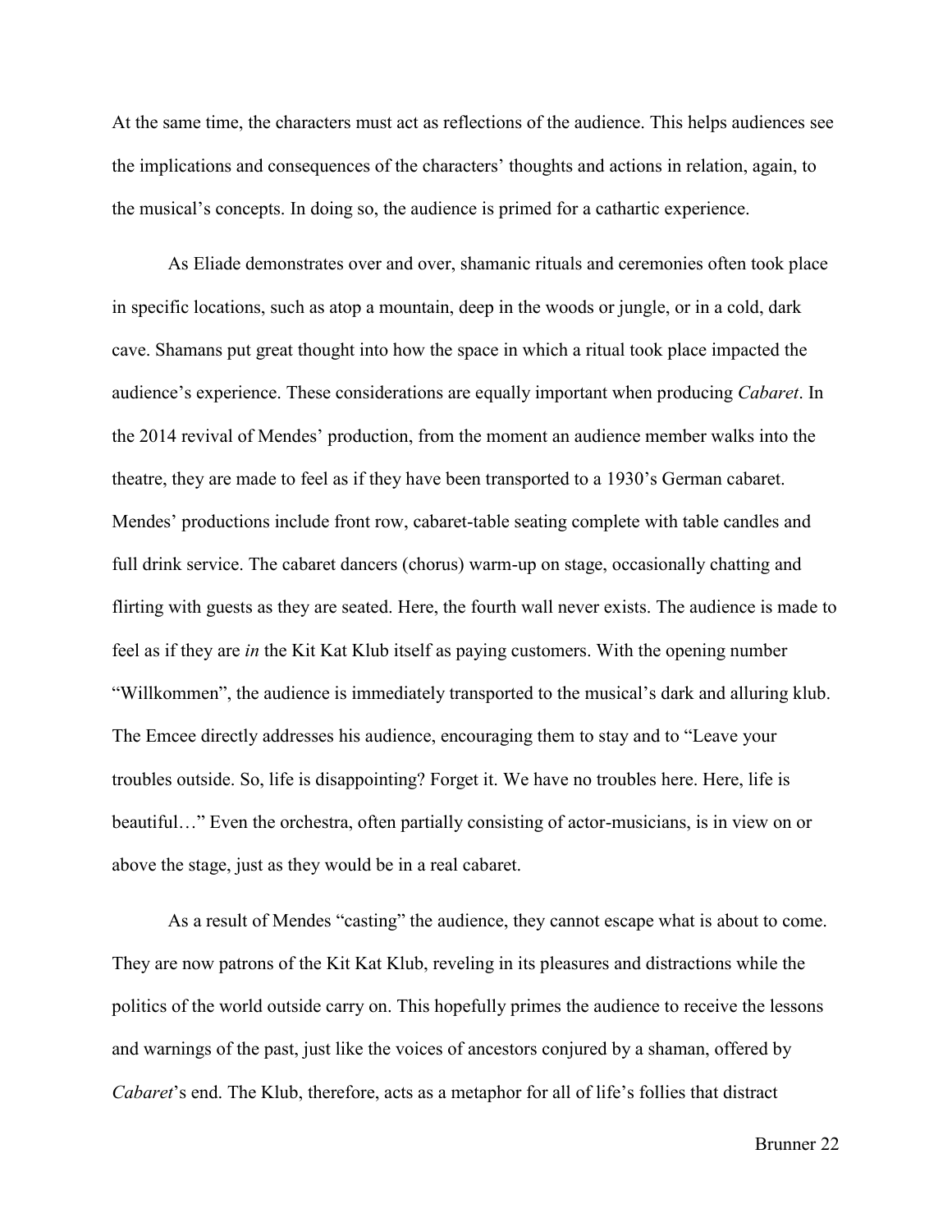At the same time, the characters must act as reflections of the audience. This helps audiences see the implications and consequences of the characters' thoughts and actions in relation, again, to the musical's concepts. In doing so, the audience is primed for a cathartic experience.

As Eliade demonstrates over and over, shamanic rituals and ceremonies often took place in specific locations, such as atop a mountain, deep in the woods or jungle, or in a cold, dark cave. Shamans put great thought into how the space in which a ritual took place impacted the audience's experience. These considerations are equally important when producing *Cabaret*. In the 2014 revival of Mendes' production, from the moment an audience member walks into the theatre, they are made to feel as if they have been transported to a 1930's German cabaret. Mendes' productions include front row, cabaret-table seating complete with table candles and full drink service. The cabaret dancers (chorus) warm-up on stage, occasionally chatting and flirting with guests as they are seated. Here, the fourth wall never exists. The audience is made to feel as if they are *in* the Kit Kat Klub itself as paying customers. With the opening number "Willkommen", the audience is immediately transported to the musical's dark and alluring klub. The Emcee directly addresses his audience, encouraging them to stay and to "Leave your troubles outside. So, life is disappointing? Forget it. We have no troubles here. Here, life is beautiful…" Even the orchestra, often partially consisting of actor-musicians, is in view on or above the stage, just as they would be in a real cabaret.

As a result of Mendes "casting" the audience, they cannot escape what is about to come. They are now patrons of the Kit Kat Klub, reveling in its pleasures and distractions while the politics of the world outside carry on. This hopefully primes the audience to receive the lessons and warnings of the past, just like the voices of ancestors conjured by a shaman, offered by *Cabaret*'s end. The Klub, therefore, acts as a metaphor for all of life's follies that distract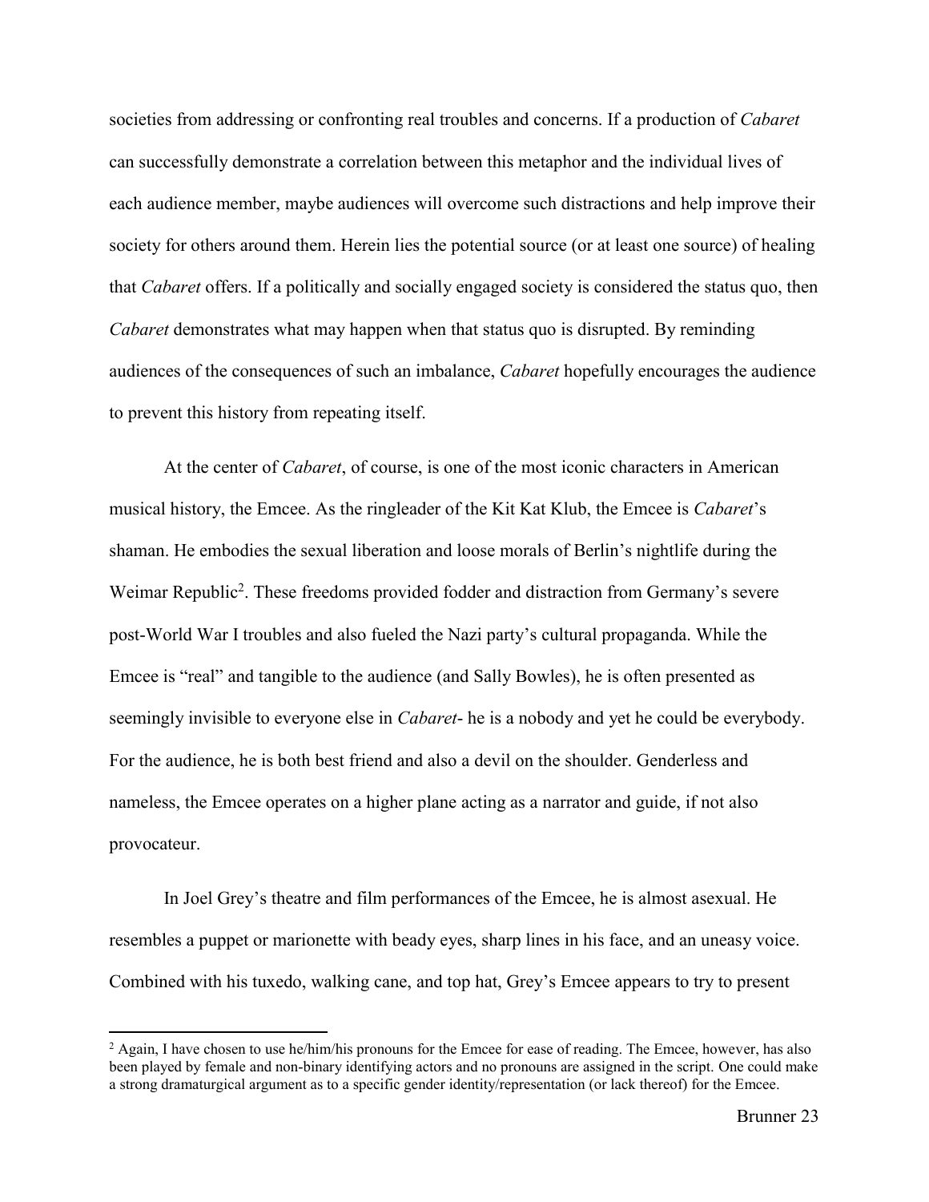societies from addressing or confronting real troubles and concerns. If a production of *Cabaret* can successfully demonstrate a correlation between this metaphor and the individual lives of each audience member, maybe audiences will overcome such distractions and help improve their society for others around them. Herein lies the potential source (or at least one source) of healing that *Cabaret* offers. If a politically and socially engaged society is considered the status quo, then *Cabaret* demonstrates what may happen when that status quo is disrupted. By reminding audiences of the consequences of such an imbalance, *Cabaret* hopefully encourages the audience to prevent this history from repeating itself.

At the center of *Cabaret*, of course, is one of the most iconic characters in American musical history, the Emcee. As the ringleader of the Kit Kat Klub, the Emcee is *Cabaret*'s shaman. He embodies the sexual liberation and loose morals of Berlin's nightlife during the Weimar Republic[2]. These freedoms provided fodder and distraction from Germany's severe post-World War I troubles and also fueled the Nazi party's cultural propaganda. While the Emcee is "real" and tangible to the audience (and Sally Bowles), he is often presented as seemingly invisible to everyone else in *Cabaret*- he is a nobody and yet he could be everybody. For the audience, he is both best friend and also a devil on the shoulder. Genderless and nameless, the Emcee operates on a higher plane acting as a narrator and guide, if not also provocateur.

In Joel Grey's theatre and film performances of the Emcee, he is almost asexual. He resembles a puppet or marionette with beady eyes, sharp lines in his face, and an uneasy voice. Combined with his tuxedo, walking cane, and top hat, Grey's Emcee appears to try to present

---

[2] Again, I have chosen to use he/him/his pronouns for the Emcee for ease of reading. The Emcee, however, has also been played by female and non-binary identifying actors and no pronouns are assigned in the script. One could make a strong dramaturgical argument as to a specific gender identity/representation (or lack thereof) for the Emcee.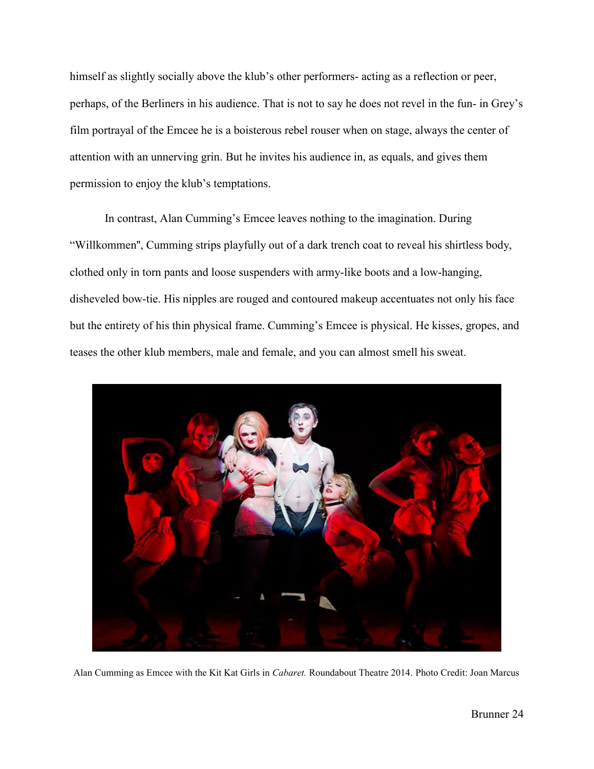himself as slightly socially above the klub's other performers- acting as a reflection or peer, perhaps, of the Berliners in his audience. That is not to say he does not revel in the fun- in Grey's film portrayal of the Emcee he is a boisterous rebel rouser when on stage, always the center of attention with an unnerving grin. But he invites his audience in, as equals, and gives them permission to enjoy the klub's temptations.

In contrast, Alan Cumming's Emcee leaves nothing to the imagination. During "Willkommen", Cumming strips playfully out of a dark trench coat to reveal his shirtless body, clothed only in torn pants and loose suspenders with army-like boots and a low-hanging, disheveled bow-tie. His nipples are rouged and contoured makeup accentuates not only his face but the entirety of his thin physical frame. Cumming's Emcee is physical. He kisses, gropes, and teases the other klub members, male and female, and you can almost smell his sweat.

Alan Cumming as Emcee with the Kit Kat Girls in *Cabaret.* Roundabout Theatre 2014. Photo Credit: Joan Marcus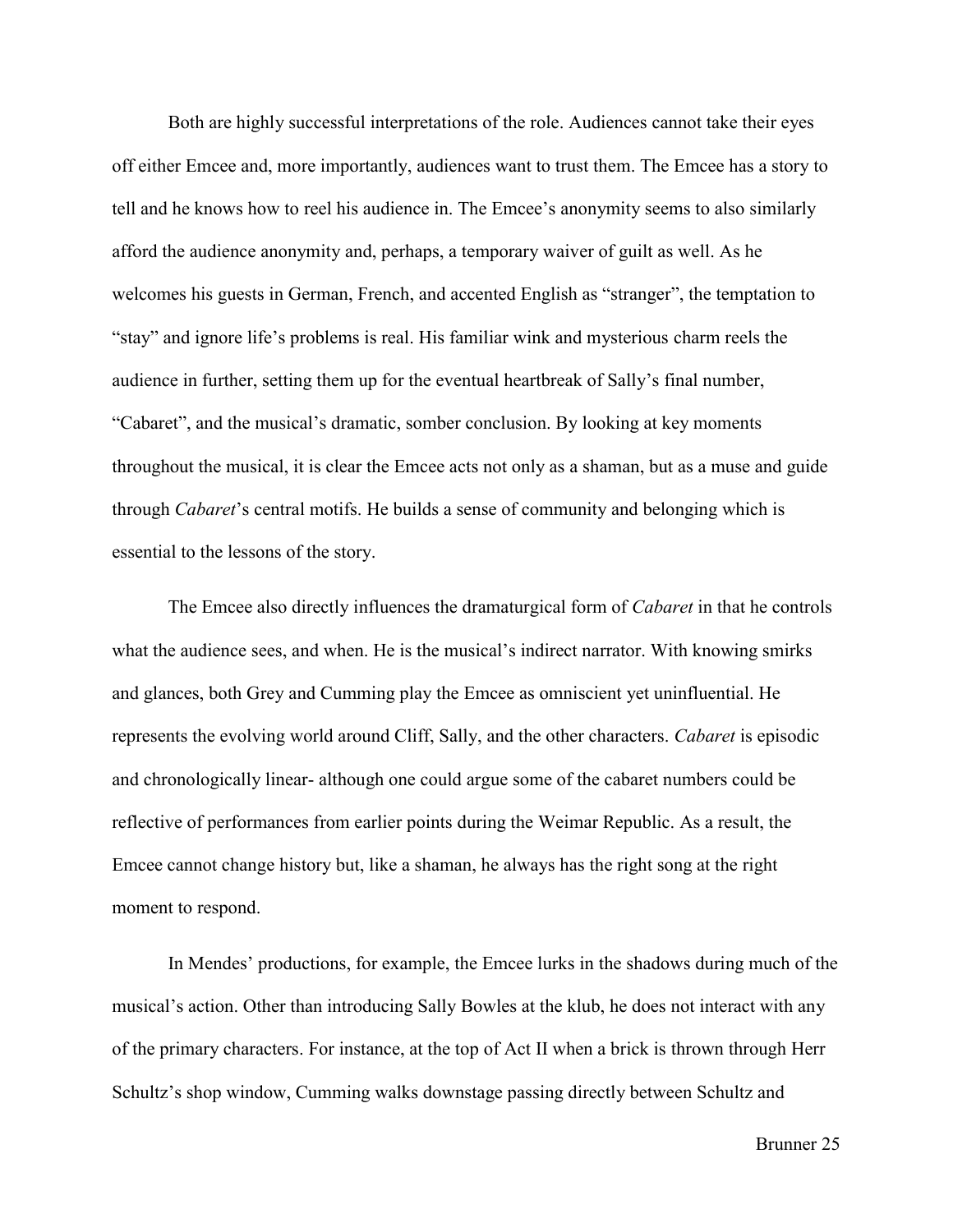Both are highly successful interpretations of the role. Audiences cannot take their eyes off either Emcee and, more importantly, audiences want to trust them. The Emcee has a story to tell and he knows how to reel his audience in. The Emcee's anonymity seems to also similarly afford the audience anonymity and, perhaps, a temporary waiver of guilt as well. As he welcomes his guests in German, French, and accented English as "stranger", the temptation to "stay" and ignore life's problems is real. His familiar wink and mysterious charm reels the audience in further, setting them up for the eventual heartbreak of Sally's final number, "Cabaret", and the musical's dramatic, somber conclusion. By looking at key moments throughout the musical, it is clear the Emcee acts not only as a shaman, but as a muse and guide through *Cabaret*'s central motifs. He builds a sense of community and belonging which is essential to the lessons of the story.

The Emcee also directly influences the dramaturgical form of *Cabaret* in that he controls what the audience sees, and when. He is the musical's indirect narrator. With knowing smirks and glances, both Grey and Cumming play the Emcee as omniscient yet uninfluential. He represents the evolving world around Cliff, Sally, and the other characters. *Cabaret* is episodic and chronologically linear- although one could argue some of the cabaret numbers could be reflective of performances from earlier points during the Weimar Republic. As a result, the Emcee cannot change history but, like a shaman, he always has the right song at the right moment to respond.

In Mendes' productions, for example, the Emcee lurks in the shadows during much of the musical's action. Other than introducing Sally Bowles at the klub, he does not interact with any of the primary characters. For instance, at the top of Act II when a brick is thrown through Herr Schultz's shop window, Cumming walks downstage passing directly between Schultz and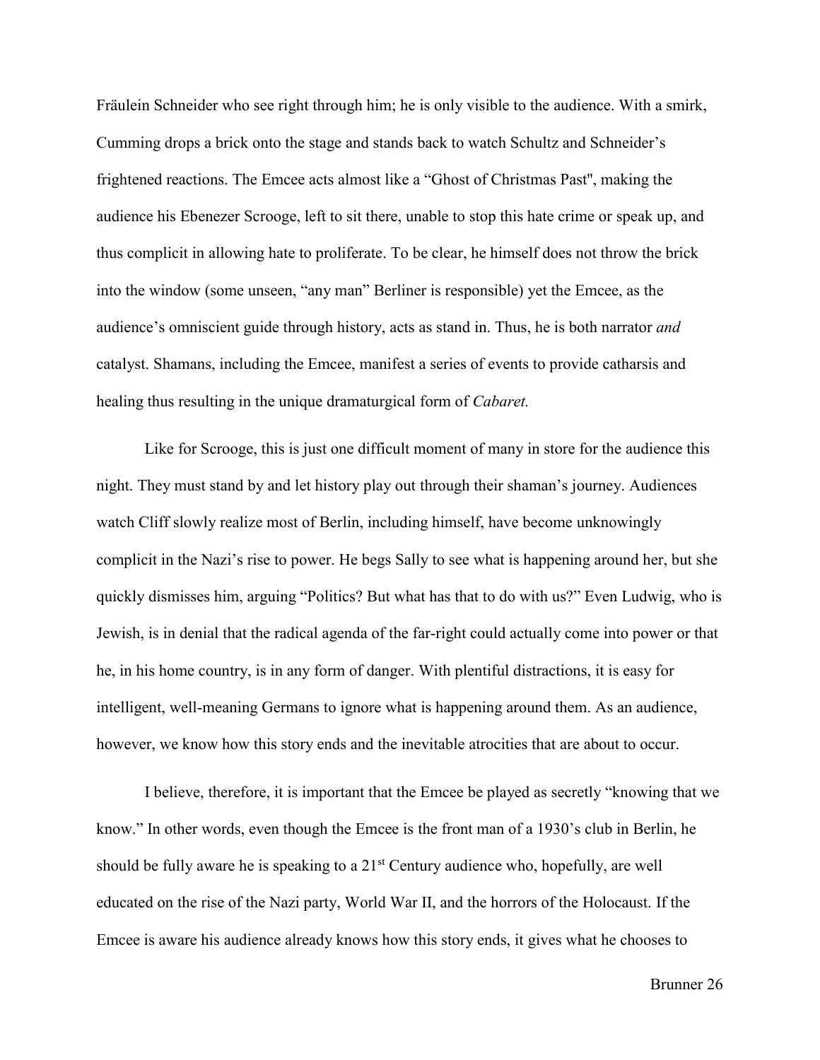Fräulein Schneider who see right through him; he is only visible to the audience. With a smirk, Cumming drops a brick onto the stage and stands back to watch Schultz and Schneider's frightened reactions. The Emcee acts almost like a "Ghost of Christmas Past", making the audience his Ebenezer Scrooge, left to sit there, unable to stop this hate crime or speak up, and thus complicit in allowing hate to proliferate. To be clear, he himself does not throw the brick into the window (some unseen, "any man" Berliner is responsible) yet the Emcee, as the audience's omniscient guide through history, acts as stand in. Thus, he is both narrator *and* catalyst. Shamans, including the Emcee, manifest a series of events to provide catharsis and healing thus resulting in the unique dramaturgical form of *Cabaret.*

Like for Scrooge, this is just one difficult moment of many in store for the audience this night. They must stand by and let history play out through their shaman's journey. Audiences watch Cliff slowly realize most of Berlin, including himself, have become unknowingly complicit in the Nazi's rise to power. He begs Sally to see what is happening around her, but she quickly dismisses him, arguing "Politics? But what has that to do with us?" Even Ludwig, who is Jewish, is in denial that the radical agenda of the far-right could actually come into power or that he, in his home country, is in any form of danger. With plentiful distractions, it is easy for intelligent, well-meaning Germans to ignore what is happening around them. As an audience, however, we know how this story ends and the inevitable atrocities that are about to occur.

I believe, therefore, it is important that the Emcee be played as secretly "knowing that we know." In other words, even though the Emcee is the front man of a 1930's club in Berlin, he should be fully aware he is speaking to a 21st Century audience who, hopefully, are well educated on the rise of the Nazi party, World War II, and the horrors of the Holocaust. If the Emcee is aware his audience already knows how this story ends, it gives what he chooses to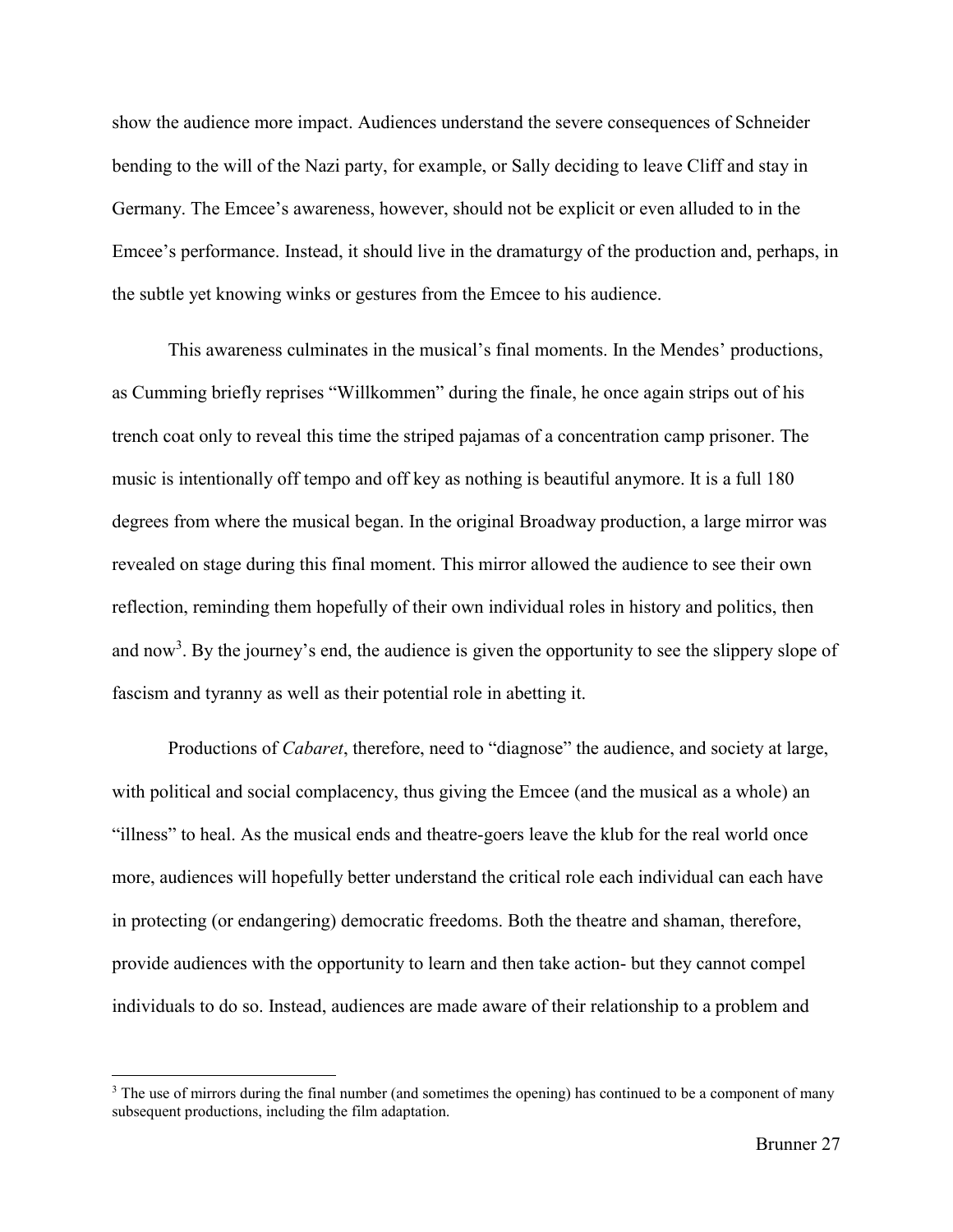show the audience more impact. Audiences understand the severe consequences of Schneider bending to the will of the Nazi party, for example, or Sally deciding to leave Cliff and stay in Germany. The Emcee's awareness, however, should not be explicit or even alluded to in the Emcee's performance. Instead, it should live in the dramaturgy of the production and, perhaps, in the subtle yet knowing winks or gestures from the Emcee to his audience.

This awareness culminates in the musical's final moments. In the Mendes' productions, as Cumming briefly reprises "Willkommen" during the finale, he once again strips out of his trench coat only to reveal this time the striped pajamas of a concentration camp prisoner. The music is intentionally off tempo and off key as nothing is beautiful anymore. It is a full 180 degrees from where the musical began. In the original Broadway production, a large mirror was revealed on stage during this final moment. This mirror allowed the audience to see their own reflection, reminding them hopefully of their own individual roles in history and politics, then and now[3]. By the journey's end, the audience is given the opportunity to see the slippery slope of fascism and tyranny as well as their potential role in abetting it.

Productions of *Cabaret*, therefore, need to "diagnose" the audience, and society at large, with political and social complacency, thus giving the Emcee (and the musical as a whole) an "illness" to heal. As the musical ends and theatre-goers leave the klub for the real world once more, audiences will hopefully better understand the critical role each individual can each have in protecting (or endangering) democratic freedoms. Both the theatre and shaman, therefore, provide audiences with the opportunity to learn and then take action- but they cannot compel individuals to do so. Instead, audiences are made aware of their relationship to a problem and

[3] The use of mirrors during the final number (and sometimes the opening) has continued to be a component of many subsequent productions, including the film adaptation.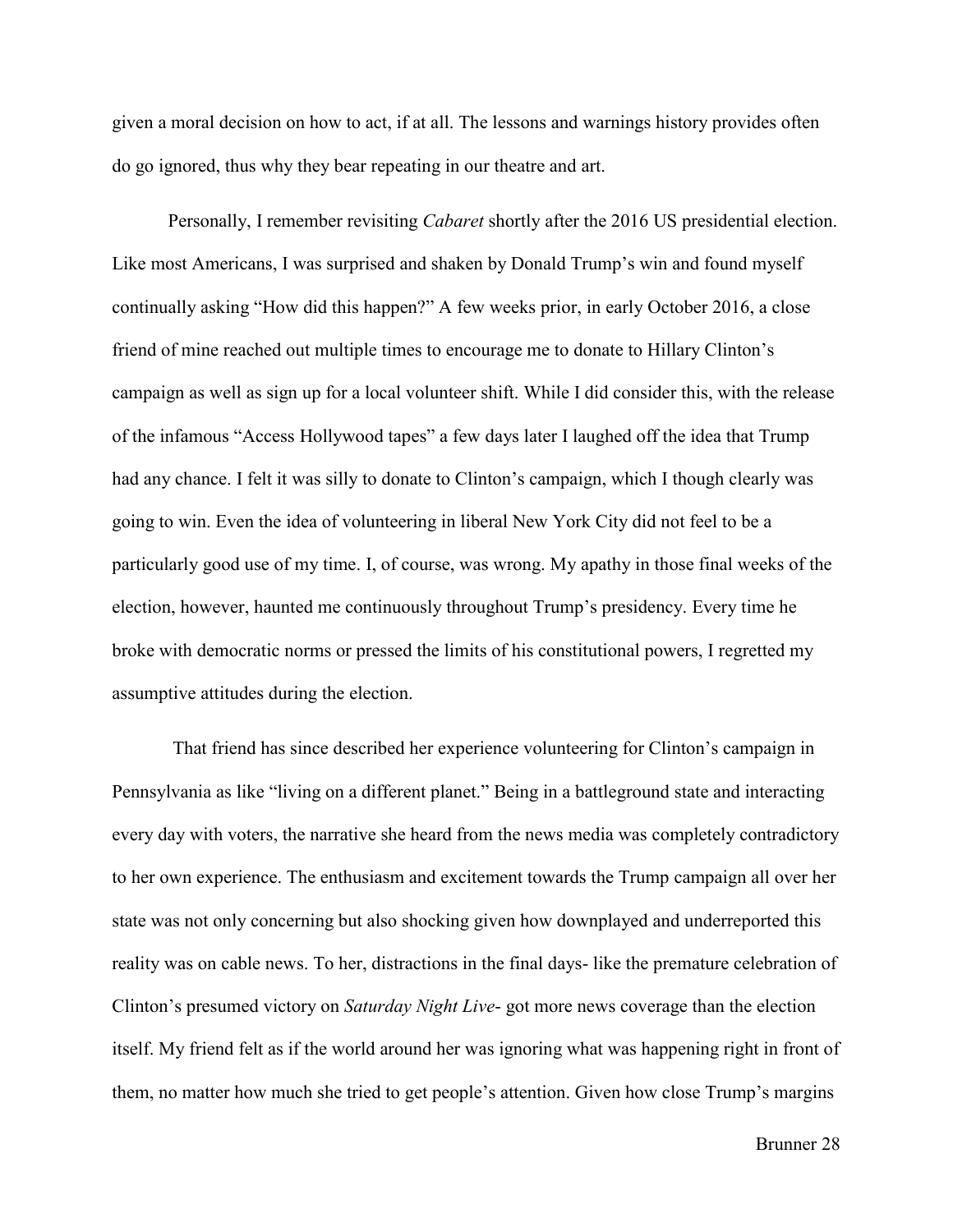given a moral decision on how to act, if at all. The lessons and warnings history provides often do go ignored, thus why they bear repeating in our theatre and art.

Personally, I remember revisiting *Cabaret* shortly after the 2016 US presidential election. Like most Americans, I was surprised and shaken by Donald Trump's win and found myself continually asking "How did this happen?" A few weeks prior, in early October 2016, a close friend of mine reached out multiple times to encourage me to donate to Hillary Clinton's campaign as well as sign up for a local volunteer shift. While I did consider this, with the release of the infamous "Access Hollywood tapes" a few days later I laughed off the idea that Trump had any chance. I felt it was silly to donate to Clinton's campaign, which I though clearly was going to win. Even the idea of volunteering in liberal New York City did not feel to be a particularly good use of my time. I, of course, was wrong. My apathy in those final weeks of the election, however, haunted me continuously throughout Trump's presidency. Every time he broke with democratic norms or pressed the limits of his constitutional powers, I regretted my assumptive attitudes during the election.

That friend has since described her experience volunteering for Clinton's campaign in Pennsylvania as like "living on a different planet." Being in a battleground state and interacting every day with voters, the narrative she heard from the news media was completely contradictory to her own experience. The enthusiasm and excitement towards the Trump campaign all over her state was not only concerning but also shocking given how downplayed and underreported this reality was on cable news. To her, distractions in the final days- like the premature celebration of Clinton's presumed victory on *Saturday Night Live*- got more news coverage than the election itself. My friend felt as if the world around her was ignoring what was happening right in front of them, no matter how much she tried to get people's attention. Given how close Trump's margins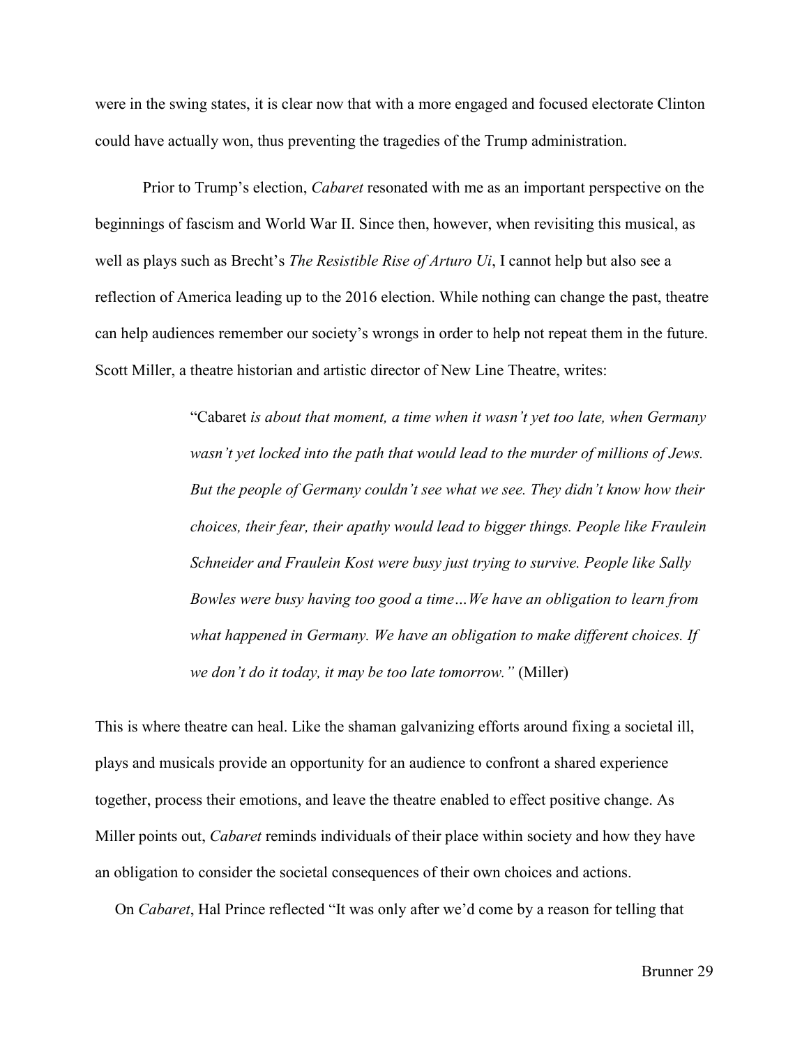were in the swing states, it is clear now that with a more engaged and focused electorate Clinton could have actually won, thus preventing the tragedies of the Trump administration.

Prior to Trump's election, *Cabaret* resonated with me as an important perspective on the beginnings of fascism and World War II. Since then, however, when revisiting this musical, as well as plays such as Brecht's *The Resistible Rise of Arturo Ui*, I cannot help but also see a reflection of America leading up to the 2016 election. While nothing can change the past, theatre can help audiences remember our society's wrongs in order to help not repeat them in the future. Scott Miller, a theatre historian and artistic director of New Line Theatre, writes:

> "Cabaret *is about that moment, a time when it wasn't yet too late, when Germany wasn't yet locked into the path that would lead to the murder of millions of Jews. But the people of Germany couldn't see what we see. They didn't know how their choices, their fear, their apathy would lead to bigger things. People like Fraulein Schneider and Fraulein Kost were busy just trying to survive. People like Sally Bowles were busy having too good a time…We have an obligation to learn from what happened in Germany. We have an obligation to make different choices. If we don't do it today, it may be too late tomorrow."* (Miller)

This is where theatre can heal. Like the shaman galvanizing efforts around fixing a societal ill, plays and musicals provide an opportunity for an audience to confront a shared experience together, process their emotions, and leave the theatre enabled to effect positive change. As Miller points out, *Cabaret* reminds individuals of their place within society and how they have an obligation to consider the societal consequences of their own choices and actions.

On *Cabaret*, Hal Prince reflected "It was only after we'd come by a reason for telling that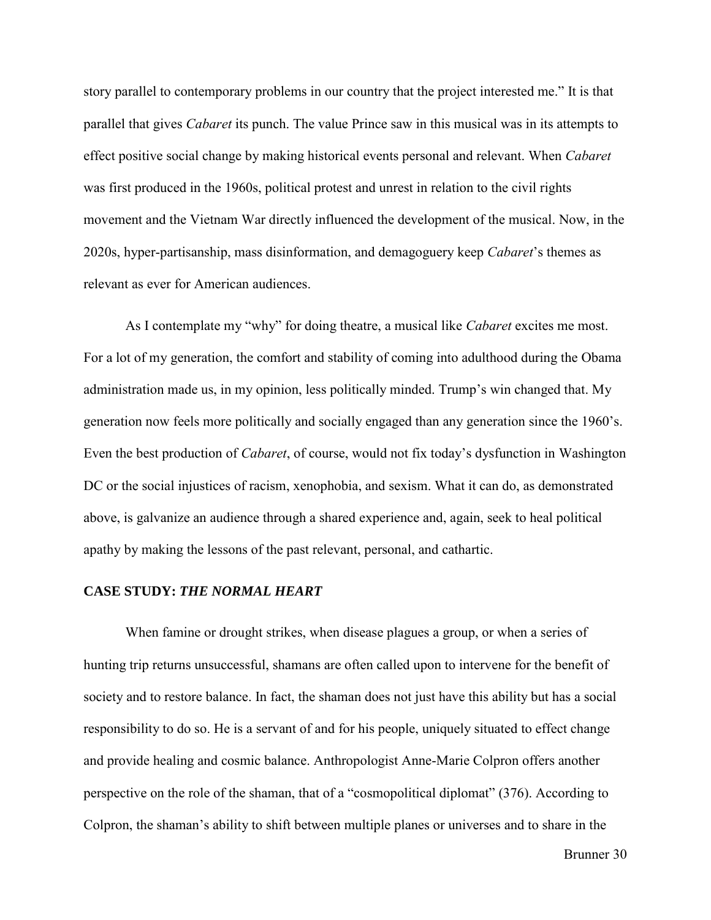story parallel to contemporary problems in our country that the project interested me." It is that parallel that gives *Cabaret* its punch. The value Prince saw in this musical was in its attempts to effect positive social change by making historical events personal and relevant. When *Cabaret* was first produced in the 1960s, political protest and unrest in relation to the civil rights movement and the Vietnam War directly influenced the development of the musical. Now, in the 2020s, hyper-partisanship, mass disinformation, and demagoguery keep *Cabaret*'s themes as relevant as ever for American audiences.

As I contemplate my "why" for doing theatre, a musical like *Cabaret* excites me most. For a lot of my generation, the comfort and stability of coming into adulthood during the Obama administration made us, in my opinion, less politically minded. Trump's win changed that. My generation now feels more politically and socially engaged than any generation since the 1960's. Even the best production of *Cabaret*, of course, would not fix today's dysfunction in Washington DC or the social injustices of racism, xenophobia, and sexism. What it can do, as demonstrated above, is galvanize an audience through a shared experience and, again, seek to heal political apathy by making the lessons of the past relevant, personal, and cathartic.

## CASE STUDY: *THE NORMAL HEART*

When famine or drought strikes, when disease plagues a group, or when a series of hunting trip returns unsuccessful, shamans are often called upon to intervene for the benefit of society and to restore balance. In fact, the shaman does not just have this ability but has a social responsibility to do so. He is a servant of and for his people, uniquely situated to effect change and provide healing and cosmic balance. Anthropologist Anne-Marie Colpron offers another perspective on the role of the shaman, that of a "cosmopolitical diplomat" (376). According to Colpron, the shaman's ability to shift between multiple planes or universes and to share in the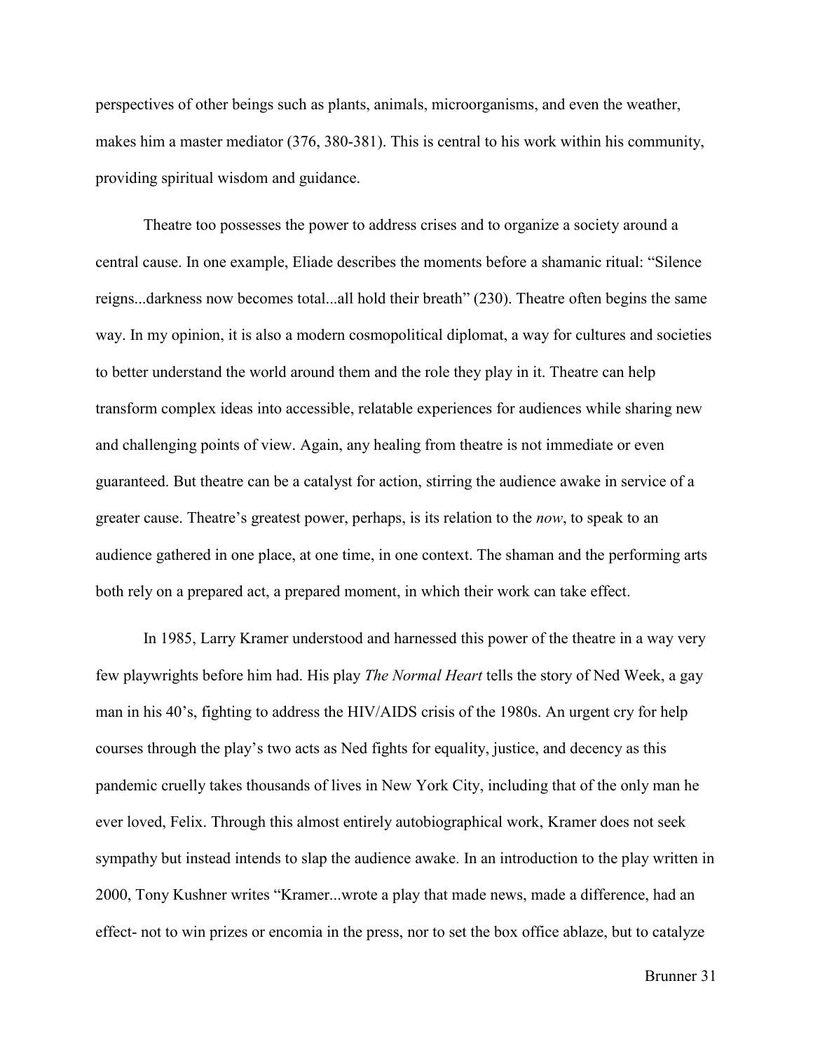perspectives of other beings such as plants, animals, microorganisms, and even the weather, makes him a master mediator (376, 380-381). This is central to his work within his community, providing spiritual wisdom and guidance.

Theatre too possesses the power to address crises and to organize a society around a central cause. In one example, Eliade describes the moments before a shamanic ritual: "Silence reigns...darkness now becomes total...all hold their breath" (230). Theatre often begins the same way. In my opinion, it is also a modern cosmopolitical diplomat, a way for cultures and societies to better understand the world around them and the role they play in it. Theatre can help transform complex ideas into accessible, relatable experiences for audiences while sharing new and challenging points of view. Again, any healing from theatre is not immediate or even guaranteed. But theatre can be a catalyst for action, stirring the audience awake in service of a greater cause. Theatre's greatest power, perhaps, is its relation to the *now*, to speak to an audience gathered in one place, at one time, in one context. The shaman and the performing arts both rely on a prepared act, a prepared moment, in which their work can take effect.

In 1985, Larry Kramer understood and harnessed this power of the theatre in a way very few playwrights before him had. His play *The Normal Heart* tells the story of Ned Week, a gay man in his 40's, fighting to address the HIV/AIDS crisis of the 1980s. An urgent cry for help courses through the play's two acts as Ned fights for equality, justice, and decency as this pandemic cruelly takes thousands of lives in New York City, including that of the only man he ever loved, Felix. Through this almost entirely autobiographical work, Kramer does not seek sympathy but instead intends to slap the audience awake. In an introduction to the play written in 2000, Tony Kushner writes "Kramer...wrote a play that made news, made a difference, had an effect- not to win prizes or encomia in the press, nor to set the box office ablaze, but to catalyze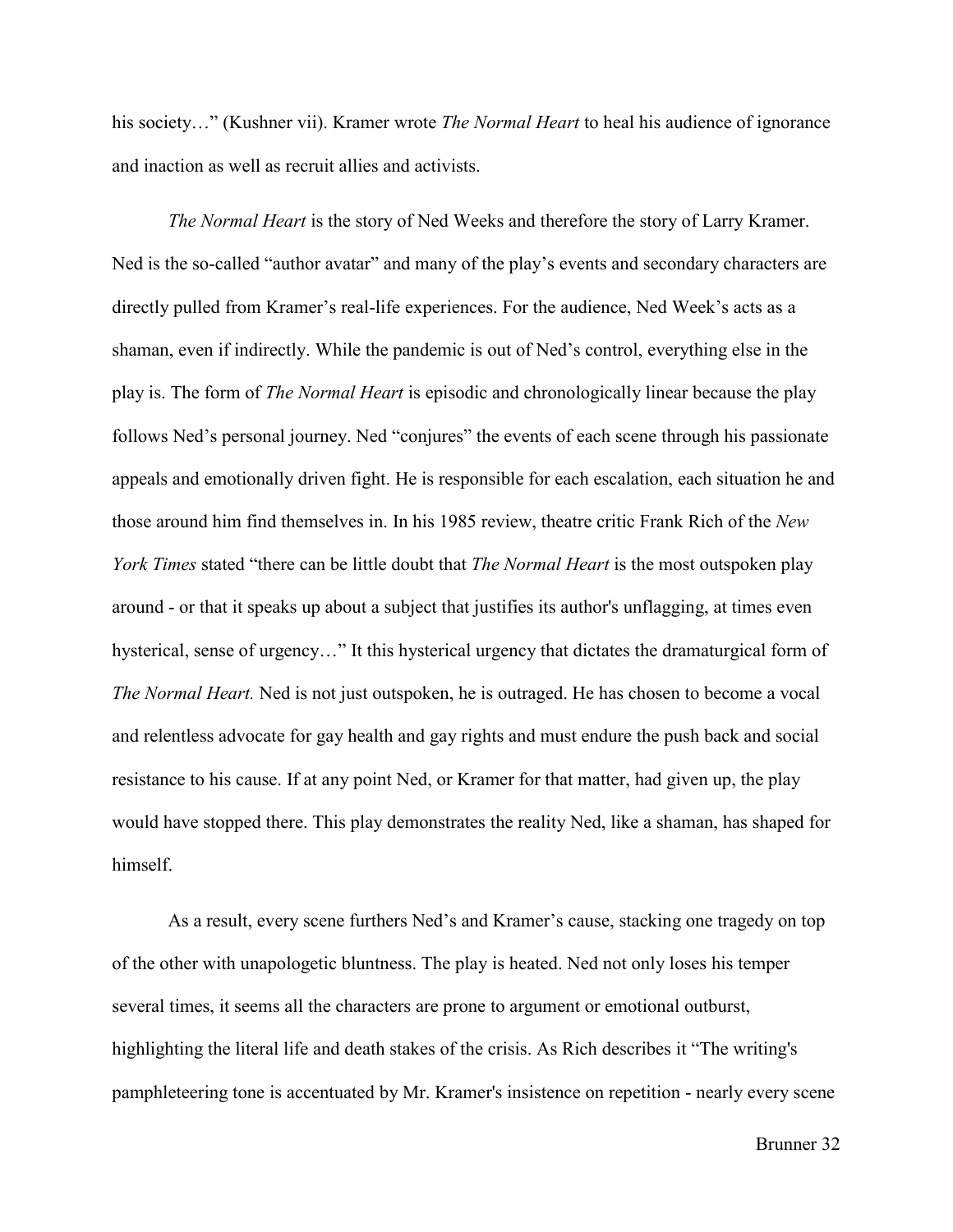his society…" (Kushner vii). Kramer wrote *The Normal Heart* to heal his audience of ignorance and inaction as well as recruit allies and activists.

*The Normal Heart* is the story of Ned Weeks and therefore the story of Larry Kramer. Ned is the so-called "author avatar" and many of the play's events and secondary characters are directly pulled from Kramer's real-life experiences. For the audience, Ned Week's acts as a shaman, even if indirectly. While the pandemic is out of Ned's control, everything else in the play is. The form of *The Normal Heart* is episodic and chronologically linear because the play follows Ned's personal journey. Ned "conjures" the events of each scene through his passionate appeals and emotionally driven fight. He is responsible for each escalation, each situation he and those around him find themselves in. In his 1985 review, theatre critic Frank Rich of the *New York Times* stated "there can be little doubt that *The Normal Heart* is the most outspoken play around - or that it speaks up about a subject that justifies its author's unflagging, at times even hysterical, sense of urgency…" It this hysterical urgency that dictates the dramaturgical form of *The Normal Heart.* Ned is not just outspoken, he is outraged. He has chosen to become a vocal and relentless advocate for gay health and gay rights and must endure the push back and social resistance to his cause. If at any point Ned, or Kramer for that matter, had given up, the play would have stopped there. This play demonstrates the reality Ned, like a shaman, has shaped for himself.

As a result, every scene furthers Ned's and Kramer's cause, stacking one tragedy on top of the other with unapologetic bluntness. The play is heated. Ned not only loses his temper several times, it seems all the characters are prone to argument or emotional outburst, highlighting the literal life and death stakes of the crisis. As Rich describes it "The writing's pamphleteering tone is accentuated by Mr. Kramer's insistence on repetition - nearly every scene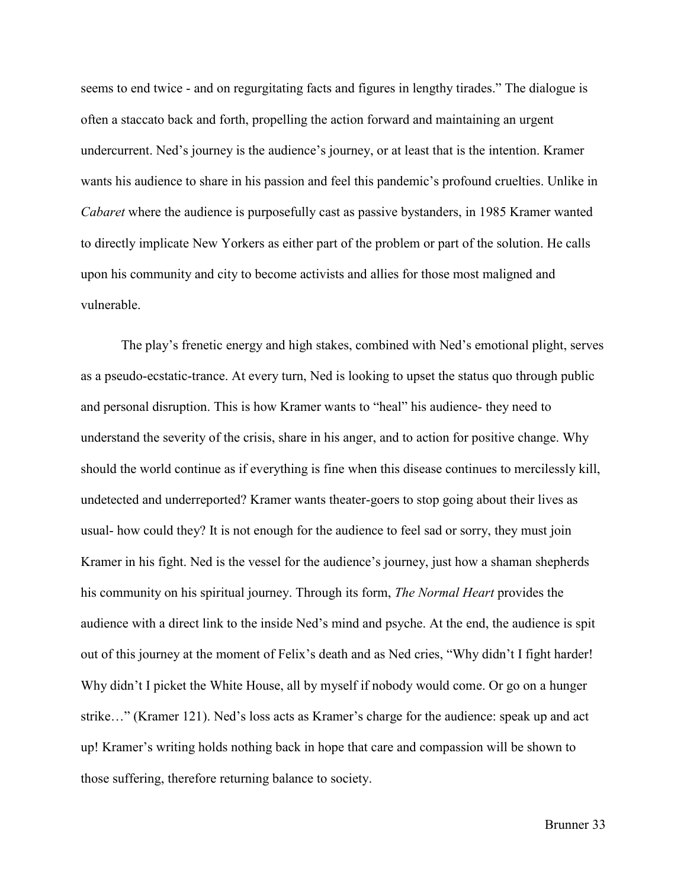seems to end twice - and on regurgitating facts and figures in lengthy tirades." The dialogue is often a staccato back and forth, propelling the action forward and maintaining an urgent undercurrent. Ned's journey is the audience's journey, or at least that is the intention. Kramer wants his audience to share in his passion and feel this pandemic's profound cruelties. Unlike in *Cabaret* where the audience is purposefully cast as passive bystanders, in 1985 Kramer wanted to directly implicate New Yorkers as either part of the problem or part of the solution. He calls upon his community and city to become activists and allies for those most maligned and vulnerable.

The play's frenetic energy and high stakes, combined with Ned's emotional plight, serves as a pseudo-ecstatic-trance. At every turn, Ned is looking to upset the status quo through public and personal disruption. This is how Kramer wants to "heal" his audience- they need to understand the severity of the crisis, share in his anger, and to action for positive change. Why should the world continue as if everything is fine when this disease continues to mercilessly kill, undetected and underreported? Kramer wants theater-goers to stop going about their lives as usual- how could they? It is not enough for the audience to feel sad or sorry, they must join Kramer in his fight. Ned is the vessel for the audience's journey, just how a shaman shepherds his community on his spiritual journey. Through its form, *The Normal Heart* provides the audience with a direct link to the inside Ned's mind and psyche. At the end, the audience is spit out of this journey at the moment of Felix's death and as Ned cries, "Why didn't I fight harder! Why didn't I picket the White House, all by myself if nobody would come. Or go on a hunger strike…" (Kramer 121). Ned's loss acts as Kramer's charge for the audience: speak up and act up! Kramer's writing holds nothing back in hope that care and compassion will be shown to those suffering, therefore returning balance to society.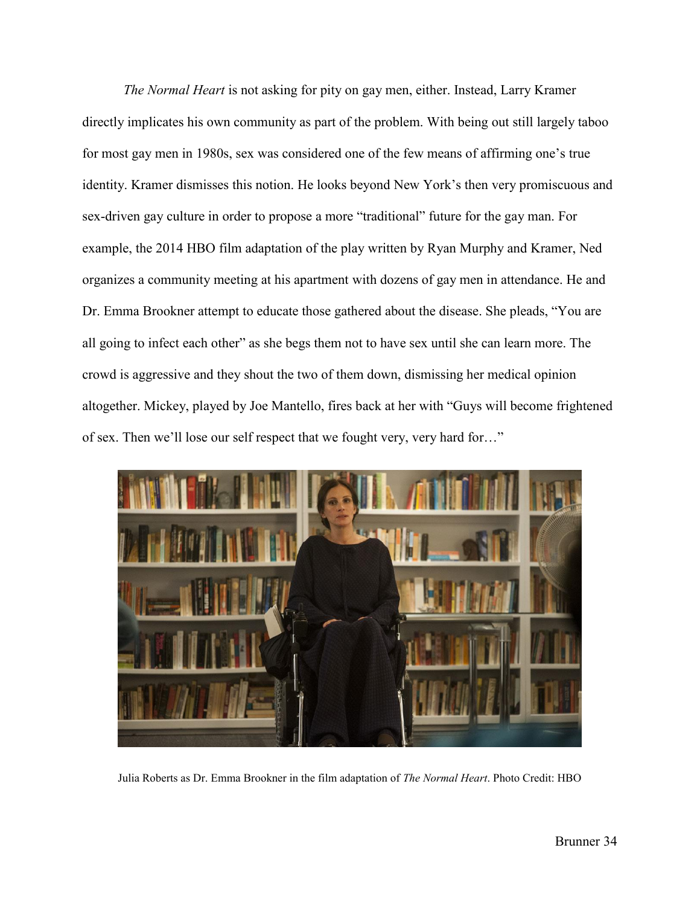*The Normal Heart* is not asking for pity on gay men, either. Instead, Larry Kramer directly implicates his own community as part of the problem. With being out still largely taboo for most gay men in 1980s, sex was considered one of the few means of affirming one's true identity. Kramer dismisses this notion. He looks beyond New York's then very promiscuous and sex-driven gay culture in order to propose a more "traditional" future for the gay man. For example, the 2014 HBO film adaptation of the play written by Ryan Murphy and Kramer, Ned organizes a community meeting at his apartment with dozens of gay men in attendance. He and Dr. Emma Brookner attempt to educate those gathered about the disease. She pleads, "You are all going to infect each other" as she begs them not to have sex until she can learn more. The crowd is aggressive and they shout the two of them down, dismissing her medical opinion altogether. Mickey, played by Joe Mantello, fires back at her with "Guys will become frightened of sex. Then we'll lose our self respect that we fought very, very hard for…"

Julia Roberts as Dr. Emma Brookner in the film adaptation of *The Normal Heart*. Photo Credit: HBO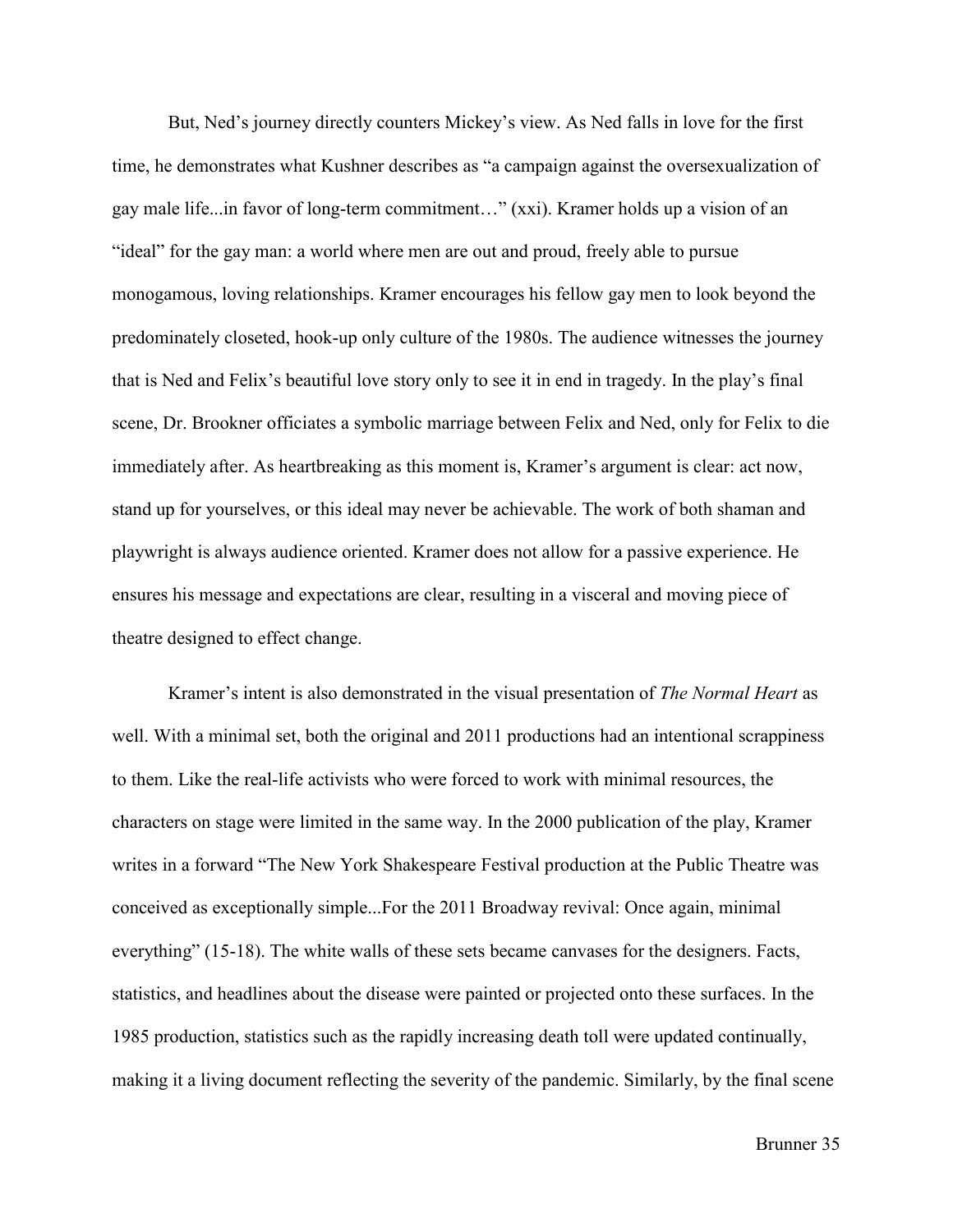But, Ned's journey directly counters Mickey's view. As Ned falls in love for the first time, he demonstrates what Kushner describes as "a campaign against the oversexualization of gay male life...in favor of long-term commitment…" (xxi). Kramer holds up a vision of an "ideal" for the gay man: a world where men are out and proud, freely able to pursue monogamous, loving relationships. Kramer encourages his fellow gay men to look beyond the predominately closeted, hook-up only culture of the 1980s. The audience witnesses the journey that is Ned and Felix's beautiful love story only to see it in end in tragedy. In the play's final scene, Dr. Brookner officiates a symbolic marriage between Felix and Ned, only for Felix to die immediately after. As heartbreaking as this moment is, Kramer's argument is clear: act now, stand up for yourselves, or this ideal may never be achievable. The work of both shaman and playwright is always audience oriented. Kramer does not allow for a passive experience. He ensures his message and expectations are clear, resulting in a visceral and moving piece of theatre designed to effect change.

Kramer's intent is also demonstrated in the visual presentation of *The Normal Heart* as well. With a minimal set, both the original and 2011 productions had an intentional scrappiness to them. Like the real-life activists who were forced to work with minimal resources, the characters on stage were limited in the same way. In the 2000 publication of the play, Kramer writes in a forward "The New York Shakespeare Festival production at the Public Theatre was conceived as exceptionally simple...For the 2011 Broadway revival: Once again, minimal everything" (15-18). The white walls of these sets became canvases for the designers. Facts, statistics, and headlines about the disease were painted or projected onto these surfaces. In the 1985 production, statistics such as the rapidly increasing death toll were updated continually, making it a living document reflecting the severity of the pandemic. Similarly, by the final scene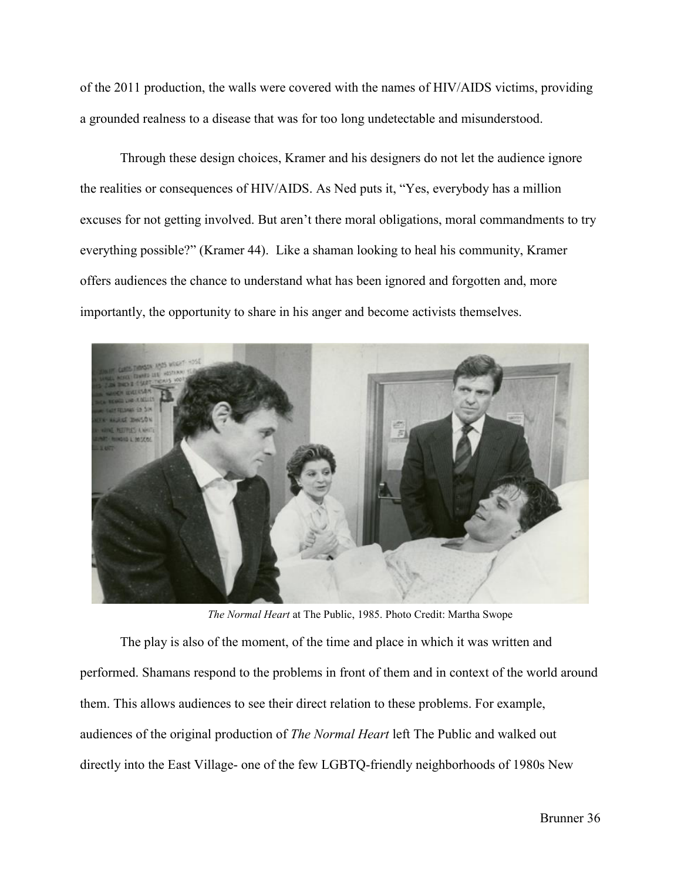of the 2011 production, the walls were covered with the names of HIV/AIDS victims, providing a grounded realness to a disease that was for too long undetectable and misunderstood.

Through these design choices, Kramer and his designers do not let the audience ignore the realities or consequences of HIV/AIDS. As Ned puts it, "Yes, everybody has a million excuses for not getting involved. But aren't there moral obligations, moral commandments to try everything possible?" (Kramer 44). Like a shaman looking to heal his community, Kramer offers audiences the chance to understand what has been ignored and forgotten and, more importantly, the opportunity to share in his anger and become activists themselves.

*The Normal Heart* at The Public, 1985. Photo Credit: Martha Swope

The play is also of the moment, of the time and place in which it was written and performed. Shamans respond to the problems in front of them and in context of the world around them. This allows audiences to see their direct relation to these problems. For example, audiences of the original production of *The Normal Heart* left The Public and walked out directly into the East Village- one of the few LGBTQ-friendly neighborhoods of 1980s New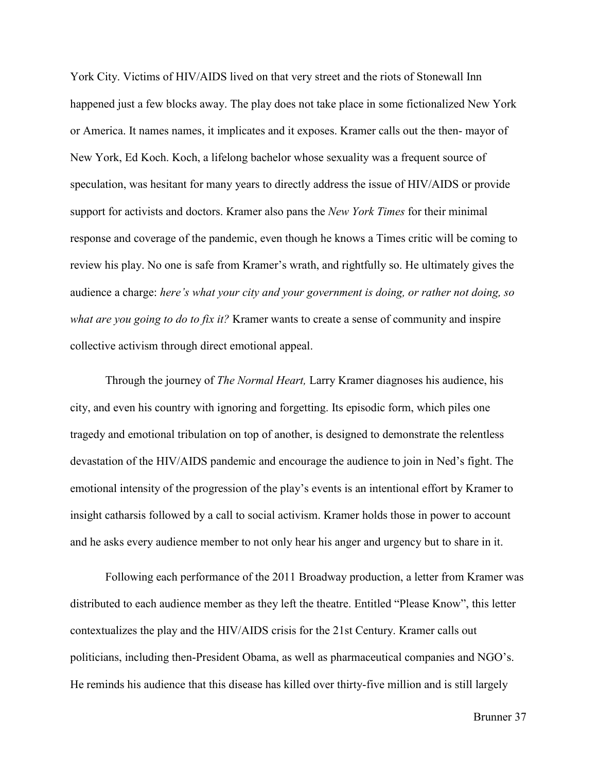York City. Victims of HIV/AIDS lived on that very street and the riots of Stonewall Inn happened just a few blocks away. The play does not take place in some fictionalized New York or America. It names names, it implicates and it exposes. Kramer calls out the then- mayor of New York, Ed Koch. Koch, a lifelong bachelor whose sexuality was a frequent source of speculation, was hesitant for many years to directly address the issue of HIV/AIDS or provide support for activists and doctors. Kramer also pans the *New York Times* for their minimal response and coverage of the pandemic, even though he knows a Times critic will be coming to review his play. No one is safe from Kramer's wrath, and rightfully so. He ultimately gives the audience a charge: *here's what your city and your government is doing, or rather not doing, so what are you going to do to fix it?* Kramer wants to create a sense of community and inspire collective activism through direct emotional appeal.

Through the journey of *The Normal Heart,* Larry Kramer diagnoses his audience, his city, and even his country with ignoring and forgetting. Its episodic form, which piles one tragedy and emotional tribulation on top of another, is designed to demonstrate the relentless devastation of the HIV/AIDS pandemic and encourage the audience to join in Ned's fight. The emotional intensity of the progression of the play's events is an intentional effort by Kramer to insight catharsis followed by a call to social activism. Kramer holds those in power to account and he asks every audience member to not only hear his anger and urgency but to share in it.

Following each performance of the 2011 Broadway production, a letter from Kramer was distributed to each audience member as they left the theatre. Entitled "Please Know", this letter contextualizes the play and the HIV/AIDS crisis for the 21st Century. Kramer calls out politicians, including then-President Obama, as well as pharmaceutical companies and NGO's. He reminds his audience that this disease has killed over thirty-five million and is still largely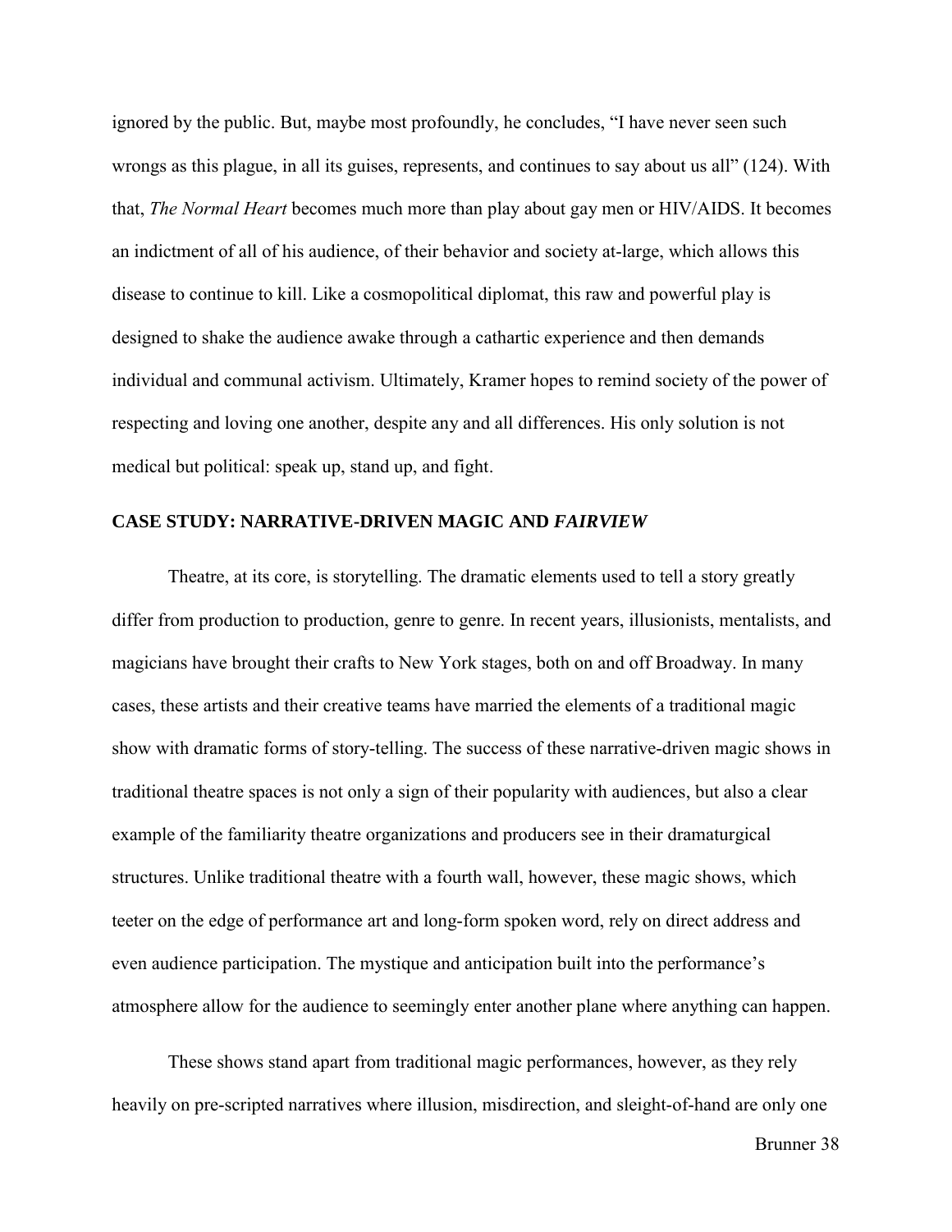ignored by the public. But, maybe most profoundly, he concludes, "I have never seen such wrongs as this plague, in all its guises, represents, and continues to say about us all" (124). With that, *The Normal Heart* becomes much more than play about gay men or HIV/AIDS. It becomes an indictment of all of his audience, of their behavior and society at-large, which allows this disease to continue to kill. Like a cosmopolitical diplomat, this raw and powerful play is designed to shake the audience awake through a cathartic experience and then demands individual and communal activism. Ultimately, Kramer hopes to remind society of the power of respecting and loving one another, despite any and all differences. His only solution is not medical but political: speak up, stand up, and fight.

## CASE STUDY: NARRATIVE-DRIVEN MAGIC AND *FAIRVIEW*

Theatre, at its core, is storytelling. The dramatic elements used to tell a story greatly differ from production to production, genre to genre. In recent years, illusionists, mentalists, and magicians have brought their crafts to New York stages, both on and off Broadway. In many cases, these artists and their creative teams have married the elements of a traditional magic show with dramatic forms of story-telling. The success of these narrative-driven magic shows in traditional theatre spaces is not only a sign of their popularity with audiences, but also a clear example of the familiarity theatre organizations and producers see in their dramaturgical structures. Unlike traditional theatre with a fourth wall, however, these magic shows, which teeter on the edge of performance art and long-form spoken word, rely on direct address and even audience participation. The mystique and anticipation built into the performance's atmosphere allow for the audience to seemingly enter another plane where anything can happen.

These shows stand apart from traditional magic performances, however, as they rely heavily on pre-scripted narratives where illusion, misdirection, and sleight-of-hand are only one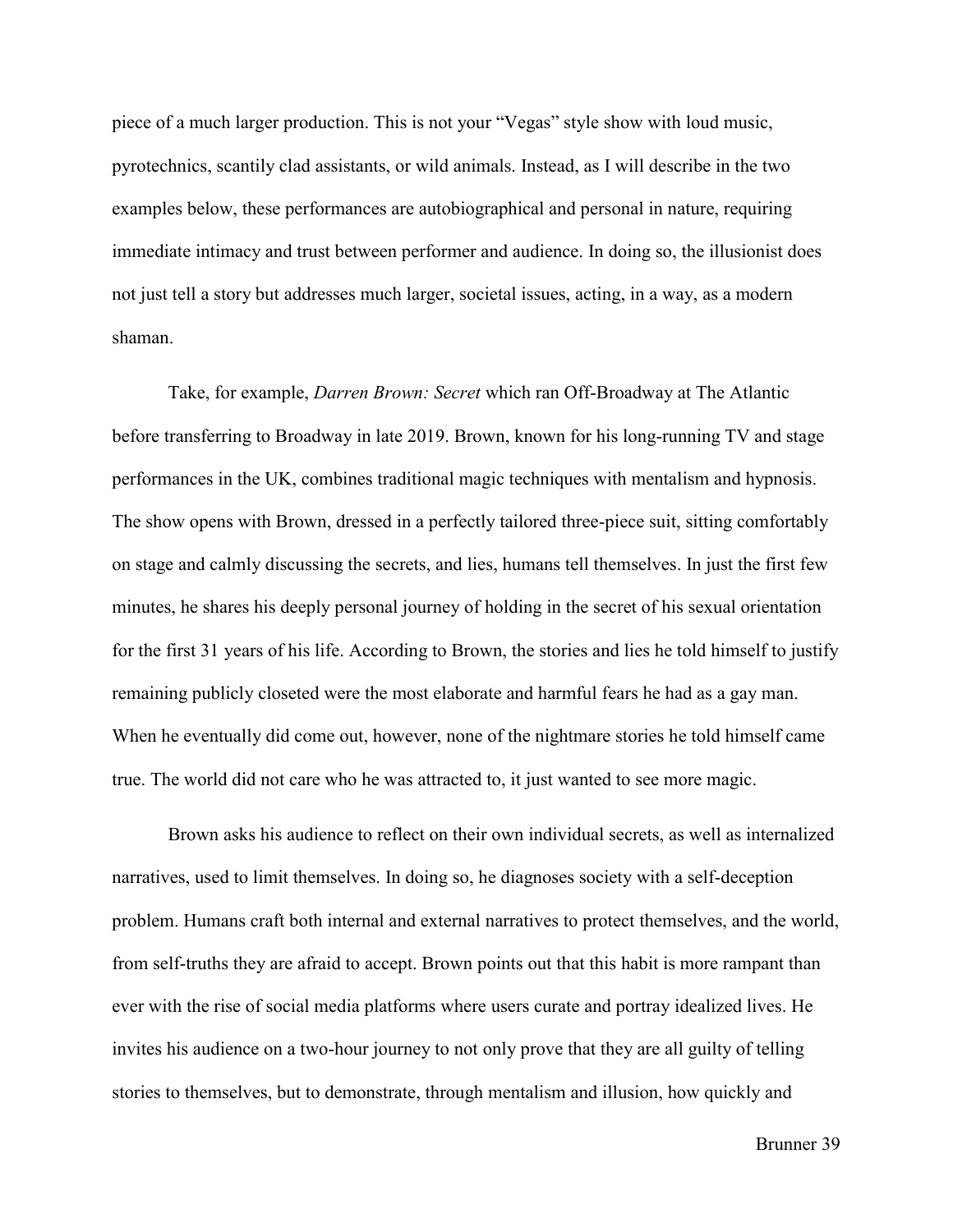piece of a much larger production. This is not your "Vegas" style show with loud music, pyrotechnics, scantily clad assistants, or wild animals. Instead, as I will describe in the two examples below, these performances are autobiographical and personal in nature, requiring immediate intimacy and trust between performer and audience. In doing so, the illusionist does not just tell a story but addresses much larger, societal issues, acting, in a way, as a modern shaman.

Take, for example, *Darren Brown: Secret* which ran Off-Broadway at The Atlantic before transferring to Broadway in late 2019. Brown, known for his long-running TV and stage performances in the UK, combines traditional magic techniques with mentalism and hypnosis. The show opens with Brown, dressed in a perfectly tailored three-piece suit, sitting comfortably on stage and calmly discussing the secrets, and lies, humans tell themselves. In just the first few minutes, he shares his deeply personal journey of holding in the secret of his sexual orientation for the first 31 years of his life. According to Brown, the stories and lies he told himself to justify remaining publicly closeted were the most elaborate and harmful fears he had as a gay man. When he eventually did come out, however, none of the nightmare stories he told himself came true. The world did not care who he was attracted to, it just wanted to see more magic.

Brown asks his audience to reflect on their own individual secrets, as well as internalized narratives, used to limit themselves. In doing so, he diagnoses society with a self-deception problem. Humans craft both internal and external narratives to protect themselves, and the world, from self-truths they are afraid to accept. Brown points out that this habit is more rampant than ever with the rise of social media platforms where users curate and portray idealized lives. He invites his audience on a two-hour journey to not only prove that they are all guilty of telling stories to themselves, but to demonstrate, through mentalism and illusion, how quickly and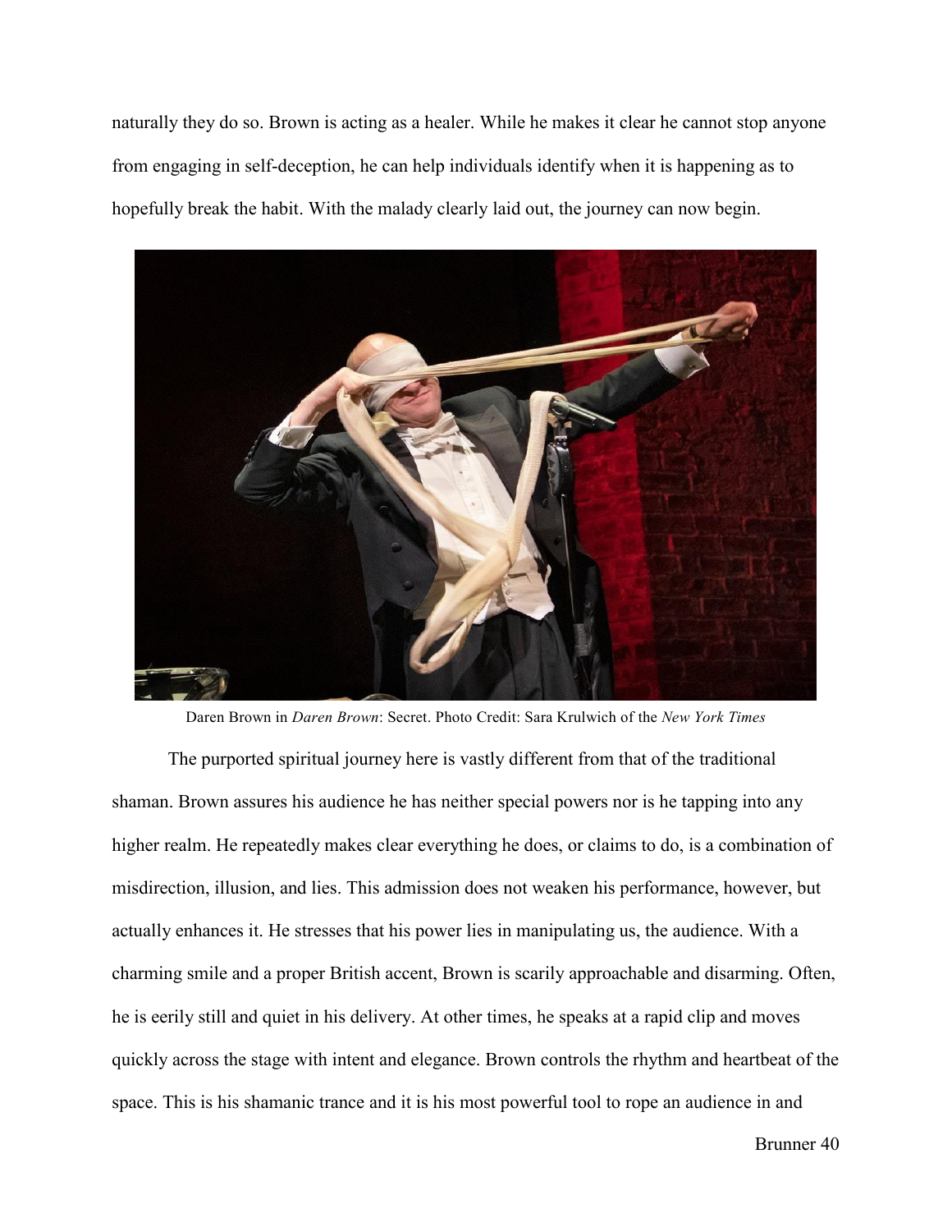naturally they do so. Brown is acting as a healer. While he makes it clear he cannot stop anyone from engaging in self-deception, he can help individuals identify when it is happening as to hopefully break the habit. With the malady clearly laid out, the journey can now begin.

Daren Brown in *Daren Brown*: Secret. Photo Credit: Sara Krulwich of the *New York Times*

The purported spiritual journey here is vastly different from that of the traditional shaman. Brown assures his audience he has neither special powers nor is he tapping into any higher realm. He repeatedly makes clear everything he does, or claims to do, is a combination of misdirection, illusion, and lies. This admission does not weaken his performance, however, but actually enhances it. He stresses that his power lies in manipulating us, the audience. With a charming smile and a proper British accent, Brown is scarily approachable and disarming. Often, he is eerily still and quiet in his delivery. At other times, he speaks at a rapid clip and moves quickly across the stage with intent and elegance. Brown controls the rhythm and heartbeat of the space. This is his shamanic trance and it is his most powerful tool to rope an audience in and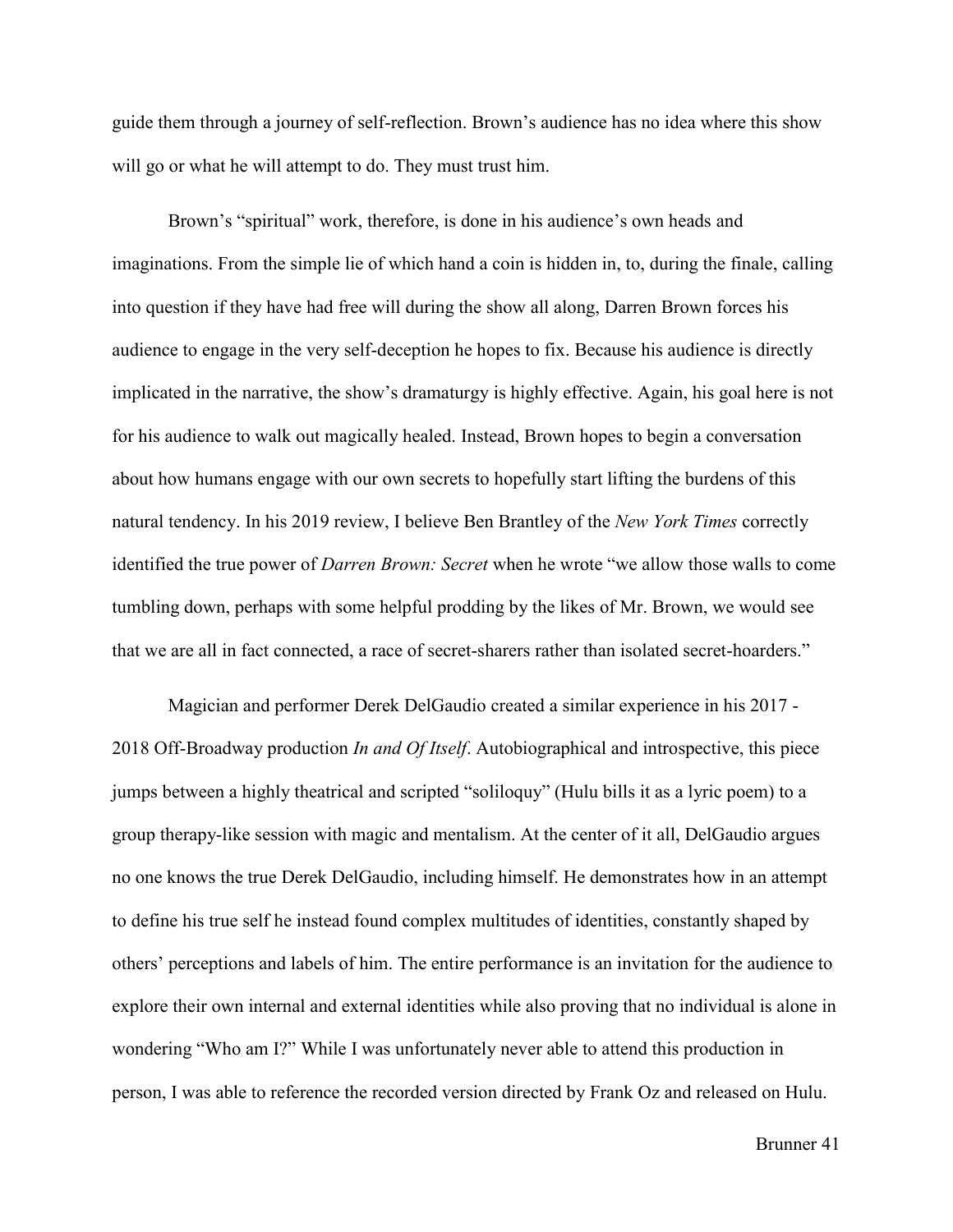guide them through a journey of self-reflection. Brown's audience has no idea where this show will go or what he will attempt to do. They must trust him.

Brown's "spiritual" work, therefore, is done in his audience's own heads and imaginations. From the simple lie of which hand a coin is hidden in, to, during the finale, calling into question if they have had free will during the show all along, Darren Brown forces his audience to engage in the very self-deception he hopes to fix. Because his audience is directly implicated in the narrative, the show's dramaturgy is highly effective. Again, his goal here is not for his audience to walk out magically healed. Instead, Brown hopes to begin a conversation about how humans engage with our own secrets to hopefully start lifting the burdens of this natural tendency. In his 2019 review, I believe Ben Brantley of the *New York Times* correctly identified the true power of *Darren Brown: Secret* when he wrote "we allow those walls to come tumbling down, perhaps with some helpful prodding by the likes of Mr. Brown, we would see that we are all in fact connected, a race of secret-sharers rather than isolated secret-hoarders."

Magician and performer Derek DelGaudio created a similar experience in his 2017 - 2018 Off-Broadway production *In and Of Itself*. Autobiographical and introspective, this piece jumps between a highly theatrical and scripted "soliloquy" (Hulu bills it as a lyric poem) to a group therapy-like session with magic and mentalism. At the center of it all, DelGaudio argues no one knows the true Derek DelGaudio, including himself. He demonstrates how in an attempt to define his true self he instead found complex multitudes of identities, constantly shaped by others' perceptions and labels of him. The entire performance is an invitation for the audience to explore their own internal and external identities while also proving that no individual is alone in wondering "Who am I?" While I was unfortunately never able to attend this production in person, I was able to reference the recorded version directed by Frank Oz and released on Hulu.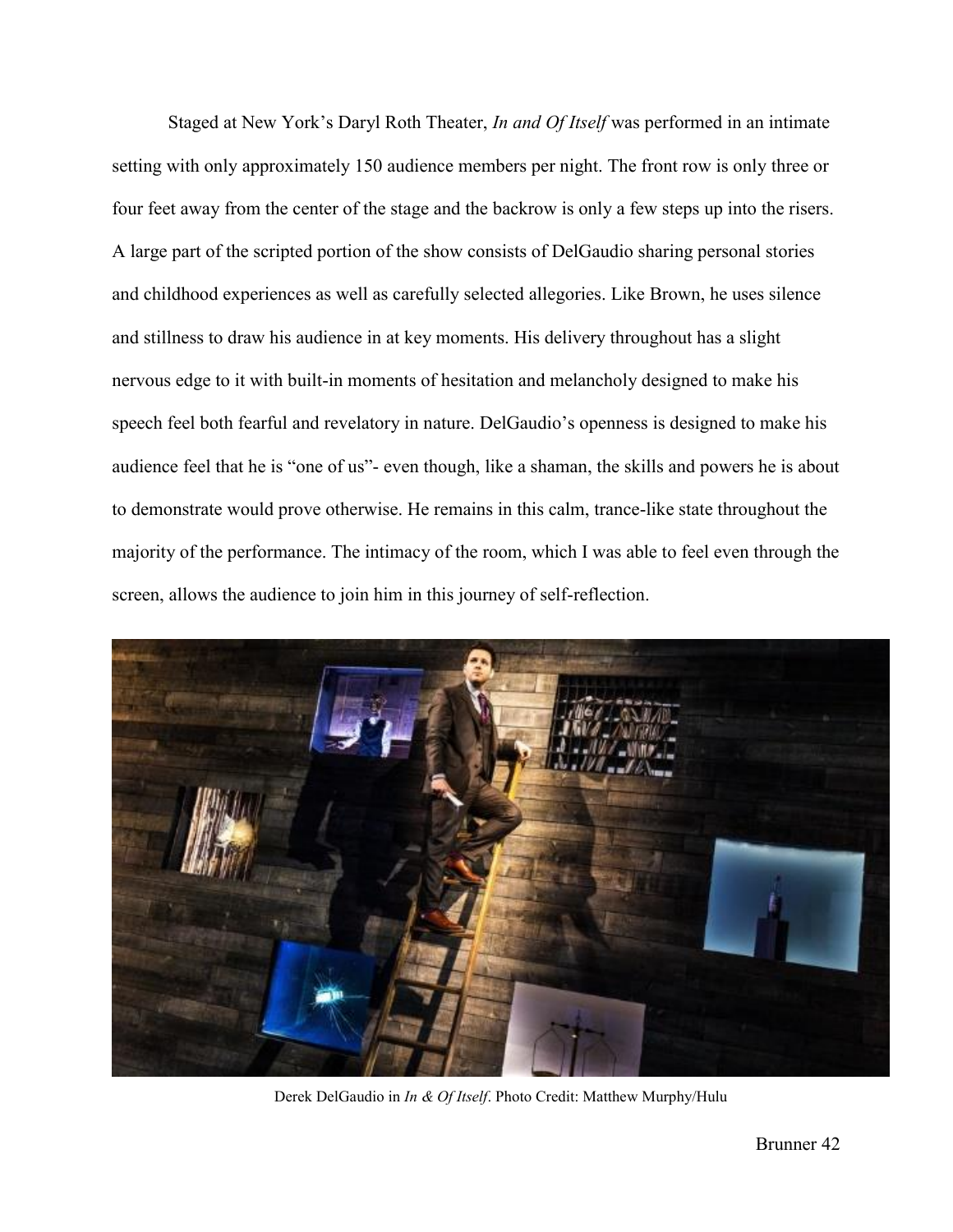Staged at New York's Daryl Roth Theater, *In and Of Itself* was performed in an intimate setting with only approximately 150 audience members per night. The front row is only three or four feet away from the center of the stage and the backrow is only a few steps up into the risers. A large part of the scripted portion of the show consists of DelGaudio sharing personal stories and childhood experiences as well as carefully selected allegories. Like Brown, he uses silence and stillness to draw his audience in at key moments. His delivery throughout has a slight nervous edge to it with built-in moments of hesitation and melancholy designed to make his speech feel both fearful and revelatory in nature. DelGaudio's openness is designed to make his audience feel that he is "one of us"- even though, like a shaman, the skills and powers he is about to demonstrate would prove otherwise. He remains in this calm, trance-like state throughout the majority of the performance. The intimacy of the room, which I was able to feel even through the screen, allows the audience to join him in this journey of self-reflection.

Derek DelGaudio in *In & Of Itself*. Photo Credit: Matthew Murphy/Hulu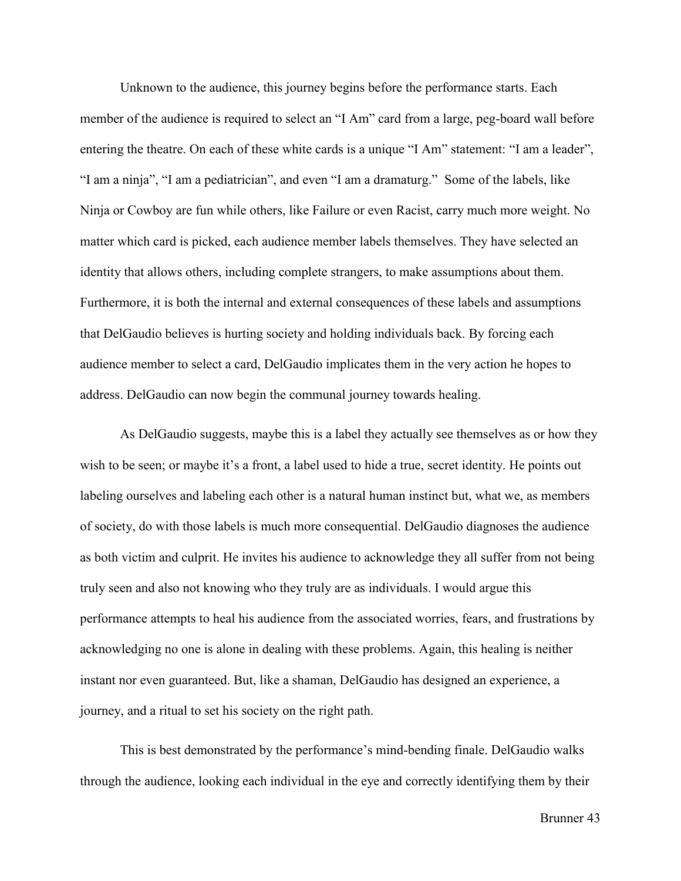Unknown to the audience, this journey begins before the performance starts. Each member of the audience is required to select an "I Am" card from a large, peg-board wall before entering the theatre. On each of these white cards is a unique "I Am" statement: "I am a leader", "I am a ninja", "I am a pediatrician", and even "I am a dramaturg." Some of the labels, like Ninja or Cowboy are fun while others, like Failure or even Racist, carry much more weight. No matter which card is picked, each audience member labels themselves. They have selected an identity that allows others, including complete strangers, to make assumptions about them. Furthermore, it is both the internal and external consequences of these labels and assumptions that DelGaudio believes is hurting society and holding individuals back. By forcing each audience member to select a card, DelGaudio implicates them in the very action he hopes to address. DelGaudio can now begin the communal journey towards healing.

As DelGaudio suggests, maybe this is a label they actually see themselves as or how they wish to be seen; or maybe it's a front, a label used to hide a true, secret identity. He points out labeling ourselves and labeling each other is a natural human instinct but, what we, as members of society, do with those labels is much more consequential. DelGaudio diagnoses the audience as both victim and culprit. He invites his audience to acknowledge they all suffer from not being truly seen and also not knowing who they truly are as individuals. I would argue this performance attempts to heal his audience from the associated worries, fears, and frustrations by acknowledging no one is alone in dealing with these problems. Again, this healing is neither instant nor even guaranteed. But, like a shaman, DelGaudio has designed an experience, a journey, and a ritual to set his society on the right path.

This is best demonstrated by the performance's mind-bending finale. DelGaudio walks through the audience, looking each individual in the eye and correctly identifying them by their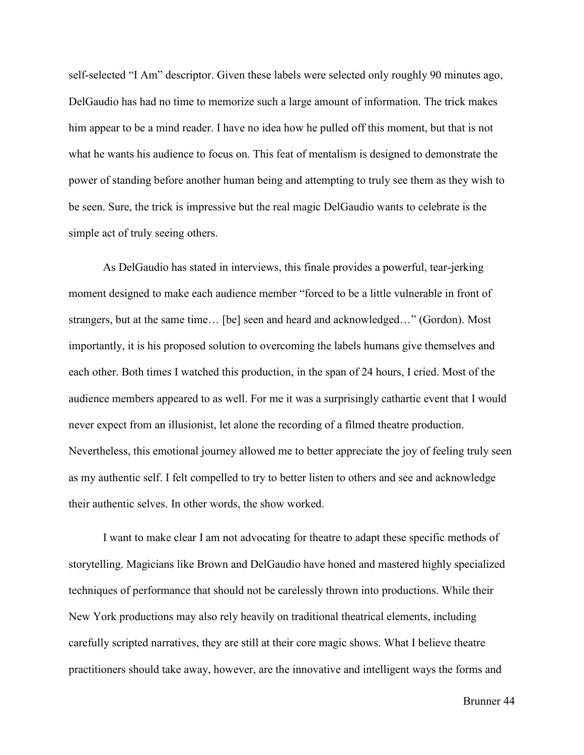self-selected "I Am" descriptor. Given these labels were selected only roughly 90 minutes ago, DelGaudio has had no time to memorize such a large amount of information. The trick makes him appear to be a mind reader. I have no idea how he pulled off this moment, but that is not what he wants his audience to focus on. This feat of mentalism is designed to demonstrate the power of standing before another human being and attempting to truly see them as they wish to be seen. Sure, the trick is impressive but the real magic DelGaudio wants to celebrate is the simple act of truly seeing others.

As DelGaudio has stated in interviews, this finale provides a powerful, tear-jerking moment designed to make each audience member "forced to be a little vulnerable in front of strangers, but at the same time… [be] seen and heard and acknowledged…" (Gordon). Most importantly, it is his proposed solution to overcoming the labels humans give themselves and each other. Both times I watched this production, in the span of 24 hours, I cried. Most of the audience members appeared to as well. For me it was a surprisingly cathartic event that I would never expect from an illusionist, let alone the recording of a filmed theatre production. Nevertheless, this emotional journey allowed me to better appreciate the joy of feeling truly seen as my authentic self. I felt compelled to try to better listen to others and see and acknowledge their authentic selves. In other words, the show worked.

I want to make clear I am not advocating for theatre to adapt these specific methods of storytelling. Magicians like Brown and DelGaudio have honed and mastered highly specialized techniques of performance that should not be carelessly thrown into productions. While their New York productions may also rely heavily on traditional theatrical elements, including carefully scripted narratives, they are still at their core magic shows. What I believe theatre practitioners should take away, however, are the innovative and intelligent ways the forms and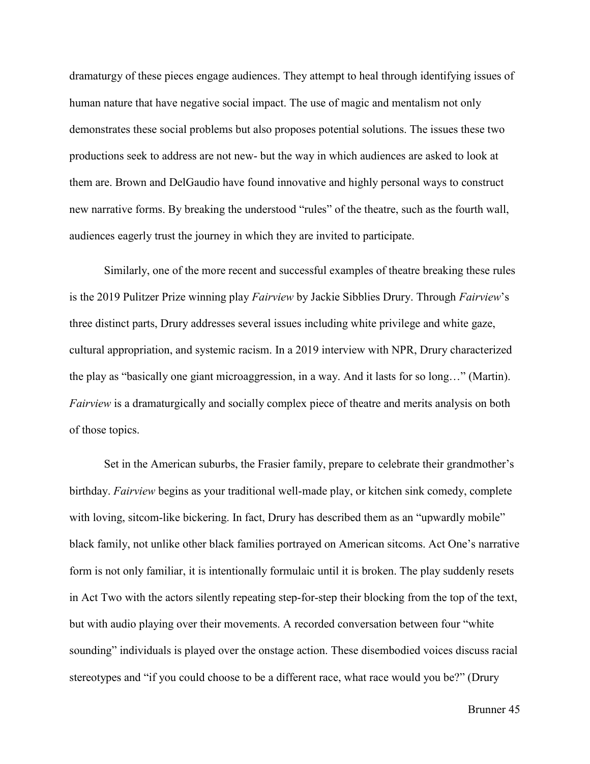dramaturgy of these pieces engage audiences. They attempt to heal through identifying issues of human nature that have negative social impact. The use of magic and mentalism not only demonstrates these social problems but also proposes potential solutions. The issues these two productions seek to address are not new- but the way in which audiences are asked to look at them are. Brown and DelGaudio have found innovative and highly personal ways to construct new narrative forms. By breaking the understood "rules" of the theatre, such as the fourth wall, audiences eagerly trust the journey in which they are invited to participate.

Similarly, one of the more recent and successful examples of theatre breaking these rules is the 2019 Pulitzer Prize winning play *Fairview* by Jackie Sibblies Drury. Through *Fairview*'s three distinct parts, Drury addresses several issues including white privilege and white gaze, cultural appropriation, and systemic racism. In a 2019 interview with NPR, Drury characterized the play as "basically one giant microaggression, in a way. And it lasts for so long…" (Martin). *Fairview* is a dramaturgically and socially complex piece of theatre and merits analysis on both of those topics.

Set in the American suburbs, the Frasier family, prepare to celebrate their grandmother's birthday. *Fairview* begins as your traditional well-made play, or kitchen sink comedy, complete with loving, sitcom-like bickering. In fact, Drury has described them as an "upwardly mobile" black family, not unlike other black families portrayed on American sitcoms. Act One's narrative form is not only familiar, it is intentionally formulaic until it is broken. The play suddenly resets in Act Two with the actors silently repeating step-for-step their blocking from the top of the text, but with audio playing over their movements. A recorded conversation between four "white sounding" individuals is played over the onstage action. These disembodied voices discuss racial stereotypes and "if you could choose to be a different race, what race would you be?" (Drury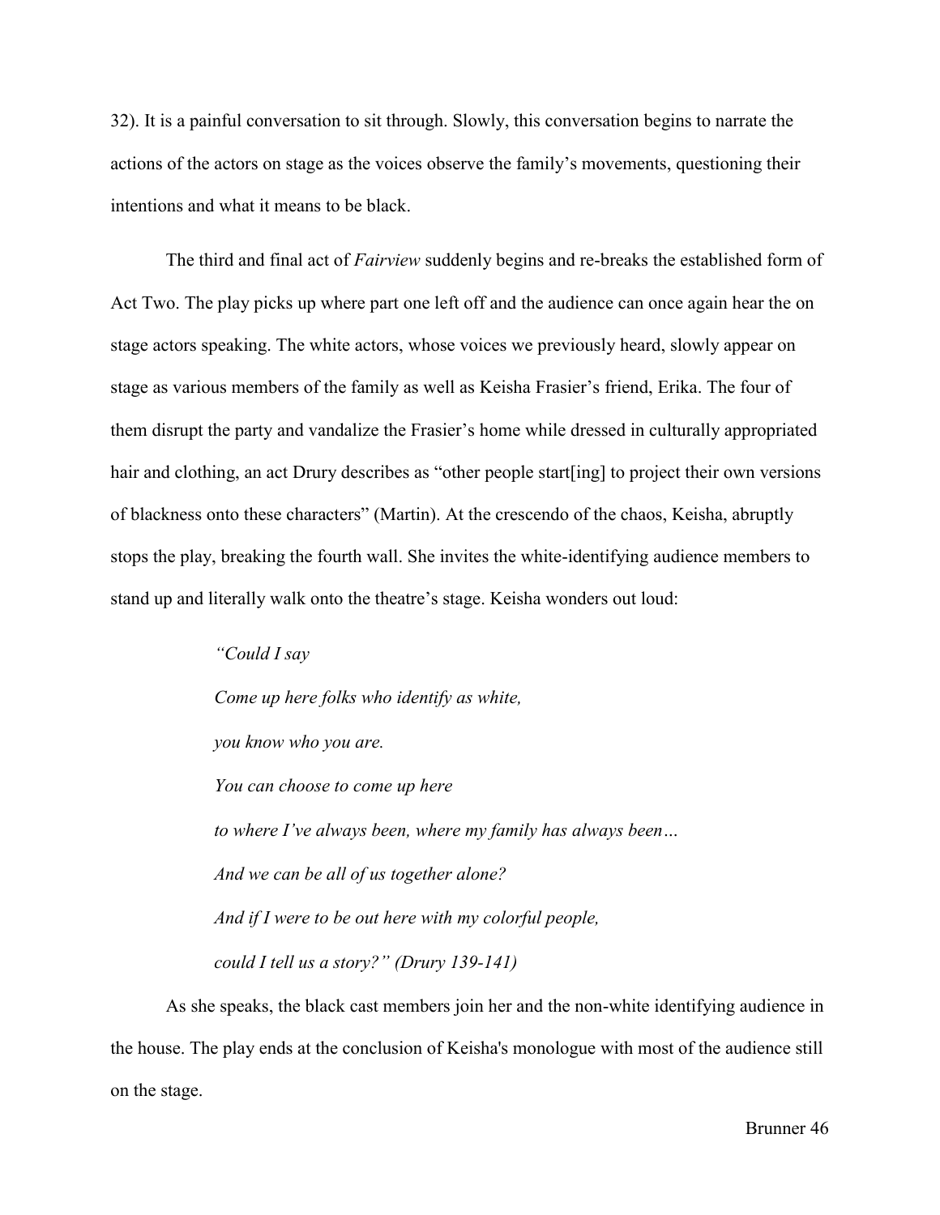32). It is a painful conversation to sit through. Slowly, this conversation begins to narrate the actions of the actors on stage as the voices observe the family's movements, questioning their intentions and what it means to be black.

The third and final act of *Fairview* suddenly begins and re-breaks the established form of Act Two. The play picks up where part one left off and the audience can once again hear the on stage actors speaking. The white actors, whose voices we previously heard, slowly appear on stage as various members of the family as well as Keisha Frasier's friend, Erika. The four of them disrupt the party and vandalize the Frasier's home while dressed in culturally appropriated hair and clothing, an act Drury describes as "other people start[ing] to project their own versions of blackness onto these characters" (Martin). At the crescendo of the chaos, Keisha, abruptly stops the play, breaking the fourth wall. She invites the white-identifying audience members to stand up and literally walk onto the theatre's stage. Keisha wonders out loud:

> *"Could I say*
>
> *Come up here folks who identify as white,*
>
> *you know who you are.*
>
> *You can choose to come up here*
>
> *to where I've always been, where my family has always been…*
>
> *And we can be all of us together alone?*
>
> *And if I were to be out here with my colorful people,*
>
> *could I tell us a story?" (Drury 139-141)*

As she speaks, the black cast members join her and the non-white identifying audience in the house. The play ends at the conclusion of Keisha's monologue with most of the audience still on the stage.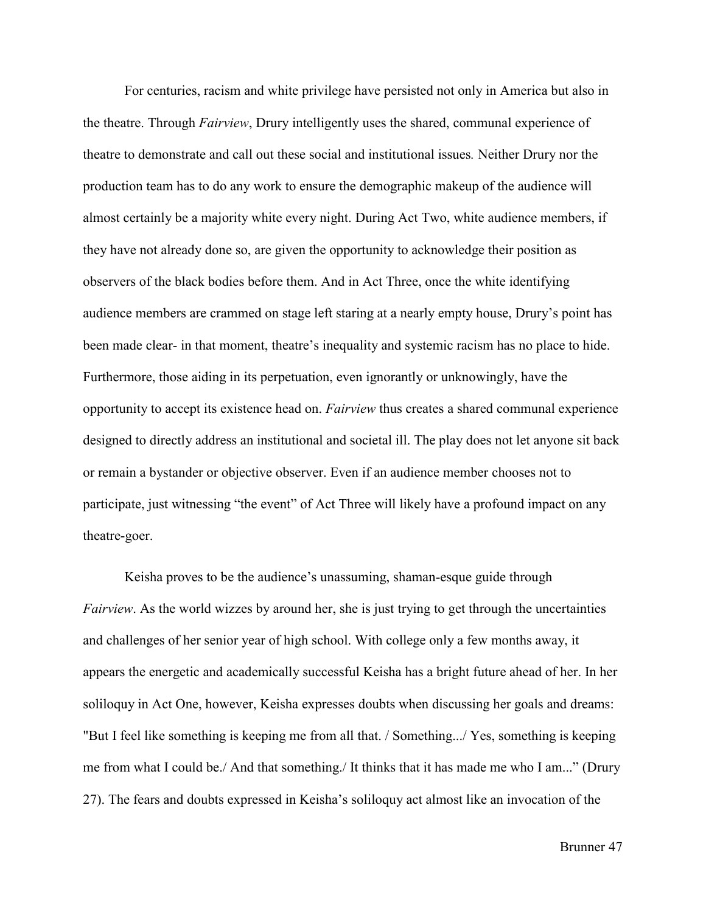For centuries, racism and white privilege have persisted not only in America but also in the theatre. Through *Fairview*, Drury intelligently uses the shared, communal experience of theatre to demonstrate and call out these social and institutional issues. Neither Drury nor the production team has to do any work to ensure the demographic makeup of the audience will almost certainly be a majority white every night. During Act Two, white audience members, if they have not already done so, are given the opportunity to acknowledge their position as observers of the black bodies before them. And in Act Three, once the white identifying audience members are crammed on stage left staring at a nearly empty house, Drury's point has been made clear- in that moment, theatre's inequality and systemic racism has no place to hide. Furthermore, those aiding in its perpetuation, even ignorantly or unknowingly, have the opportunity to accept its existence head on. *Fairview* thus creates a shared communal experience designed to directly address an institutional and societal ill. The play does not let anyone sit back or remain a bystander or objective observer. Even if an audience member chooses not to participate, just witnessing "the event" of Act Three will likely have a profound impact on any theatre-goer.

Keisha proves to be the audience's unassuming, shaman-esque guide through *Fairview*. As the world wizzes by around her, she is just trying to get through the uncertainties and challenges of her senior year of high school. With college only a few months away, it appears the energetic and academically successful Keisha has a bright future ahead of her. In her soliloquy in Act One, however, Keisha expresses doubts when discussing her goals and dreams: "But I feel like something is keeping me from all that. / Something.../ Yes, something is keeping me from what I could be./ And that something./ It thinks that it has made me who I am..." (Drury 27). The fears and doubts expressed in Keisha's soliloquy act almost like an invocation of the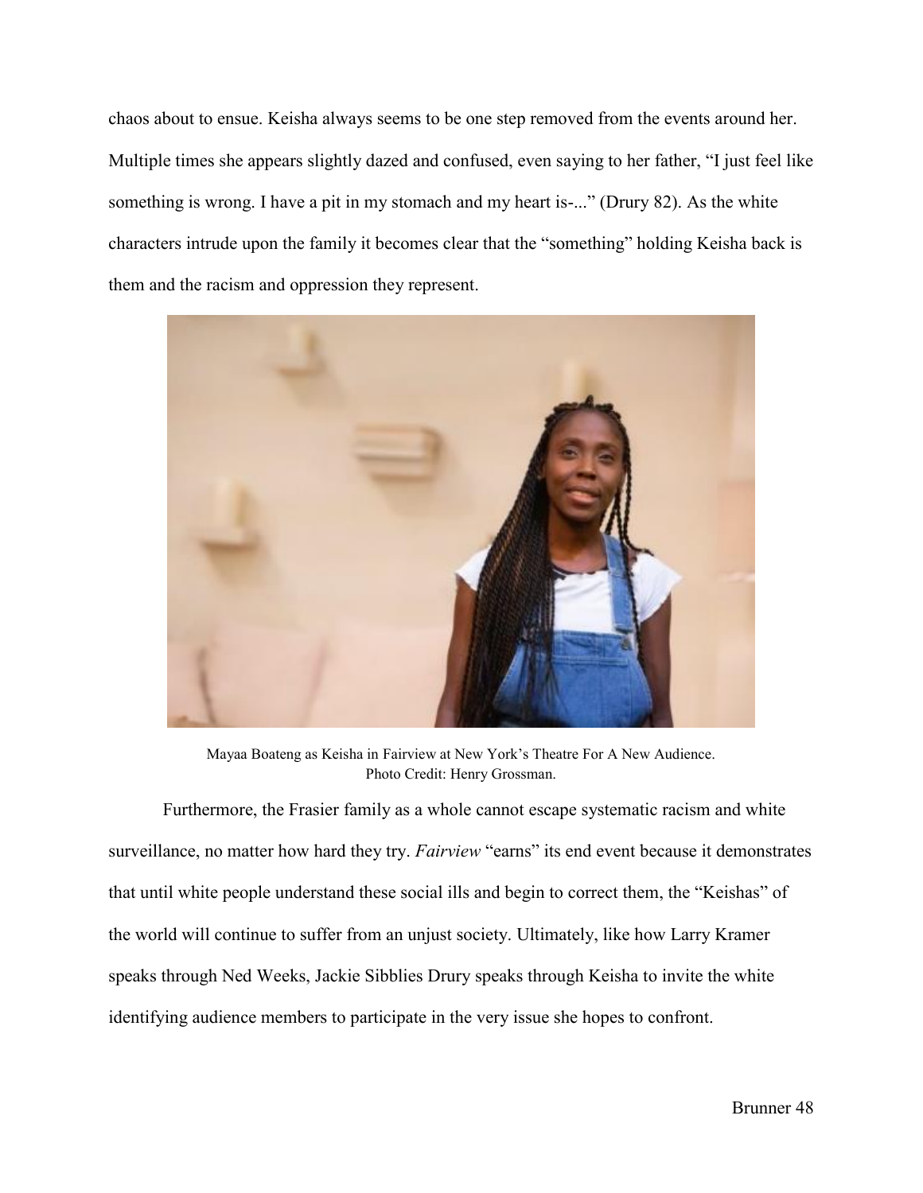chaos about to ensue. Keisha always seems to be one step removed from the events around her. Multiple times she appears slightly dazed and confused, even saying to her father, "I just feel like something is wrong. I have a pit in my stomach and my heart is-..." (Drury 82). As the white characters intrude upon the family it becomes clear that the "something" holding Keisha back is them and the racism and oppression they represent.

Mayaa Boateng as Keisha in Fairview at New York's Theatre For A New Audience.
Photo Credit: Henry Grossman.

Furthermore, the Frasier family as a whole cannot escape systematic racism and white surveillance, no matter how hard they try. *Fairview* "earns" its end event because it demonstrates that until white people understand these social ills and begin to correct them, the "Keishas" of the world will continue to suffer from an unjust society. Ultimately, like how Larry Kramer speaks through Ned Weeks, Jackie Sibblies Drury speaks through Keisha to invite the white identifying audience members to participate in the very issue she hopes to confront.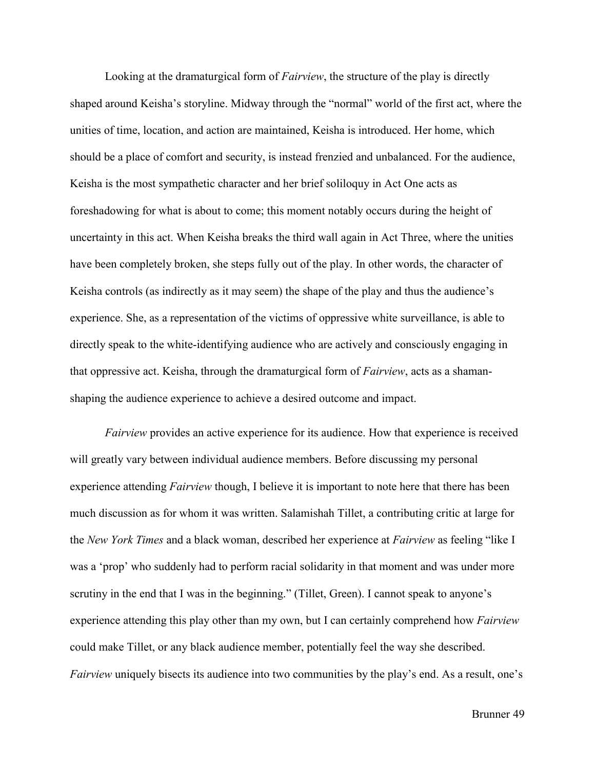Looking at the dramaturgical form of *Fairview*, the structure of the play is directly shaped around Keisha's storyline. Midway through the "normal" world of the first act, where the unities of time, location, and action are maintained, Keisha is introduced. Her home, which should be a place of comfort and security, is instead frenzied and unbalanced. For the audience, Keisha is the most sympathetic character and her brief soliloquy in Act One acts as foreshadowing for what is about to come; this moment notably occurs during the height of uncertainty in this act. When Keisha breaks the third wall again in Act Three, where the unities have been completely broken, she steps fully out of the play. In other words, the character of Keisha controls (as indirectly as it may seem) the shape of the play and thus the audience's experience. She, as a representation of the victims of oppressive white surveillance, is able to directly speak to the white-identifying audience who are actively and consciously engaging in that oppressive act. Keisha, through the dramaturgical form of *Fairview*, acts as a shaman-shaping the audience experience to achieve a desired outcome and impact.

*Fairview* provides an active experience for its audience. How that experience is received will greatly vary between individual audience members. Before discussing my personal experience attending *Fairview* though, I believe it is important to note here that there has been much discussion as for whom it was written. Salamishah Tillet, a contributing critic at large for the *New York Times* and a black woman, described her experience at *Fairview* as feeling "like I was a 'prop' who suddenly had to perform racial solidarity in that moment and was under more scrutiny in the end that I was in the beginning." (Tillet, Green). I cannot speak to anyone's experience attending this play other than my own, but I can certainly comprehend how *Fairview* could make Tillet, or any black audience member, potentially feel the way she described. *Fairview* uniquely bisects its audience into two communities by the play's end. As a result, one's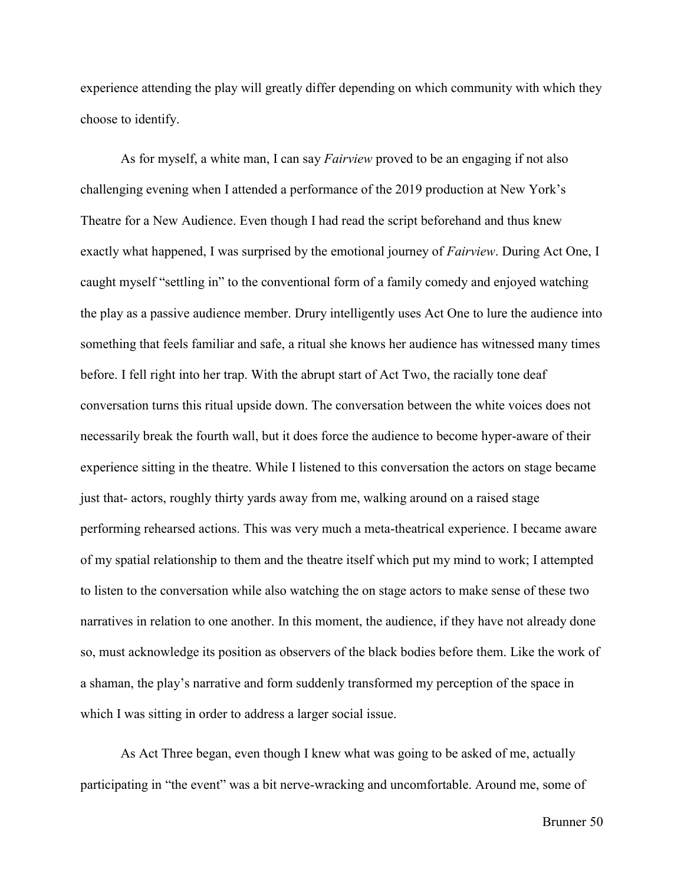experience attending the play will greatly differ depending on which community with which they choose to identify.

As for myself, a white man, I can say *Fairview* proved to be an engaging if not also challenging evening when I attended a performance of the 2019 production at New York's Theatre for a New Audience. Even though I had read the script beforehand and thus knew exactly what happened, I was surprised by the emotional journey of *Fairview*. During Act One, I caught myself "settling in" to the conventional form of a family comedy and enjoyed watching the play as a passive audience member. Drury intelligently uses Act One to lure the audience into something that feels familiar and safe, a ritual she knows her audience has witnessed many times before. I fell right into her trap. With the abrupt start of Act Two, the racially tone deaf conversation turns this ritual upside down. The conversation between the white voices does not necessarily break the fourth wall, but it does force the audience to become hyper-aware of their experience sitting in the theatre. While I listened to this conversation the actors on stage became just that- actors, roughly thirty yards away from me, walking around on a raised stage performing rehearsed actions. This was very much a meta-theatrical experience. I became aware of my spatial relationship to them and the theatre itself which put my mind to work; I attempted to listen to the conversation while also watching the on stage actors to make sense of these two narratives in relation to one another. In this moment, the audience, if they have not already done so, must acknowledge its position as observers of the black bodies before them. Like the work of a shaman, the play's narrative and form suddenly transformed my perception of the space in which I was sitting in order to address a larger social issue.

As Act Three began, even though I knew what was going to be asked of me, actually participating in "the event" was a bit nerve-wracking and uncomfortable. Around me, some of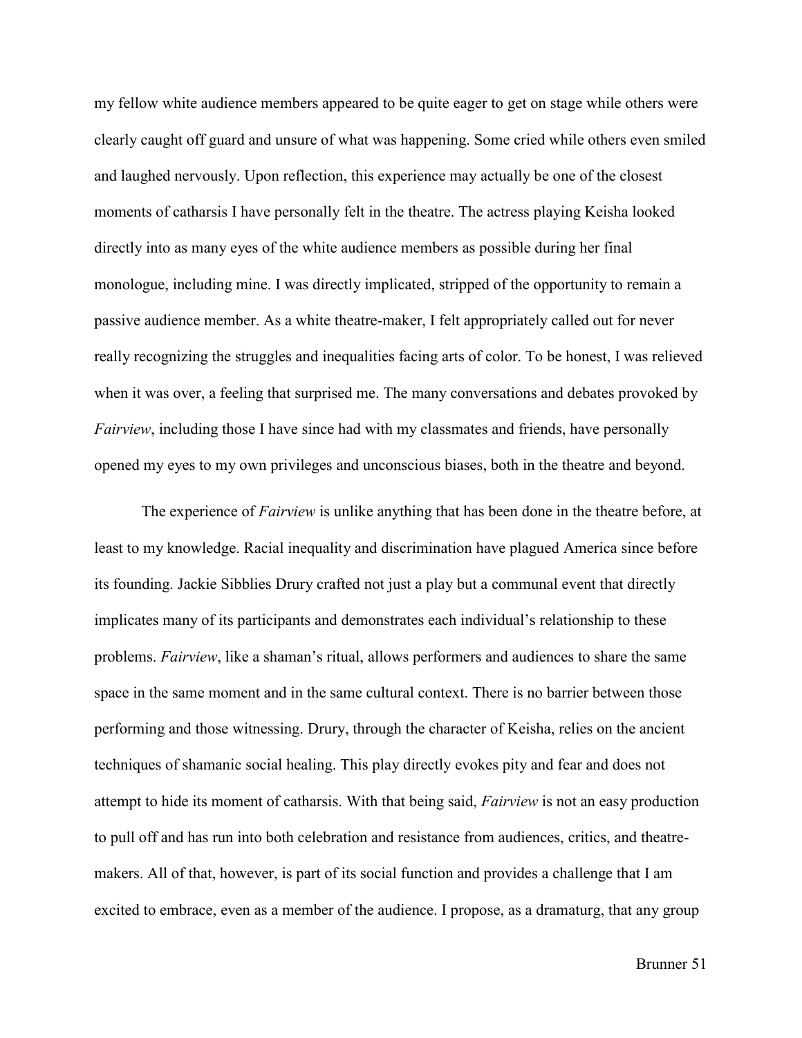my fellow white audience members appeared to be quite eager to get on stage while others were clearly caught off guard and unsure of what was happening. Some cried while others even smiled and laughed nervously. Upon reflection, this experience may actually be one of the closest moments of catharsis I have personally felt in the theatre. The actress playing Keisha looked directly into as many eyes of the white audience members as possible during her final monologue, including mine. I was directly implicated, stripped of the opportunity to remain a passive audience member. As a white theatre-maker, I felt appropriately called out for never really recognizing the struggles and inequalities facing arts of color. To be honest, I was relieved when it was over, a feeling that surprised me. The many conversations and debates provoked by *Fairview*, including those I have since had with my classmates and friends, have personally opened my eyes to my own privileges and unconscious biases, both in the theatre and beyond.

The experience of *Fairview* is unlike anything that has been done in the theatre before, at least to my knowledge. Racial inequality and discrimination have plagued America since before its founding. Jackie Sibblies Drury crafted not just a play but a communal event that directly implicates many of its participants and demonstrates each individual's relationship to these problems. *Fairview*, like a shaman's ritual, allows performers and audiences to share the same space in the same moment and in the same cultural context. There is no barrier between those performing and those witnessing. Drury, through the character of Keisha, relies on the ancient techniques of shamanic social healing. This play directly evokes pity and fear and does not attempt to hide its moment of catharsis. With that being said, *Fairview* is not an easy production to pull off and has run into both celebration and resistance from audiences, critics, and theatre-makers. All of that, however, is part of its social function and provides a challenge that I am excited to embrace, even as a member of the audience. I propose, as a dramaturg, that any group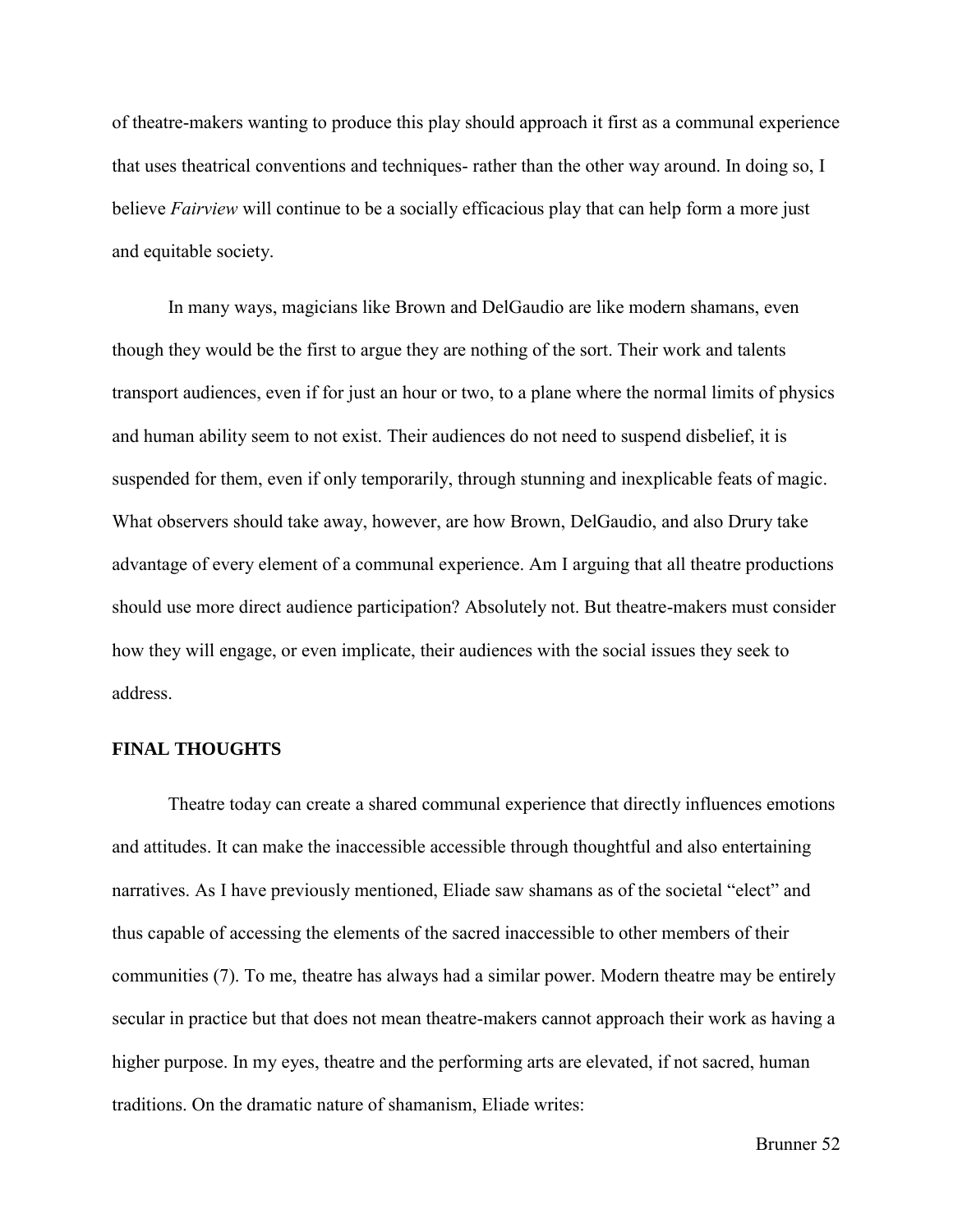of theatre-makers wanting to produce this play should approach it first as a communal experience that uses theatrical conventions and techniques- rather than the other way around. In doing so, I believe *Fairview* will continue to be a socially efficacious play that can help form a more just and equitable society.

In many ways, magicians like Brown and DelGaudio are like modern shamans, even though they would be the first to argue they are nothing of the sort. Their work and talents transport audiences, even if for just an hour or two, to a plane where the normal limits of physics and human ability seem to not exist. Their audiences do not need to suspend disbelief, it is suspended for them, even if only temporarily, through stunning and inexplicable feats of magic. What observers should take away, however, are how Brown, DelGaudio, and also Drury take advantage of every element of a communal experience. Am I arguing that all theatre productions should use more direct audience participation? Absolutely not. But theatre-makers must consider how they will engage, or even implicate, their audiences with the social issues they seek to address.

## FINAL THOUGHTS

Theatre today can create a shared communal experience that directly influences emotions and attitudes. It can make the inaccessible accessible through thoughtful and also entertaining narratives. As I have previously mentioned, Eliade saw shamans as of the societal "elect" and thus capable of accessing the elements of the sacred inaccessible to other members of their communities (7). To me, theatre has always had a similar power. Modern theatre may be entirely secular in practice but that does not mean theatre-makers cannot approach their work as having a higher purpose. In my eyes, theatre and the performing arts are elevated, if not sacred, human traditions. On the dramatic nature of shamanism, Eliade writes: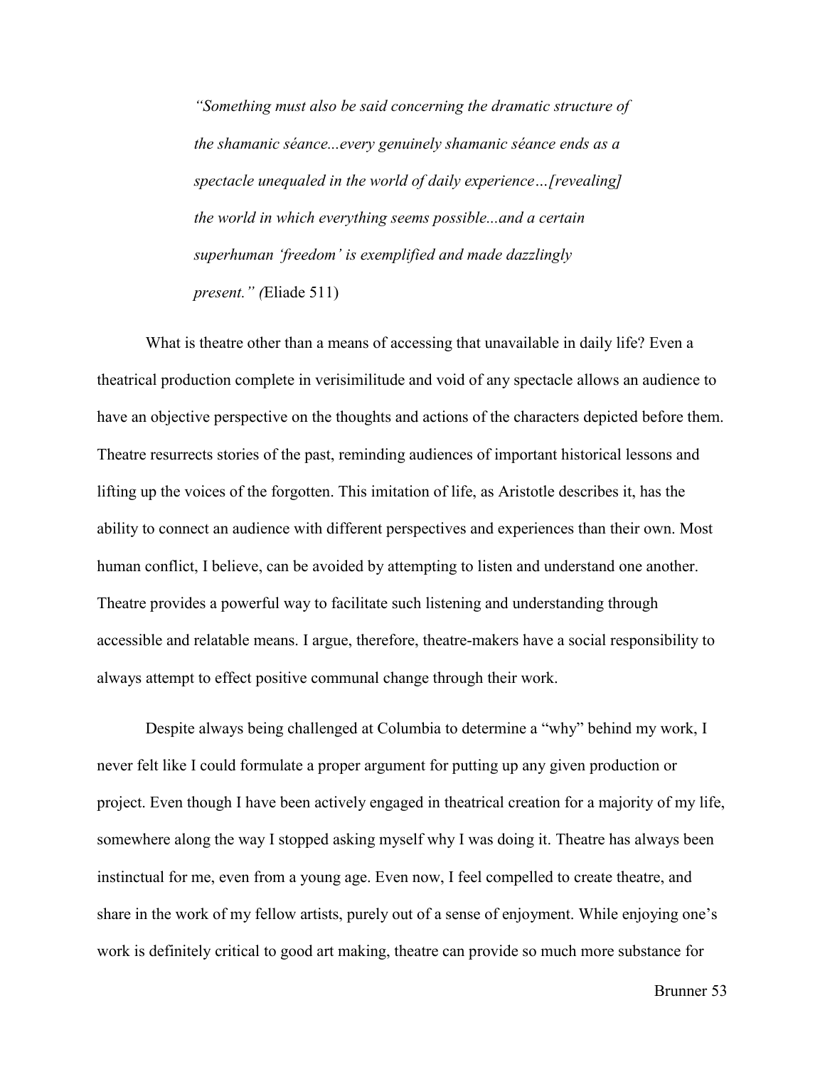> *"Something must also be said concerning the dramatic structure of the shamanic séance...every genuinely shamanic séance ends as a spectacle unequaled in the world of daily experience…[revealing] the world in which everything seems possible...and a certain superhuman 'freedom' is exemplified and made dazzlingly present." (*Eliade 511)

What is theatre other than a means of accessing that unavailable in daily life? Even a theatrical production complete in verisimilitude and void of any spectacle allows an audience to have an objective perspective on the thoughts and actions of the characters depicted before them. Theatre resurrects stories of the past, reminding audiences of important historical lessons and lifting up the voices of the forgotten. This imitation of life, as Aristotle describes it, has the ability to connect an audience with different perspectives and experiences than their own. Most human conflict, I believe, can be avoided by attempting to listen and understand one another. Theatre provides a powerful way to facilitate such listening and understanding through accessible and relatable means. I argue, therefore, theatre-makers have a social responsibility to always attempt to effect positive communal change through their work.

Despite always being challenged at Columbia to determine a "why" behind my work, I never felt like I could formulate a proper argument for putting up any given production or project. Even though I have been actively engaged in theatrical creation for a majority of my life, somewhere along the way I stopped asking myself why I was doing it. Theatre has always been instinctual for me, even from a young age. Even now, I feel compelled to create theatre, and share in the work of my fellow artists, purely out of a sense of enjoyment. While enjoying one's work is definitely critical to good art making, theatre can provide so much more substance for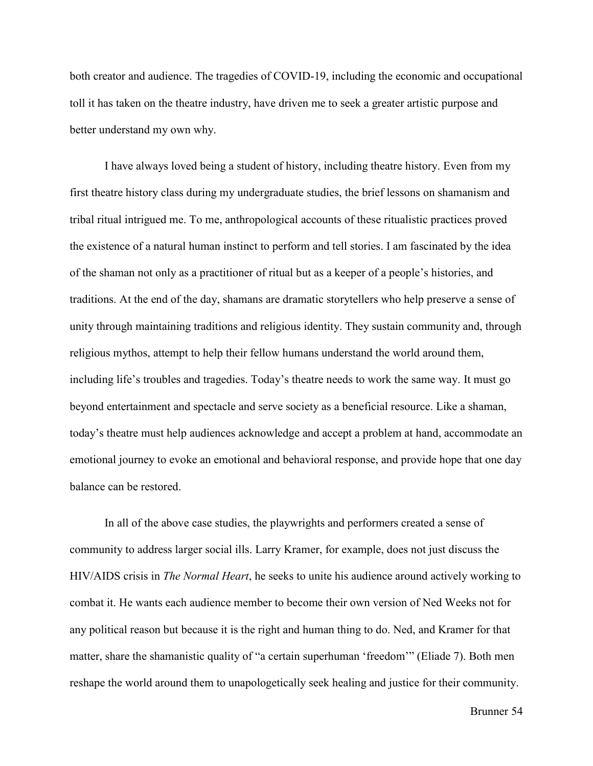both creator and audience. The tragedies of COVID-19, including the economic and occupational toll it has taken on the theatre industry, have driven me to seek a greater artistic purpose and better understand my own why.

I have always loved being a student of history, including theatre history. Even from my first theatre history class during my undergraduate studies, the brief lessons on shamanism and tribal ritual intrigued me. To me, anthropological accounts of these ritualistic practices proved the existence of a natural human instinct to perform and tell stories. I am fascinated by the idea of the shaman not only as a practitioner of ritual but as a keeper of a people's histories, and traditions. At the end of the day, shamans are dramatic storytellers who help preserve a sense of unity through maintaining traditions and religious identity. They sustain community and, through religious mythos, attempt to help their fellow humans understand the world around them, including life's troubles and tragedies. Today's theatre needs to work the same way. It must go beyond entertainment and spectacle and serve society as a beneficial resource. Like a shaman, today's theatre must help audiences acknowledge and accept a problem at hand, accommodate an emotional journey to evoke an emotional and behavioral response, and provide hope that one day balance can be restored.

In all of the above case studies, the playwrights and performers created a sense of community to address larger social ills. Larry Kramer, for example, does not just discuss the HIV/AIDS crisis in *The Normal Heart*, he seeks to unite his audience around actively working to combat it. He wants each audience member to become their own version of Ned Weeks not for any political reason but because it is the right and human thing to do. Ned, and Kramer for that matter, share the shamanistic quality of "a certain superhuman 'freedom'" (Eliade 7). Both men reshape the world around them to unapologetically seek healing and justice for their community.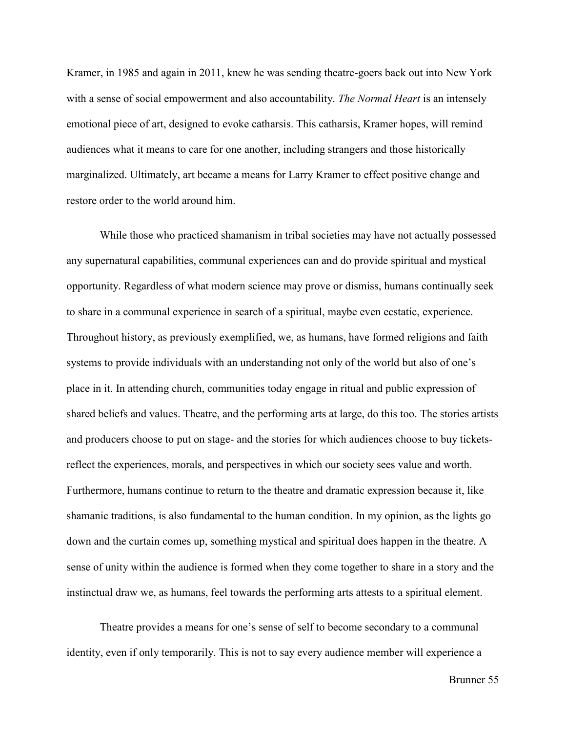Kramer, in 1985 and again in 2011, knew he was sending theatre-goers back out into New York with a sense of social empowerment and also accountability. *The Normal Heart* is an intensely emotional piece of art, designed to evoke catharsis. This catharsis, Kramer hopes, will remind audiences what it means to care for one another, including strangers and those historically marginalized. Ultimately, art became a means for Larry Kramer to effect positive change and restore order to the world around him.

While those who practiced shamanism in tribal societies may have not actually possessed any supernatural capabilities, communal experiences can and do provide spiritual and mystical opportunity. Regardless of what modern science may prove or dismiss, humans continually seek to share in a communal experience in search of a spiritual, maybe even ecstatic, experience. Throughout history, as previously exemplified, we, as humans, have formed religions and faith systems to provide individuals with an understanding not only of the world but also of one's place in it. In attending church, communities today engage in ritual and public expression of shared beliefs and values. Theatre, and the performing arts at large, do this too. The stories artists and producers choose to put on stage- and the stories for which audiences choose to buy tickets- reflect the experiences, morals, and perspectives in which our society sees value and worth. Furthermore, humans continue to return to the theatre and dramatic expression because it, like shamanic traditions, is also fundamental to the human condition. In my opinion, as the lights go down and the curtain comes up, something mystical and spiritual does happen in the theatre. A sense of unity within the audience is formed when they come together to share in a story and the instinctual draw we, as humans, feel towards the performing arts attests to a spiritual element.

Theatre provides a means for one's sense of self to become secondary to a communal identity, even if only temporarily. This is not to say every audience member will experience a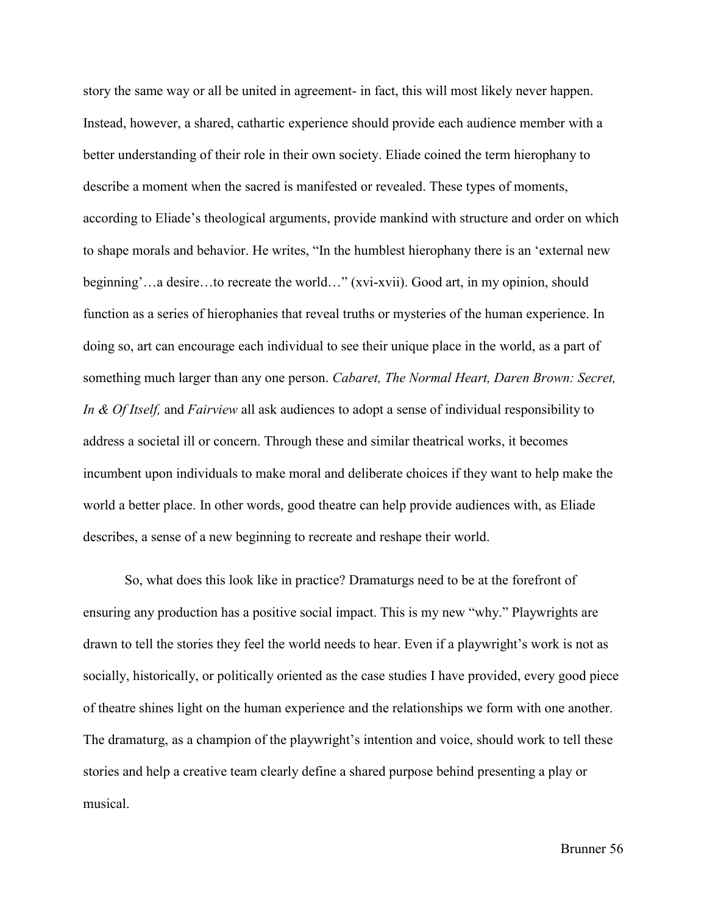story the same way or all be united in agreement- in fact, this will most likely never happen. Instead, however, a shared, cathartic experience should provide each audience member with a better understanding of their role in their own society. Eliade coined the term hierophany to describe a moment when the sacred is manifested or revealed. These types of moments, according to Eliade's theological arguments, provide mankind with structure and order on which to shape morals and behavior. He writes, "In the humblest hierophany there is an 'external new beginning'…a desire…to recreate the world…" (xvi-xvii). Good art, in my opinion, should function as a series of hierophanies that reveal truths or mysteries of the human experience. In doing so, art can encourage each individual to see their unique place in the world, as a part of something much larger than any one person. *Cabaret, The Normal Heart, Daren Brown: Secret, In & Of Itself,* and *Fairview* all ask audiences to adopt a sense of individual responsibility to address a societal ill or concern. Through these and similar theatrical works, it becomes incumbent upon individuals to make moral and deliberate choices if they want to help make the world a better place. In other words, good theatre can help provide audiences with, as Eliade describes, a sense of a new beginning to recreate and reshape their world.

So, what does this look like in practice? Dramaturgs need to be at the forefront of ensuring any production has a positive social impact. This is my new "why." Playwrights are drawn to tell the stories they feel the world needs to hear. Even if a playwright's work is not as socially, historically, or politically oriented as the case studies I have provided, every good piece of theatre shines light on the human experience and the relationships we form with one another. The dramaturg, as a champion of the playwright's intention and voice, should work to tell these stories and help a creative team clearly define a shared purpose behind presenting a play or musical.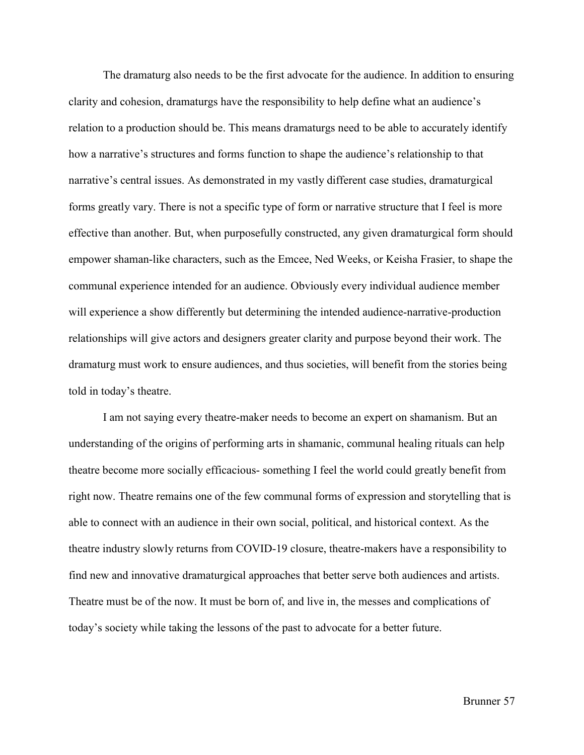The dramaturg also needs to be the first advocate for the audience. In addition to ensuring clarity and cohesion, dramaturgs have the responsibility to help define what an audience's relation to a production should be. This means dramaturgs need to be able to accurately identify how a narrative's structures and forms function to shape the audience's relationship to that narrative's central issues. As demonstrated in my vastly different case studies, dramaturgical forms greatly vary. There is not a specific type of form or narrative structure that I feel is more effective than another. But, when purposefully constructed, any given dramaturgical form should empower shaman-like characters, such as the Emcee, Ned Weeks, or Keisha Frasier, to shape the communal experience intended for an audience. Obviously every individual audience member will experience a show differently but determining the intended audience-narrative-production relationships will give actors and designers greater clarity and purpose beyond their work. The dramaturg must work to ensure audiences, and thus societies, will benefit from the stories being told in today's theatre.

I am not saying every theatre-maker needs to become an expert on shamanism. But an understanding of the origins of performing arts in shamanic, communal healing rituals can help theatre become more socially efficacious- something I feel the world could greatly benefit from right now. Theatre remains one of the few communal forms of expression and storytelling that is able to connect with an audience in their own social, political, and historical context. As the theatre industry slowly returns from COVID-19 closure, theatre-makers have a responsibility to find new and innovative dramaturgical approaches that better serve both audiences and artists. Theatre must be of the now. It must be born of, and live in, the messes and complications of today's society while taking the lessons of the past to advocate for a better future.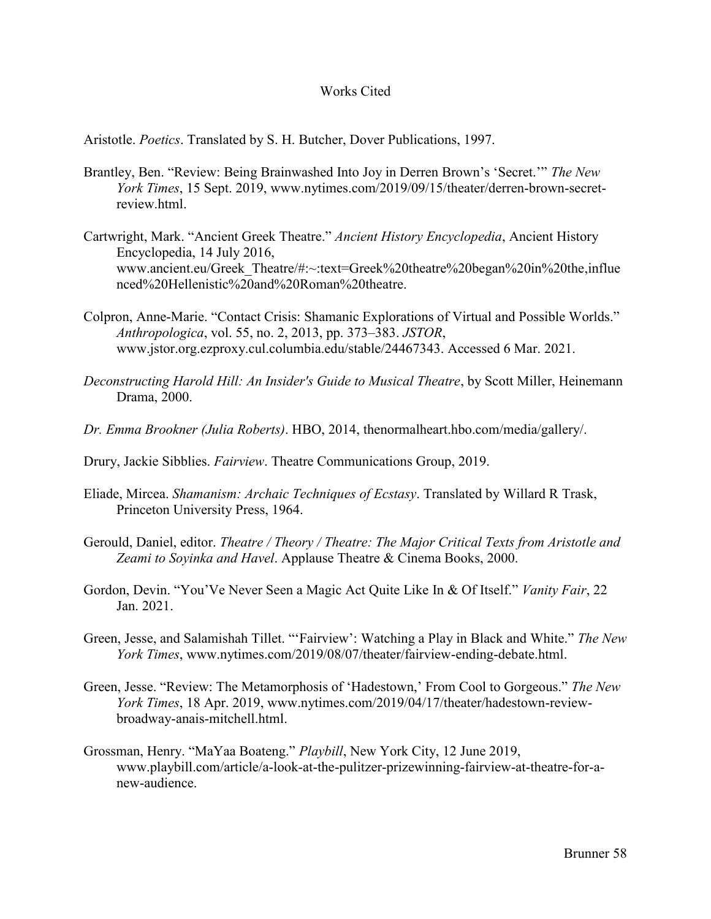# Works Cited

Aristotle. *Poetics*. Translated by S. H. Butcher, Dover Publications, 1997.

Brantley, Ben. "Review: Being Brainwashed Into Joy in Derren Brown's 'Secret.'" *The New York Times*, 15 Sept. 2019, www.nytimes.com/2019/09/15/theater/derren-brown-secret-review.html.

Cartwright, Mark. "Ancient Greek Theatre." *Ancient History Encyclopedia*, Ancient History Encyclopedia, 14 July 2016, www.ancient.eu/Greek_Theatre/#:~:text=Greek%20theatre%20began%20in%20the,influenced%20Hellenistic%20and%20Roman%20theatre.

Colpron, Anne-Marie. "Contact Crisis: Shamanic Explorations of Virtual and Possible Worlds." *Anthropologica*, vol. 55, no. 2, 2013, pp. 373–383. *JSTOR*, www.jstor.org.ezproxy.cul.columbia.edu/stable/24467343. Accessed 6 Mar. 2021.

*Deconstructing Harold Hill: An Insider's Guide to Musical Theatre*, by Scott Miller, Heinemann Drama, 2000.

*Dr. Emma Brookner (Julia Roberts)*. HBO, 2014, thenormalheart.hbo.com/media/gallery/.

Drury, Jackie Sibblies. *Fairview*. Theatre Communications Group, 2019.

Eliade, Mircea. *Shamanism: Archaic Techniques of Ecstasy*. Translated by Willard R Trask, Princeton University Press, 1964.

Gerould, Daniel, editor. *Theatre / Theory / Theatre: The Major Critical Texts from Aristotle and Zeami to Soyinka and Havel*. Applause Theatre & Cinema Books, 2000.

Gordon, Devin. "You'Ve Never Seen a Magic Act Quite Like In & Of Itself." *Vanity Fair*, 22 Jan. 2021.

Green, Jesse, and Salamishah Tillet. "'Fairview': Watching a Play in Black and White." *The New York Times*, www.nytimes.com/2019/08/07/theater/fairview-ending-debate.html.

Green, Jesse. "Review: The Metamorphosis of 'Hadestown,' From Cool to Gorgeous." *The New York Times*, 18 Apr. 2019, www.nytimes.com/2019/04/17/theater/hadestown-review-broadway-anais-mitchell.html.

Grossman, Henry. "MaYaa Boateng." *Playbill*, New York City, 12 June 2019, www.playbill.com/article/a-look-at-the-pulitzer-prizewinning-fairview-at-theatre-for-a-new-audience.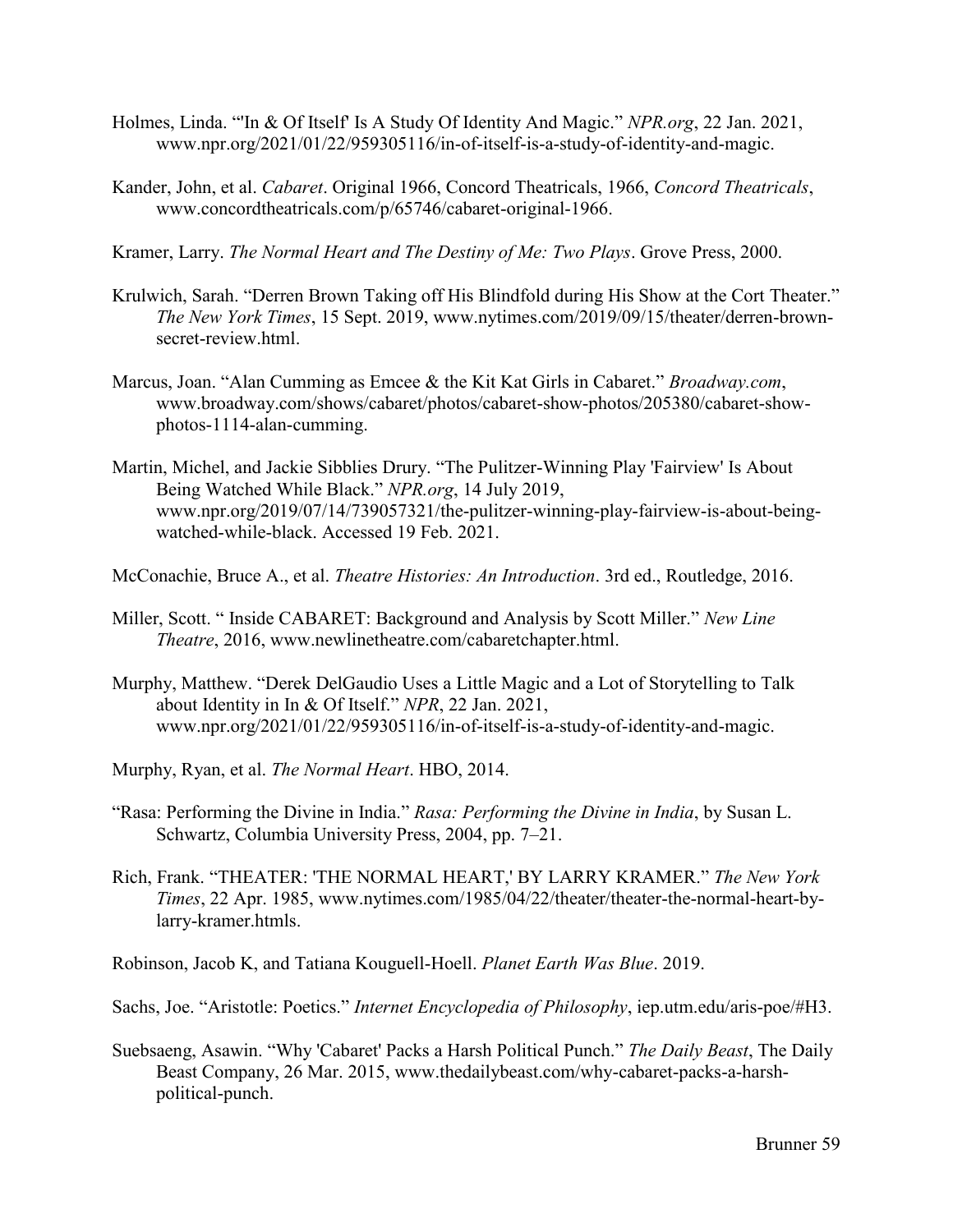Holmes, Linda. "'In & Of Itself' Is A Study Of Identity And Magic." *NPR.org*, 22 Jan. 2021, www.npr.org/2021/01/22/959305116/in-of-itself-is-a-study-of-identity-and-magic.

Kander, John, et al. *Cabaret*. Original 1966, Concord Theatricals, 1966, *Concord Theatricals*, www.concordtheatricals.com/p/65746/cabaret-original-1966.

Kramer, Larry. *The Normal Heart and The Destiny of Me: Two Plays*. Grove Press, 2000.

Krulwich, Sarah. "Derren Brown Taking off His Blindfold during His Show at the Cort Theater." *The New York Times*, 15 Sept. 2019, www.nytimes.com/2019/09/15/theater/derren-brown-secret-review.html.

Marcus, Joan. "Alan Cumming as Emcee & the Kit Kat Girls in Cabaret." *Broadway.com*, www.broadway.com/shows/cabaret/photos/cabaret-show-photos/205380/cabaret-show-photos-1114-alan-cumming.

Martin, Michel, and Jackie Sibblies Drury. "The Pulitzer-Winning Play 'Fairview' Is About Being Watched While Black." *NPR.org*, 14 July 2019, www.npr.org/2019/07/14/739057321/the-pulitzer-winning-play-fairview-is-about-being-watched-while-black. Accessed 19 Feb. 2021.

McConachie, Bruce A., et al. *Theatre Histories: An Introduction*. 3rd ed., Routledge, 2016.

Miller, Scott. " Inside CABARET: Background and Analysis by Scott Miller." *New Line Theatre*, 2016, www.newlinetheatre.com/cabaretchapter.html.

Murphy, Matthew. "Derek DelGaudio Uses a Little Magic and a Lot of Storytelling to Talk about Identity in In & Of Itself." *NPR*, 22 Jan. 2021, www.npr.org/2021/01/22/959305116/in-of-itself-is-a-study-of-identity-and-magic.

Murphy, Ryan, et al. *The Normal Heart*. HBO, 2014.

"Rasa: Performing the Divine in India." *Rasa: Performing the Divine in India*, by Susan L. Schwartz, Columbia University Press, 2004, pp. 7–21.

Rich, Frank. "THEATER: 'THE NORMAL HEART,' BY LARRY KRAMER." *The New York Times*, 22 Apr. 1985, www.nytimes.com/1985/04/22/theater/theater-the-normal-heart-by-larry-kramer.htmls.

Robinson, Jacob K, and Tatiana Kouguell-Hoell. *Planet Earth Was Blue*. 2019.

Sachs, Joe. "Aristotle: Poetics." *Internet Encyclopedia of Philosophy*, iep.utm.edu/aris-poe/#H3.

Suebsaeng, Asawin. "Why 'Cabaret' Packs a Harsh Political Punch." *The Daily Beast*, The Daily Beast Company, 26 Mar. 2015, www.thedailybeast.com/why-cabaret-packs-a-harsh-political-punch.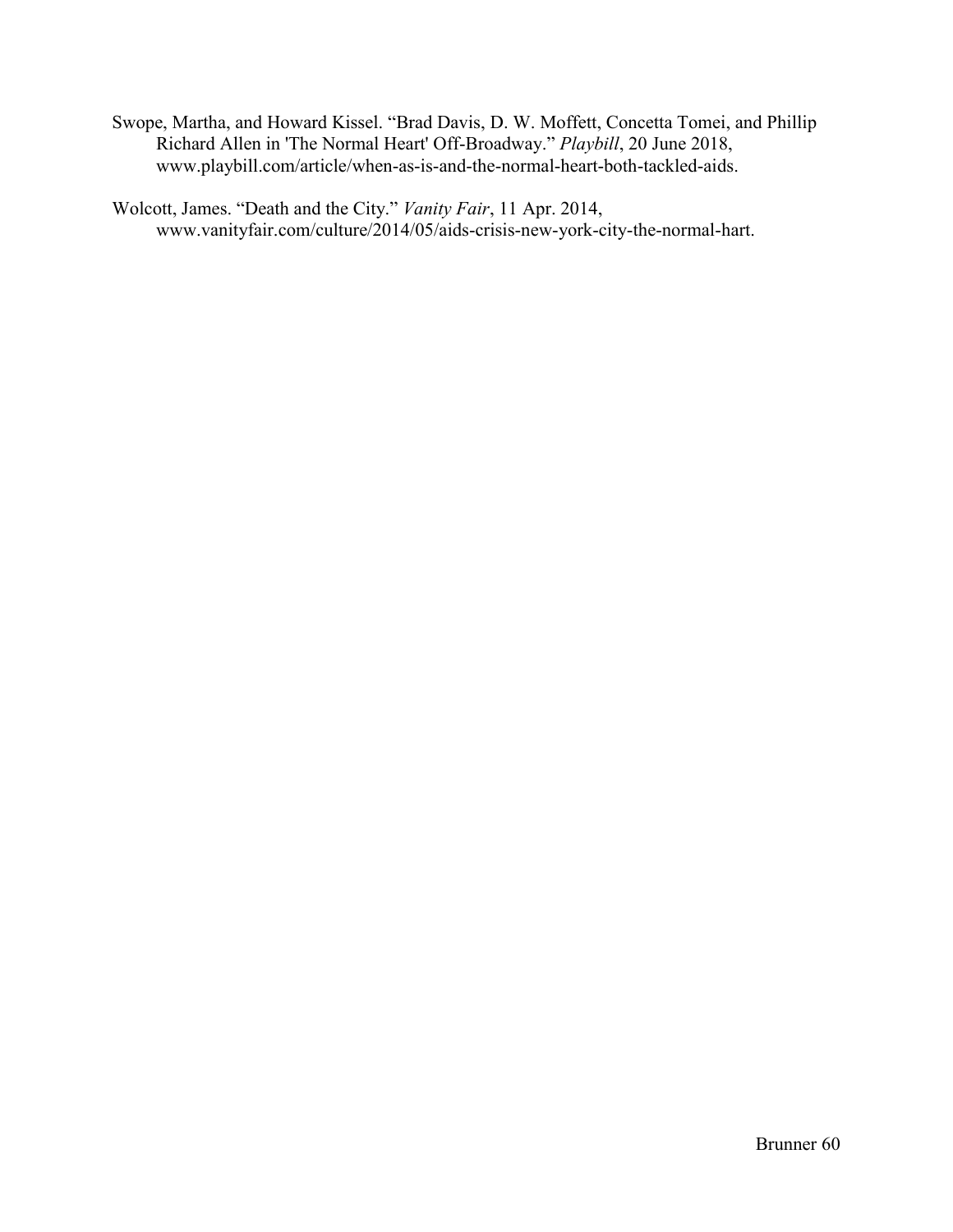Swope, Martha, and Howard Kissel. "Brad Davis, D. W. Moffett, Concetta Tomei, and Phillip Richard Allen in 'The Normal Heart' Off-Broadway." *Playbill*, 20 June 2018, www.playbill.com/article/when-as-is-and-the-normal-heart-both-tackled-aids.

Wolcott, James. "Death and the City." *Vanity Fair*, 11 Apr. 2014, www.vanityfair.com/culture/2014/05/aids-crisis-new-york-city-the-normal-hart.